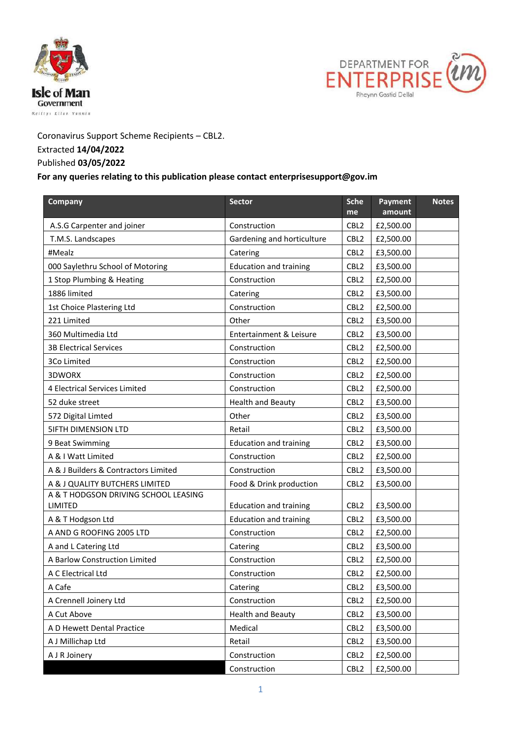Coronavirus Support Scheme Recipients – CBL2.

Extracted **14/04/2022**

Published **03/05/2022**

**For any queries relating to this publication please contact enterprisesupport@gov.im**

| Company | Sector | Scheme | Payment amount | Notes |
|---|---|---|---|---|
| A.S.G Carpenter and joiner | Construction | CBL2 | £2,500.00 | |
| T.M.S. Landscapes | Gardening and horticulture | CBL2 | £2,500.00 | |
| #Mealz | Catering | CBL2 | £3,500.00 | |
| 000 Saylethru School of Motoring | Education and training | CBL2 | £3,500.00 | |
| 1 Stop Plumbing & Heating | Construction | CBL2 | £2,500.00 | |
| 1886 limited | Catering | CBL2 | £3,500.00 | |
| 1st Choice Plastering Ltd | Construction | CBL2 | £2,500.00 | |
| 221 Limited | Other | CBL2 | £3,500.00 | |
| 360 Multimedia Ltd | Entertainment & Leisure | CBL2 | £3,500.00 | |
| 3B Electrical Services | Construction | CBL2 | £2,500.00 | |
| 3Co Limited | Construction | CBL2 | £2,500.00 | |
| 3DWORX | Construction | CBL2 | £2,500.00 | |
| 4 Electrical Services Limited | Construction | CBL2 | £2,500.00 | |
| 52 duke street | Health and Beauty | CBL2 | £3,500.00 | |
| 572 Digital Limted | Other | CBL2 | £3,500.00 | |
| 5IFTH DIMENSION LTD | Retail | CBL2 | £3,500.00 | |
| 9 Beat Swimming | Education and training | CBL2 | £3,500.00 | |
| A & I Watt Limited | Construction | CBL2 | £2,500.00 | |
| A & J Builders & Contractors Limited | Construction | CBL2 | £3,500.00 | |
| A & J QUALITY BUTCHERS LIMITED | Food & Drink production | CBL2 | £3,500.00 | |
| A & T HODGSON DRIVING SCHOOL LEASING LIMITED | Education and training | CBL2 | £3,500.00 | |
| A & T Hodgson Ltd | Education and training | CBL2 | £3,500.00 | |
| A AND G ROOFING 2005 LTD | Construction | CBL2 | £2,500.00 | |
| A and L Catering Ltd | Catering | CBL2 | £3,500.00 | |
| A Barlow Construction Limited | Construction | CBL2 | £2,500.00 | |
| A C Electrical Ltd | Construction | CBL2 | £2,500.00 | |
| A Cafe | Catering | CBL2 | £3,500.00 | |
| A Crennell Joinery Ltd | Construction | CBL2 | £2,500.00 | |
| A Cut Above | Health and Beauty | CBL2 | £3,500.00 | |
| A D Hewett Dental Practice | Medical | CBL2 | £3,500.00 | |
| A J Millichap Ltd | Retail | CBL2 | £3,500.00 | |
| A J R Joinery | Construction | CBL2 | £2,500.00 | |
| | Construction | CBL2 | £2,500.00 | |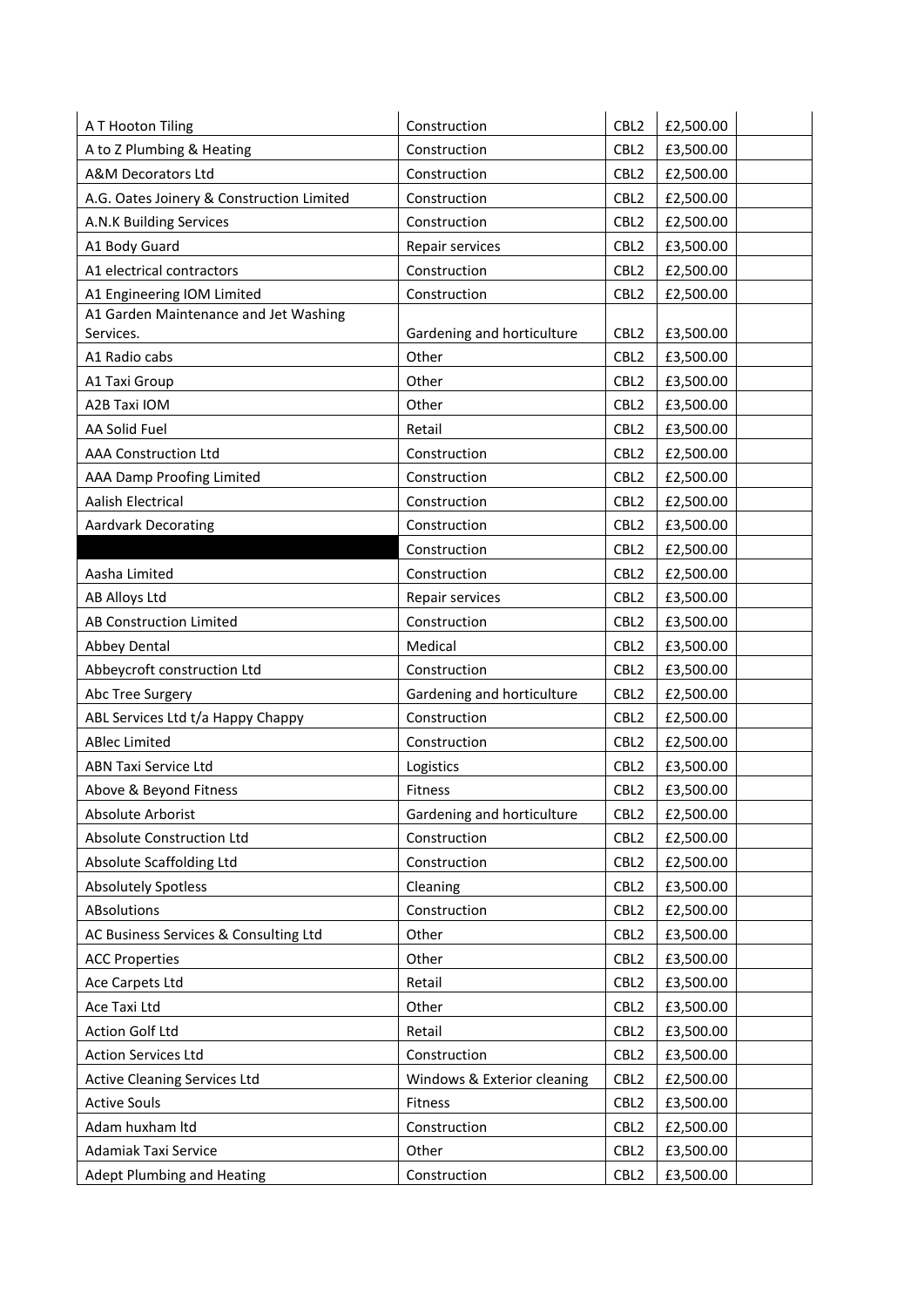| | | | | |
|---|---|---|---|---|
| A T Hooton Tiling | Construction | CBL2 | £2,500.00 | |
| A to Z Plumbing & Heating | Construction | CBL2 | £3,500.00 | |
| A&M Decorators Ltd | Construction | CBL2 | £2,500.00 | |
| A.G. Oates Joinery & Construction Limited | Construction | CBL2 | £2,500.00 | |
| A.N.K Building Services | Construction | CBL2 | £2,500.00 | |
| A1 Body Guard | Repair services | CBL2 | £3,500.00 | |
| A1 electrical contractors | Construction | CBL2 | £2,500.00 | |
| A1 Engineering IOM Limited | Construction | CBL2 | £2,500.00 | |
| A1 Garden Maintenance and Jet Washing Services. | Gardening and horticulture | CBL2 | £3,500.00 | |
| A1 Radio cabs | Other | CBL2 | £3,500.00 | |
| A1 Taxi Group | Other | CBL2 | £3,500.00 | |
| A2B Taxi IOM | Other | CBL2 | £3,500.00 | |
| AA Solid Fuel | Retail | CBL2 | £3,500.00 | |
| AAA Construction Ltd | Construction | CBL2 | £2,500.00 | |
| AAA Damp Proofing Limited | Construction | CBL2 | £2,500.00 | |
| Aalish Electrical | Construction | CBL2 | £2,500.00 | |
| Aardvark Decorating | Construction | CBL2 | £3,500.00 | |
| | Construction | CBL2 | £2,500.00 | |
| Aasha Limited | Construction | CBL2 | £2,500.00 | |
| AB Alloys Ltd | Repair services | CBL2 | £3,500.00 | |
| AB Construction Limited | Construction | CBL2 | £3,500.00 | |
| Abbey Dental | Medical | CBL2 | £3,500.00 | |
| Abbeycroft construction Ltd | Construction | CBL2 | £3,500.00 | |
| Abc Tree Surgery | Gardening and horticulture | CBL2 | £2,500.00 | |
| ABL Services Ltd t/a Happy Chappy | Construction | CBL2 | £2,500.00 | |
| ABlec Limited | Construction | CBL2 | £2,500.00 | |
| ABN Taxi Service Ltd | Logistics | CBL2 | £3,500.00 | |
| Above & Beyond Fitness | Fitness | CBL2 | £3,500.00 | |
| Absolute Arborist | Gardening and horticulture | CBL2 | £2,500.00 | |
| Absolute Construction Ltd | Construction | CBL2 | £2,500.00 | |
| Absolute Scaffolding Ltd | Construction | CBL2 | £2,500.00 | |
| Absolutely Spotless | Cleaning | CBL2 | £3,500.00 | |
| ABsolutions | Construction | CBL2 | £2,500.00 | |
| AC Business Services & Consulting Ltd | Other | CBL2 | £3,500.00 | |
| ACC Properties | Other | CBL2 | £3,500.00 | |
| Ace Carpets Ltd | Retail | CBL2 | £3,500.00 | |
| Ace Taxi Ltd | Other | CBL2 | £3,500.00 | |
| Action Golf Ltd | Retail | CBL2 | £3,500.00 | |
| Action Services Ltd | Construction | CBL2 | £3,500.00 | |
| Active Cleaning Services Ltd | Windows & Exterior cleaning | CBL2 | £2,500.00 | |
| Active Souls | Fitness | CBL2 | £3,500.00 | |
| Adam huxham ltd | Construction | CBL2 | £2,500.00 | |
| Adamiak Taxi Service | Other | CBL2 | £3,500.00 | |
| Adept Plumbing and Heating | Construction | CBL2 | £3,500.00 | |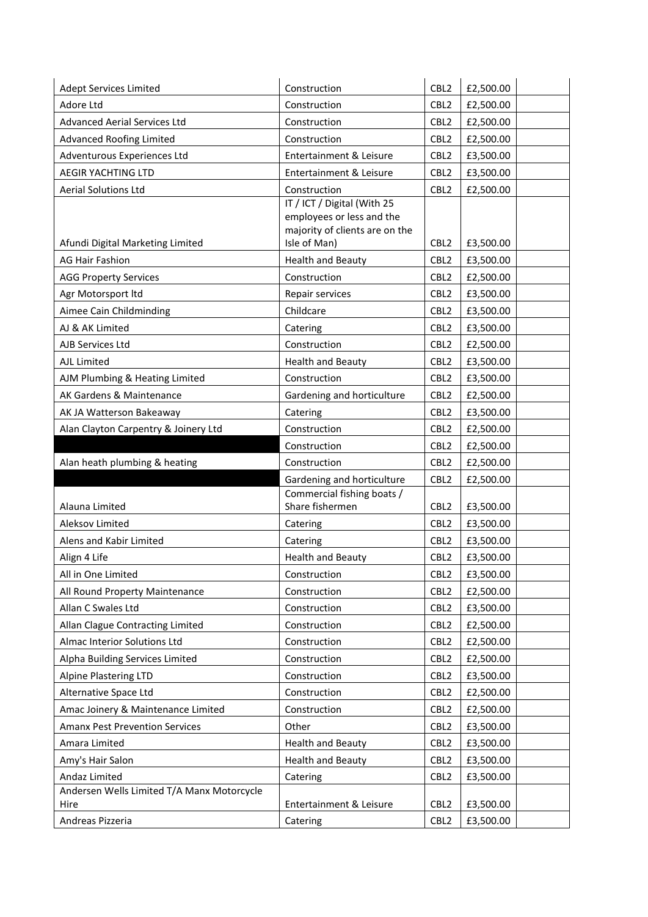| | | | | |
|---|---|---|---|---|
| Adept Services Limited | Construction | CBL2 | £2,500.00 | |
| Adore Ltd | Construction | CBL2 | £2,500.00 | |
| Advanced Aerial Services Ltd | Construction | CBL2 | £2,500.00 | |
| Advanced Roofing Limited | Construction | CBL2 | £2,500.00 | |
| Adventurous Experiences Ltd | Entertainment & Leisure | CBL2 | £3,500.00 | |
| AEGIR YACHTING LTD | Entertainment & Leisure | CBL2 | £3,500.00 | |
| Aerial Solutions Ltd | Construction | CBL2 | £2,500.00 | |
| Afundi Digital Marketing Limited | IT / ICT / Digital (With 25 employees or less and the majority of clients are on the Isle of Man) | CBL2 | £3,500.00 | |
| AG Hair Fashion | Health and Beauty | CBL2 | £3,500.00 | |
| AGG Property Services | Construction | CBL2 | £2,500.00 | |
| Agr Motorsport ltd | Repair services | CBL2 | £3,500.00 | |
| Aimee Cain Childminding | Childcare | CBL2 | £3,500.00 | |
| AJ & AK Limited | Catering | CBL2 | £3,500.00 | |
| AJB Services Ltd | Construction | CBL2 | £2,500.00 | |
| AJL Limited | Health and Beauty | CBL2 | £3,500.00 | |
| AJM Plumbing & Heating Limited | Construction | CBL2 | £3,500.00 | |
| AK Gardens & Maintenance | Gardening and horticulture | CBL2 | £2,500.00 | |
| AK JA Watterson Bakeaway | Catering | CBL2 | £3,500.00 | |
| Alan Clayton Carpentry & Joinery Ltd | Construction | CBL2 | £2,500.00 | |
| | Construction | CBL2 | £2,500.00 | |
| Alan heath plumbing & heating | Construction | CBL2 | £2,500.00 | |
| | Gardening and horticulture | CBL2 | £2,500.00 | |
| Alauna Limited | Commercial fishing boats / Share fishermen | CBL2 | £3,500.00 | |
| Aleksov Limited | Catering | CBL2 | £3,500.00 | |
| Alens and Kabir Limited | Catering | CBL2 | £3,500.00 | |
| Align 4 Life | Health and Beauty | CBL2 | £3,500.00 | |
| All in One Limited | Construction | CBL2 | £3,500.00 | |
| All Round Property Maintenance | Construction | CBL2 | £2,500.00 | |
| Allan C Swales Ltd | Construction | CBL2 | £3,500.00 | |
| Allan Clague Contracting Limited | Construction | CBL2 | £2,500.00 | |
| Almac Interior Solutions Ltd | Construction | CBL2 | £2,500.00 | |
| Alpha Building Services Limited | Construction | CBL2 | £2,500.00 | |
| Alpine Plastering LTD | Construction | CBL2 | £3,500.00 | |
| Alternative Space Ltd | Construction | CBL2 | £2,500.00 | |
| Amac Joinery & Maintenance Limited | Construction | CBL2 | £2,500.00 | |
| Amanx Pest Prevention Services | Other | CBL2 | £3,500.00 | |
| Amara Limited | Health and Beauty | CBL2 | £3,500.00 | |
| Amy's Hair Salon | Health and Beauty | CBL2 | £3,500.00 | |
| Andaz Limited | Catering | CBL2 | £3,500.00 | |
| Andersen Wells Limited T/A Manx Motorcycle Hire | Entertainment & Leisure | CBL2 | £3,500.00 | |
| Andreas Pizzeria | Catering | CBL2 | £3,500.00 | |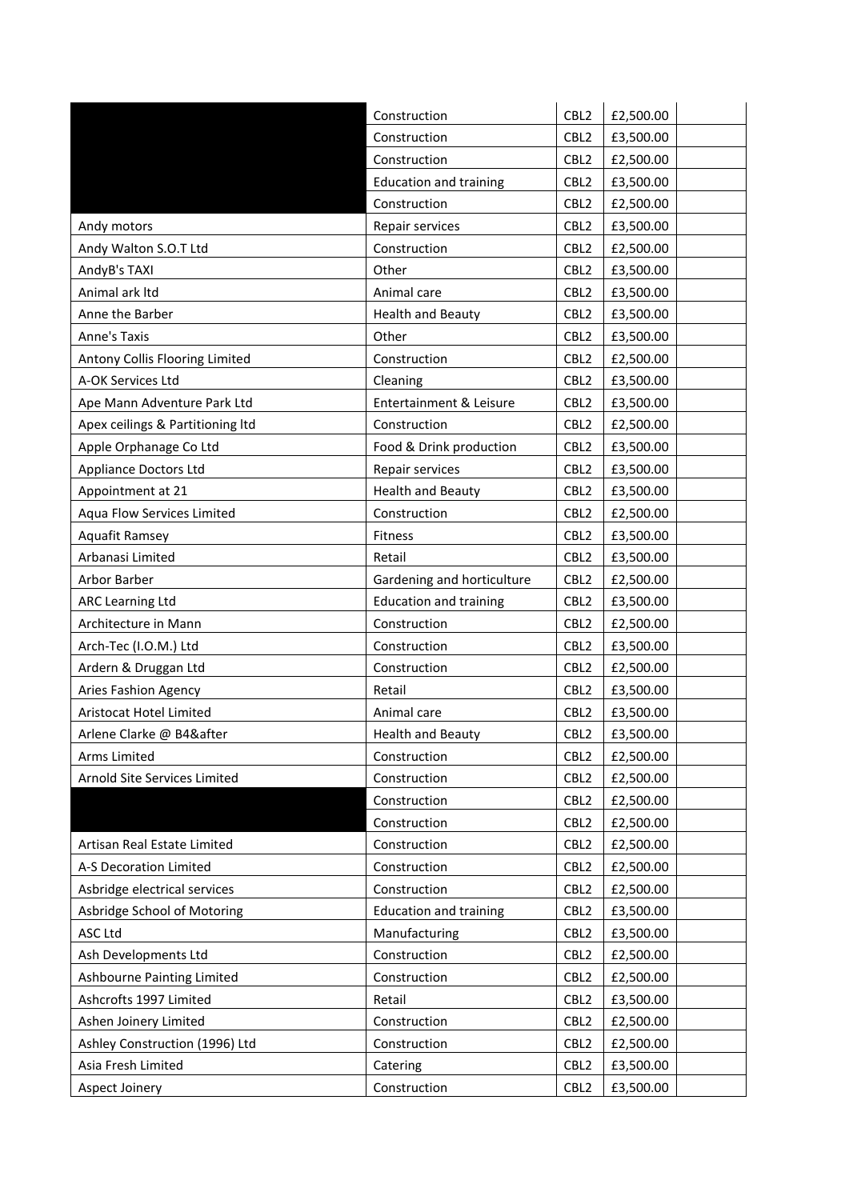| | | | | |
|---|---|---|---|---|
| | Construction | CBL2 | £2,500.00 | |
| | Construction | CBL2 | £3,500.00 | |
| | Construction | CBL2 | £2,500.00 | |
| | Education and training | CBL2 | £3,500.00 | |
| | Construction | CBL2 | £2,500.00 | |
| Andy motors | Repair services | CBL2 | £3,500.00 | |
| Andy Walton S.O.T Ltd | Construction | CBL2 | £2,500.00 | |
| AndyB's TAXI | Other | CBL2 | £3,500.00 | |
| Animal ark ltd | Animal care | CBL2 | £3,500.00 | |
| Anne the Barber | Health and Beauty | CBL2 | £3,500.00 | |
| Anne's Taxis | Other | CBL2 | £3,500.00 | |
| Antony Collis Flooring Limited | Construction | CBL2 | £2,500.00 | |
| A-OK Services Ltd | Cleaning | CBL2 | £3,500.00 | |
| Ape Mann Adventure Park Ltd | Entertainment & Leisure | CBL2 | £3,500.00 | |
| Apex ceilings & Partitioning ltd | Construction | CBL2 | £2,500.00 | |
| Apple Orphanage Co Ltd | Food & Drink production | CBL2 | £3,500.00 | |
| Appliance Doctors Ltd | Repair services | CBL2 | £3,500.00 | |
| Appointment at 21 | Health and Beauty | CBL2 | £3,500.00 | |
| Aqua Flow Services Limited | Construction | CBL2 | £2,500.00 | |
| Aquafit Ramsey | Fitness | CBL2 | £3,500.00 | |
| Arbanasi Limited | Retail | CBL2 | £3,500.00 | |
| Arbor Barber | Gardening and horticulture | CBL2 | £2,500.00 | |
| ARC Learning Ltd | Education and training | CBL2 | £3,500.00 | |
| Architecture in Mann | Construction | CBL2 | £2,500.00 | |
| Arch-Tec (I.O.M.) Ltd | Construction | CBL2 | £3,500.00 | |
| Ardern & Druggan Ltd | Construction | CBL2 | £2,500.00 | |
| Aries Fashion Agency | Retail | CBL2 | £3,500.00 | |
| Aristocat Hotel Limited | Animal care | CBL2 | £3,500.00 | |
| Arlene Clarke @ B4&after | Health and Beauty | CBL2 | £3,500.00 | |
| Arms Limited | Construction | CBL2 | £2,500.00 | |
| Arnold Site Services Limited | Construction | CBL2 | £2,500.00 | |
| | Construction | CBL2 | £2,500.00 | |
| | Construction | CBL2 | £2,500.00 | |
| Artisan Real Estate Limited | Construction | CBL2 | £2,500.00 | |
| A-S Decoration Limited | Construction | CBL2 | £2,500.00 | |
| Asbridge electrical services | Construction | CBL2 | £2,500.00 | |
| Asbridge School of Motoring | Education and training | CBL2 | £3,500.00 | |
| ASC Ltd | Manufacturing | CBL2 | £3,500.00 | |
| Ash Developments Ltd | Construction | CBL2 | £2,500.00 | |
| Ashbourne Painting Limited | Construction | CBL2 | £2,500.00 | |
| Ashcrofts 1997 Limited | Retail | CBL2 | £3,500.00 | |
| Ashen Joinery Limited | Construction | CBL2 | £2,500.00 | |
| Ashley Construction (1996) Ltd | Construction | CBL2 | £2,500.00 | |
| Asia Fresh Limited | Catering | CBL2 | £3,500.00 | |
| Aspect Joinery | Construction | CBL2 | £3,500.00 | |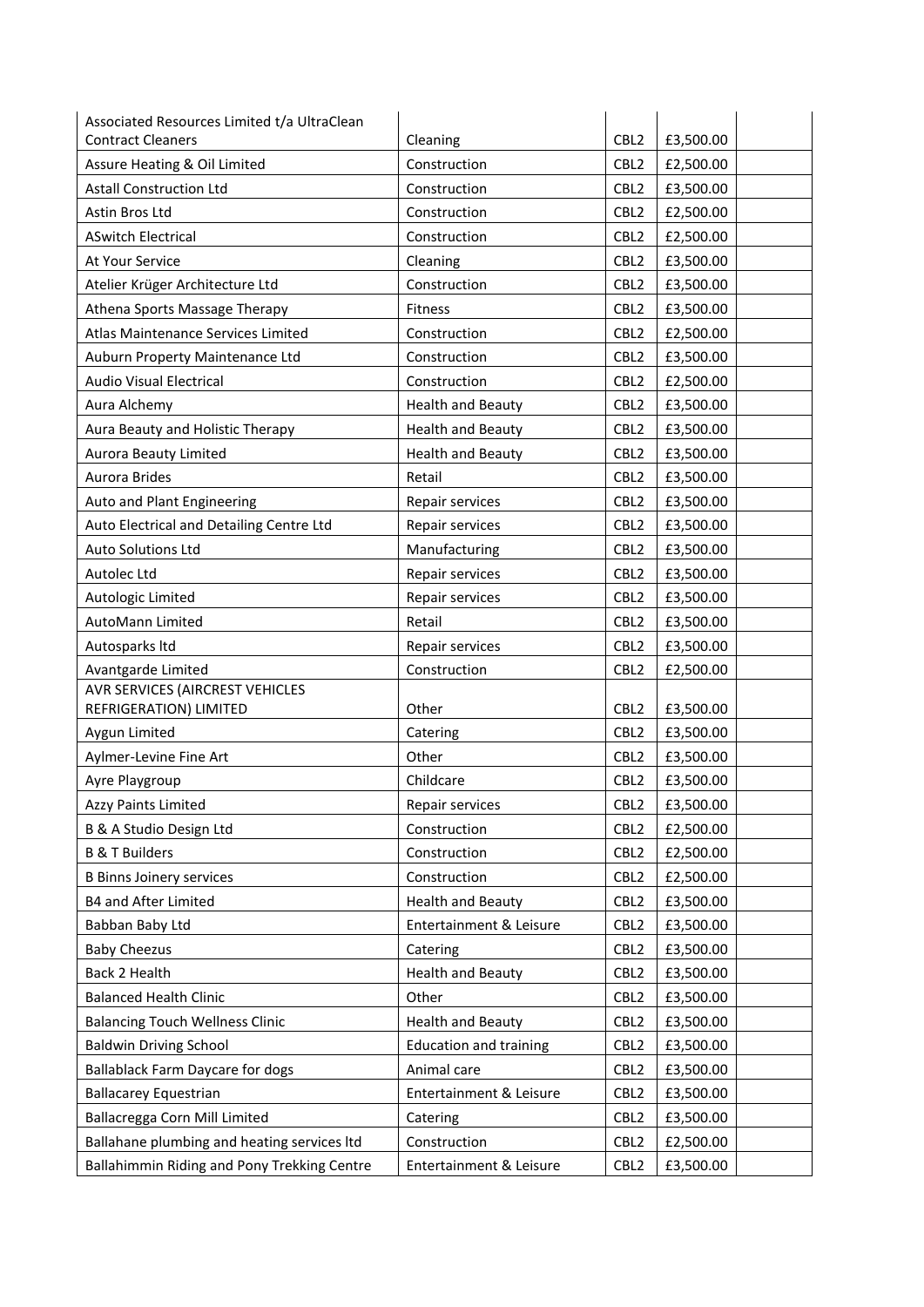| | | | | |
|---|---|---|---|---|
| Associated Resources Limited t/a UltraClean Contract Cleaners | Cleaning | CBL2 | £3,500.00 | |
| Assure Heating & Oil Limited | Construction | CBL2 | £2,500.00 | |
| Astall Construction Ltd | Construction | CBL2 | £3,500.00 | |
| Astin Bros Ltd | Construction | CBL2 | £2,500.00 | |
| ASwitch Electrical | Construction | CBL2 | £2,500.00 | |
| At Your Service | Cleaning | CBL2 | £3,500.00 | |
| Atelier Krüger Architecture Ltd | Construction | CBL2 | £3,500.00 | |
| Athena Sports Massage Therapy | Fitness | CBL2 | £3,500.00 | |
| Atlas Maintenance Services Limited | Construction | CBL2 | £2,500.00 | |
| Auburn Property Maintenance Ltd | Construction | CBL2 | £3,500.00 | |
| Audio Visual Electrical | Construction | CBL2 | £2,500.00 | |
| Aura Alchemy | Health and Beauty | CBL2 | £3,500.00 | |
| Aura Beauty and Holistic Therapy | Health and Beauty | CBL2 | £3,500.00 | |
| Aurora Beauty Limited | Health and Beauty | CBL2 | £3,500.00 | |
| Aurora Brides | Retail | CBL2 | £3,500.00 | |
| Auto and Plant Engineering | Repair services | CBL2 | £3,500.00 | |
| Auto Electrical and Detailing Centre Ltd | Repair services | CBL2 | £3,500.00 | |
| Auto Solutions Ltd | Manufacturing | CBL2 | £3,500.00 | |
| Autolec Ltd | Repair services | CBL2 | £3,500.00 | |
| Autologic Limited | Repair services | CBL2 | £3,500.00 | |
| AutoMann Limited | Retail | CBL2 | £3,500.00 | |
| Autosparks ltd | Repair services | CBL2 | £3,500.00 | |
| Avantgarde Limited | Construction | CBL2 | £2,500.00 | |
| AVR SERVICES (AIRCREST VEHICLES REFRIGERATION) LIMITED | Other | CBL2 | £3,500.00 | |
| Aygun Limited | Catering | CBL2 | £3,500.00 | |
| Aylmer-Levine Fine Art | Other | CBL2 | £3,500.00 | |
| Ayre Playgroup | Childcare | CBL2 | £3,500.00 | |
| Azzy Paints Limited | Repair services | CBL2 | £3,500.00 | |
| B & A Studio Design Ltd | Construction | CBL2 | £2,500.00 | |
| B & T Builders | Construction | CBL2 | £2,500.00 | |
| B Binns Joinery services | Construction | CBL2 | £2,500.00 | |
| B4 and After Limited | Health and Beauty | CBL2 | £3,500.00 | |
| Babban Baby Ltd | Entertainment & Leisure | CBL2 | £3,500.00 | |
| Baby Cheezus | Catering | CBL2 | £3,500.00 | |
| Back 2 Health | Health and Beauty | CBL2 | £3,500.00 | |
| Balanced Health Clinic | Other | CBL2 | £3,500.00 | |
| Balancing Touch Wellness Clinic | Health and Beauty | CBL2 | £3,500.00 | |
| Baldwin Driving School | Education and training | CBL2 | £3,500.00 | |
| Ballablack Farm Daycare for dogs | Animal care | CBL2 | £3,500.00 | |
| Ballacarey Equestrian | Entertainment & Leisure | CBL2 | £3,500.00 | |
| Ballacregga Corn Mill Limited | Catering | CBL2 | £3,500.00 | |
| Ballahane plumbing and heating services ltd | Construction | CBL2 | £2,500.00 | |
| Ballahimmin Riding and Pony Trekking Centre | Entertainment & Leisure | CBL2 | £3,500.00 | |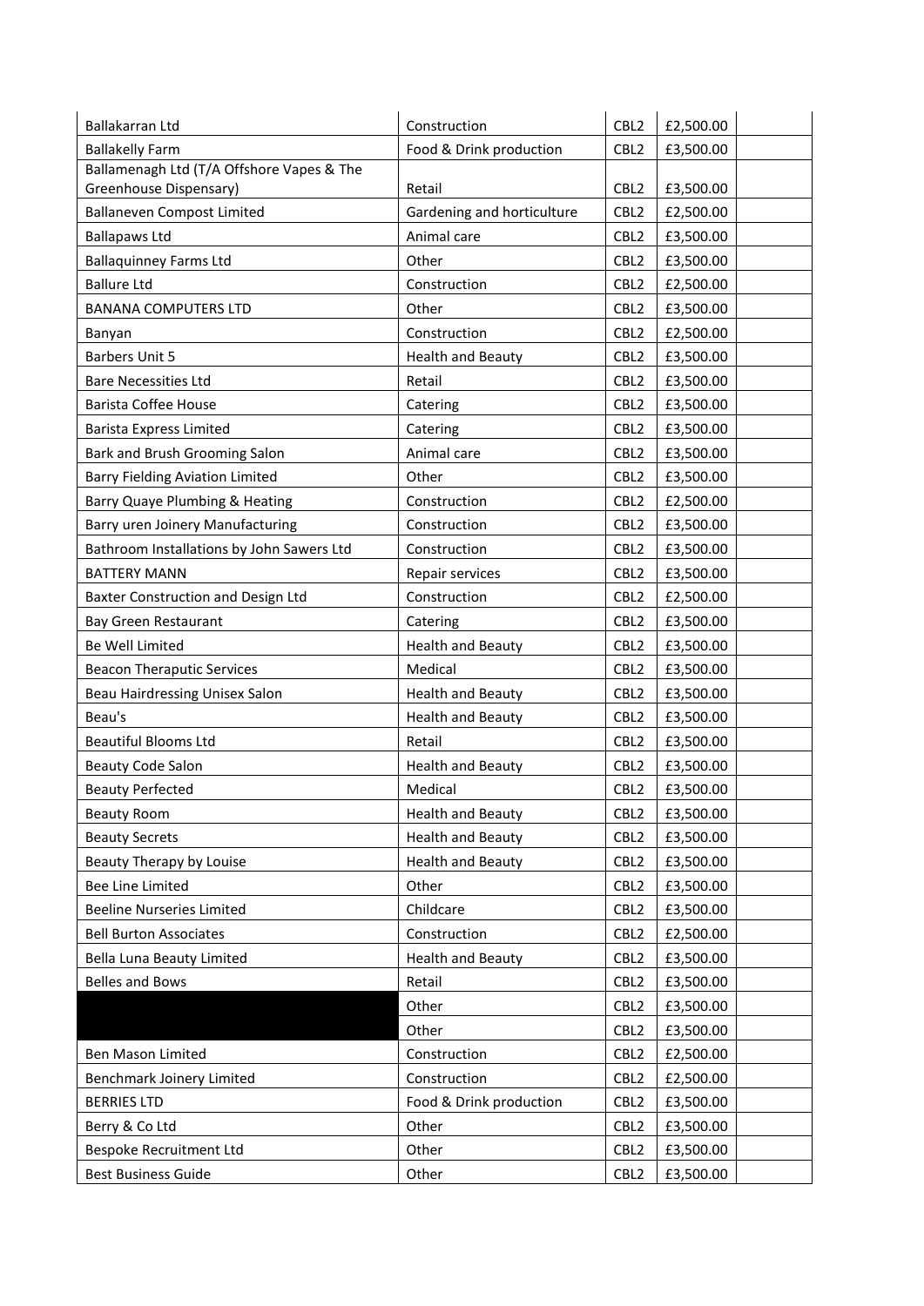| | | | | |
|---|---|---|---|---|
| Ballakarran Ltd | Construction | CBL2 | £2,500.00 | |
| Ballakelly Farm | Food & Drink production | CBL2 | £3,500.00 | |
| Ballamenagh Ltd (T/A Offshore Vapes & The Greenhouse Dispensary) | Retail | CBL2 | £3,500.00 | |
| Ballaneven Compost Limited | Gardening and horticulture | CBL2 | £2,500.00 | |
| Ballapaws Ltd | Animal care | CBL2 | £3,500.00 | |
| Ballaquinney Farms Ltd | Other | CBL2 | £3,500.00 | |
| Ballure Ltd | Construction | CBL2 | £2,500.00 | |
| BANANA COMPUTERS LTD | Other | CBL2 | £3,500.00 | |
| Banyan | Construction | CBL2 | £2,500.00 | |
| Barbers Unit 5 | Health and Beauty | CBL2 | £3,500.00 | |
| Bare Necessities Ltd | Retail | CBL2 | £3,500.00 | |
| Barista Coffee House | Catering | CBL2 | £3,500.00 | |
| Barista Express Limited | Catering | CBL2 | £3,500.00 | |
| Bark and Brush Grooming Salon | Animal care | CBL2 | £3,500.00 | |
| Barry Fielding Aviation Limited | Other | CBL2 | £3,500.00 | |
| Barry Quaye Plumbing & Heating | Construction | CBL2 | £2,500.00 | |
| Barry uren Joinery Manufacturing | Construction | CBL2 | £3,500.00 | |
| Bathroom Installations by John Sawers Ltd | Construction | CBL2 | £3,500.00 | |
| BATTERY MANN | Repair services | CBL2 | £3,500.00 | |
| Baxter Construction and Design Ltd | Construction | CBL2 | £2,500.00 | |
| Bay Green Restaurant | Catering | CBL2 | £3,500.00 | |
| Be Well Limited | Health and Beauty | CBL2 | £3,500.00 | |
| Beacon Theraputic Services | Medical | CBL2 | £3,500.00 | |
| Beau Hairdressing Unisex Salon | Health and Beauty | CBL2 | £3,500.00 | |
| Beau's | Health and Beauty | CBL2 | £3,500.00 | |
| Beautiful Blooms Ltd | Retail | CBL2 | £3,500.00 | |
| Beauty Code Salon | Health and Beauty | CBL2 | £3,500.00 | |
| Beauty Perfected | Medical | CBL2 | £3,500.00 | |
| Beauty Room | Health and Beauty | CBL2 | £3,500.00 | |
| Beauty Secrets | Health and Beauty | CBL2 | £3,500.00 | |
| Beauty Therapy by Louise | Health and Beauty | CBL2 | £3,500.00 | |
| Bee Line Limited | Other | CBL2 | £3,500.00 | |
| Beeline Nurseries Limited | Childcare | CBL2 | £3,500.00 | |
| Bell Burton Associates | Construction | CBL2 | £2,500.00 | |
| Bella Luna Beauty Limited | Health and Beauty | CBL2 | £3,500.00 | |
| Belles and Bows | Retail | CBL2 | £3,500.00 | |
| | Other | CBL2 | £3,500.00 | |
| | Other | CBL2 | £3,500.00 | |
| Ben Mason Limited | Construction | CBL2 | £2,500.00 | |
| Benchmark Joinery Limited | Construction | CBL2 | £2,500.00 | |
| BERRIES LTD | Food & Drink production | CBL2 | £3,500.00 | |
| Berry & Co Ltd | Other | CBL2 | £3,500.00 | |
| Bespoke Recruitment Ltd | Other | CBL2 | £3,500.00 | |
| Best Business Guide | Other | CBL2 | £3,500.00 | |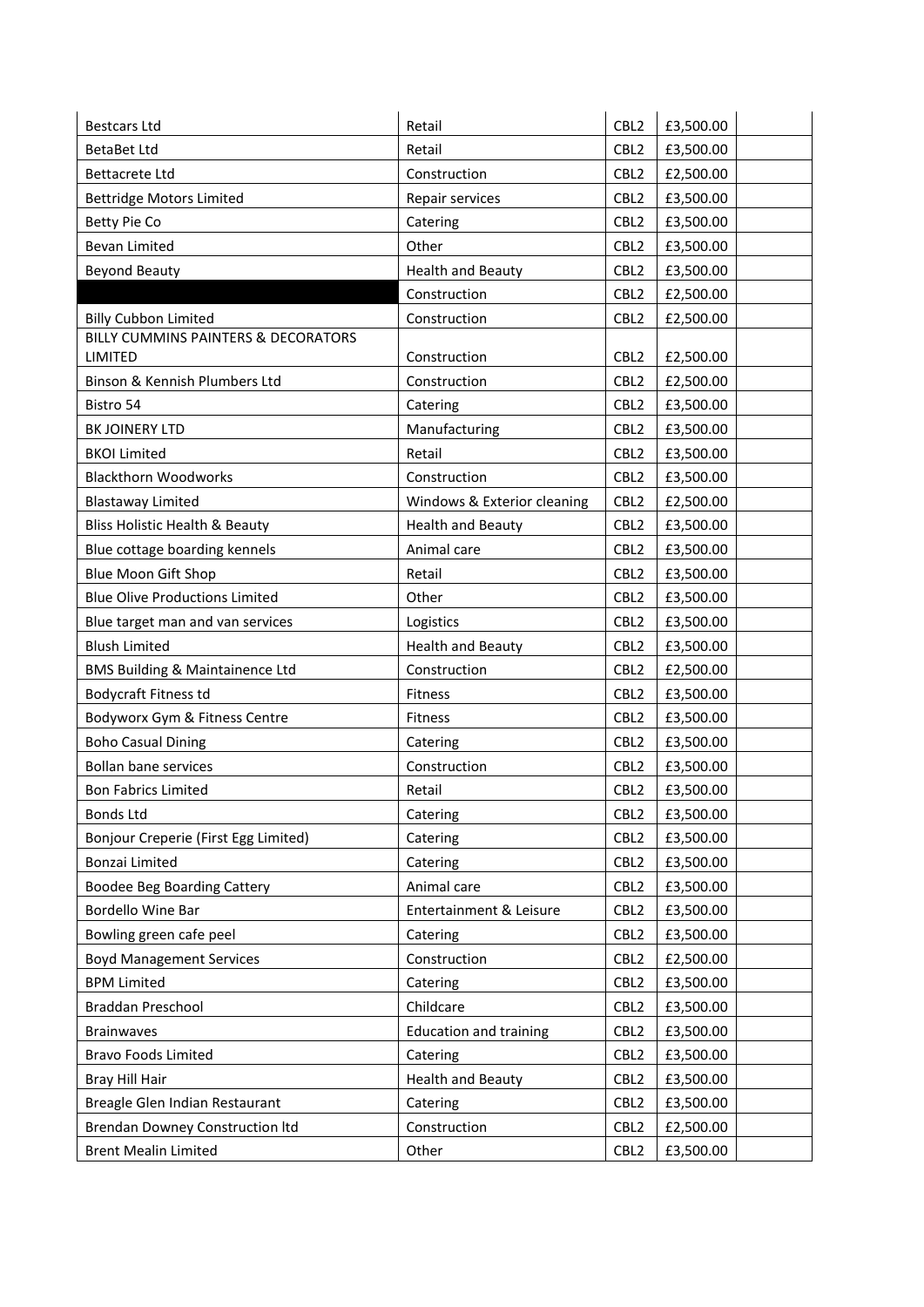| | | | | |
|---|---|---|---|---|
| Bestcars Ltd | Retail | CBL2 | £3,500.00 | |
| BetaBet Ltd | Retail | CBL2 | £3,500.00 | |
| Bettacrete Ltd | Construction | CBL2 | £2,500.00 | |
| Bettridge Motors Limited | Repair services | CBL2 | £3,500.00 | |
| Betty Pie Co | Catering | CBL2 | £3,500.00 | |
| Bevan Limited | Other | CBL2 | £3,500.00 | |
| Beyond Beauty | Health and Beauty | CBL2 | £3,500.00 | |
| | Construction | CBL2 | £2,500.00 | |
| Billy Cubbon Limited | Construction | CBL2 | £2,500.00 | |
| BILLY CUMMINS PAINTERS & DECORATORS LIMITED | Construction | CBL2 | £2,500.00 | |
| Binson & Kennish Plumbers Ltd | Construction | CBL2 | £2,500.00 | |
| Bistro 54 | Catering | CBL2 | £3,500.00 | |
| BK JOINERY LTD | Manufacturing | CBL2 | £3,500.00 | |
| BKOI Limited | Retail | CBL2 | £3,500.00 | |
| Blackthorn Woodworks | Construction | CBL2 | £3,500.00 | |
| Blastaway Limited | Windows & Exterior cleaning | CBL2 | £2,500.00 | |
| Bliss Holistic Health & Beauty | Health and Beauty | CBL2 | £3,500.00 | |
| Blue cottage boarding kennels | Animal care | CBL2 | £3,500.00 | |
| Blue Moon Gift Shop | Retail | CBL2 | £3,500.00 | |
| Blue Olive Productions Limited | Other | CBL2 | £3,500.00 | |
| Blue target man and van services | Logistics | CBL2 | £3,500.00 | |
| Blush Limited | Health and Beauty | CBL2 | £3,500.00 | |
| BMS Building & Maintainence Ltd | Construction | CBL2 | £2,500.00 | |
| Bodycraft Fitness td | Fitness | CBL2 | £3,500.00 | |
| Bodyworx Gym & Fitness Centre | Fitness | CBL2 | £3,500.00 | |
| Boho Casual Dining | Catering | CBL2 | £3,500.00 | |
| Bollan bane services | Construction | CBL2 | £3,500.00 | |
| Bon Fabrics Limited | Retail | CBL2 | £3,500.00 | |
| Bonds Ltd | Catering | CBL2 | £3,500.00 | |
| Bonjour Creperie (First Egg Limited) | Catering | CBL2 | £3,500.00 | |
| Bonzai Limited | Catering | CBL2 | £3,500.00 | |
| Boodee Beg Boarding Cattery | Animal care | CBL2 | £3,500.00 | |
| Bordello Wine Bar | Entertainment & Leisure | CBL2 | £3,500.00 | |
| Bowling green cafe peel | Catering | CBL2 | £3,500.00 | |
| Boyd Management Services | Construction | CBL2 | £2,500.00 | |
| BPM Limited | Catering | CBL2 | £3,500.00 | |
| Braddan Preschool | Childcare | CBL2 | £3,500.00 | |
| Brainwaves | Education and training | CBL2 | £3,500.00 | |
| Bravo Foods Limited | Catering | CBL2 | £3,500.00 | |
| Bray Hill Hair | Health and Beauty | CBL2 | £3,500.00 | |
| Breagle Glen Indian Restaurant | Catering | CBL2 | £3,500.00 | |
| Brendan Downey Construction ltd | Construction | CBL2 | £2,500.00 | |
| Brent Mealin Limited | Other | CBL2 | £3,500.00 | |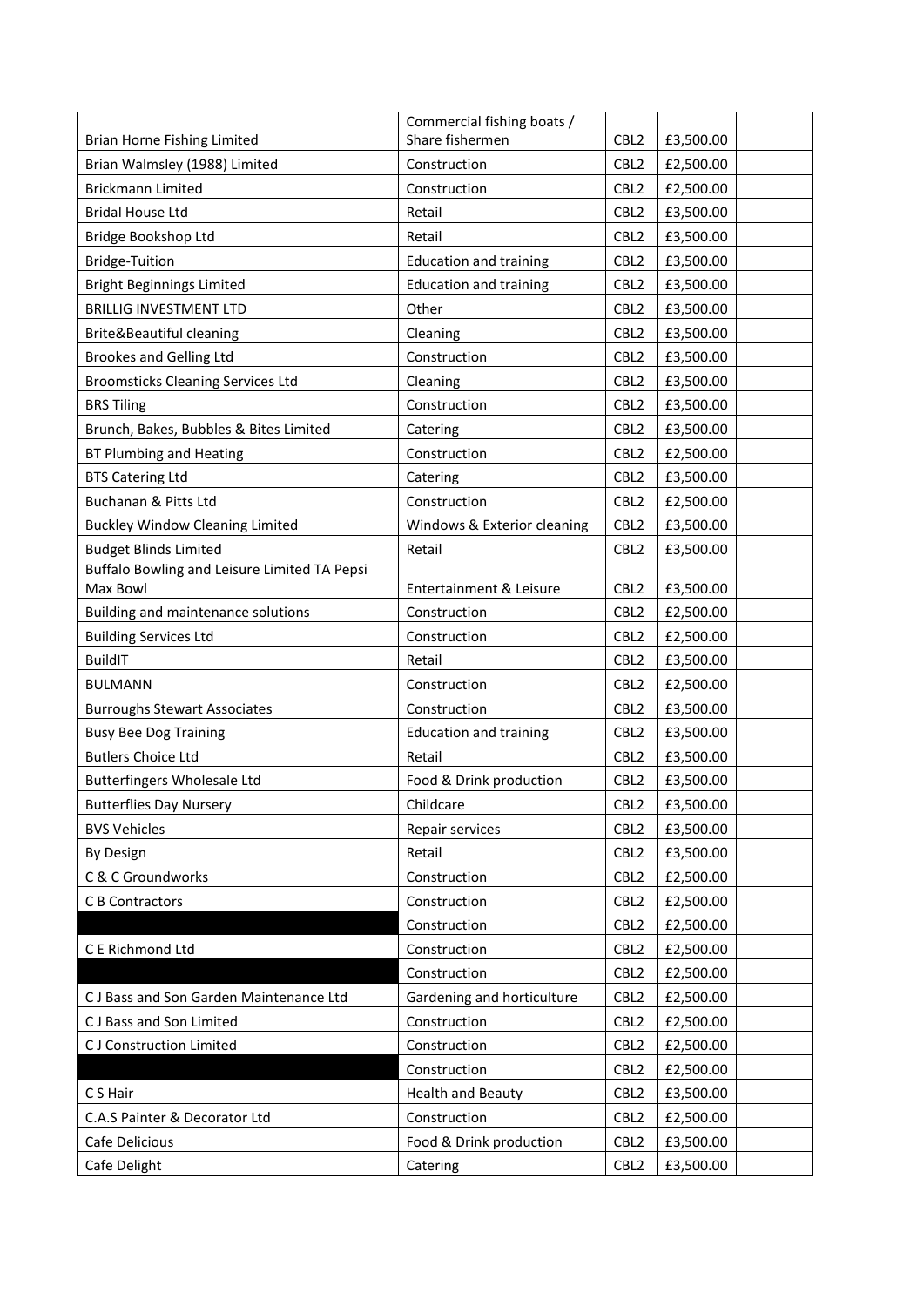| | | | | |
|---|---|---|---|---|
| Brian Horne Fishing Limited | Commercial fishing boats / Share fishermen | CBL2 | £3,500.00 | |
| Brian Walmsley (1988) Limited | Construction | CBL2 | £2,500.00 | |
| Brickmann Limited | Construction | CBL2 | £2,500.00 | |
| Bridal House Ltd | Retail | CBL2 | £3,500.00 | |
| Bridge Bookshop Ltd | Retail | CBL2 | £3,500.00 | |
| Bridge-Tuition | Education and training | CBL2 | £3,500.00 | |
| Bright Beginnings Limited | Education and training | CBL2 | £3,500.00 | |
| BRILLIG INVESTMENT LTD | Other | CBL2 | £3,500.00 | |
| Brite&Beautiful cleaning | Cleaning | CBL2 | £3,500.00 | |
| Brookes and Gelling Ltd | Construction | CBL2 | £3,500.00 | |
| Broomsticks Cleaning Services Ltd | Cleaning | CBL2 | £3,500.00 | |
| BRS Tiling | Construction | CBL2 | £3,500.00 | |
| Brunch, Bakes, Bubbles & Bites Limited | Catering | CBL2 | £3,500.00 | |
| BT Plumbing and Heating | Construction | CBL2 | £2,500.00 | |
| BTS Catering Ltd | Catering | CBL2 | £3,500.00 | |
| Buchanan & Pitts Ltd | Construction | CBL2 | £2,500.00 | |
| Buckley Window Cleaning Limited | Windows & Exterior cleaning | CBL2 | £3,500.00 | |
| Budget Blinds Limited | Retail | CBL2 | £3,500.00 | |
| Buffalo Bowling and Leisure Limited TA Pepsi Max Bowl | Entertainment & Leisure | CBL2 | £3,500.00 | |
| Building and maintenance solutions | Construction | CBL2 | £2,500.00 | |
| Building Services Ltd | Construction | CBL2 | £2,500.00 | |
| BuildIT | Retail | CBL2 | £3,500.00 | |
| BULMANN | Construction | CBL2 | £2,500.00 | |
| Burroughs Stewart Associates | Construction | CBL2 | £3,500.00 | |
| Busy Bee Dog Training | Education and training | CBL2 | £3,500.00 | |
| Butlers Choice Ltd | Retail | CBL2 | £3,500.00 | |
| Butterfingers Wholesale Ltd | Food & Drink production | CBL2 | £3,500.00 | |
| Butterflies Day Nursery | Childcare | CBL2 | £3,500.00 | |
| BVS Vehicles | Repair services | CBL2 | £3,500.00 | |
| By Design | Retail | CBL2 | £3,500.00 | |
| C & C Groundworks | Construction | CBL2 | £2,500.00 | |
| C B Contractors | Construction | CBL2 | £2,500.00 | |
| | Construction | CBL2 | £2,500.00 | |
| C E Richmond Ltd | Construction | CBL2 | £2,500.00 | |
| | Construction | CBL2 | £2,500.00 | |
| C J Bass and Son Garden Maintenance Ltd | Gardening and horticulture | CBL2 | £2,500.00 | |
| C J Bass and Son Limited | Construction | CBL2 | £2,500.00 | |
| C J Construction Limited | Construction | CBL2 | £2,500.00 | |
| | Construction | CBL2 | £2,500.00 | |
| C S Hair | Health and Beauty | CBL2 | £3,500.00 | |
| C.A.S Painter & Decorator Ltd | Construction | CBL2 | £2,500.00 | |
| Cafe Delicious | Food & Drink production | CBL2 | £3,500.00 | |
| Cafe Delight | Catering | CBL2 | £3,500.00 | |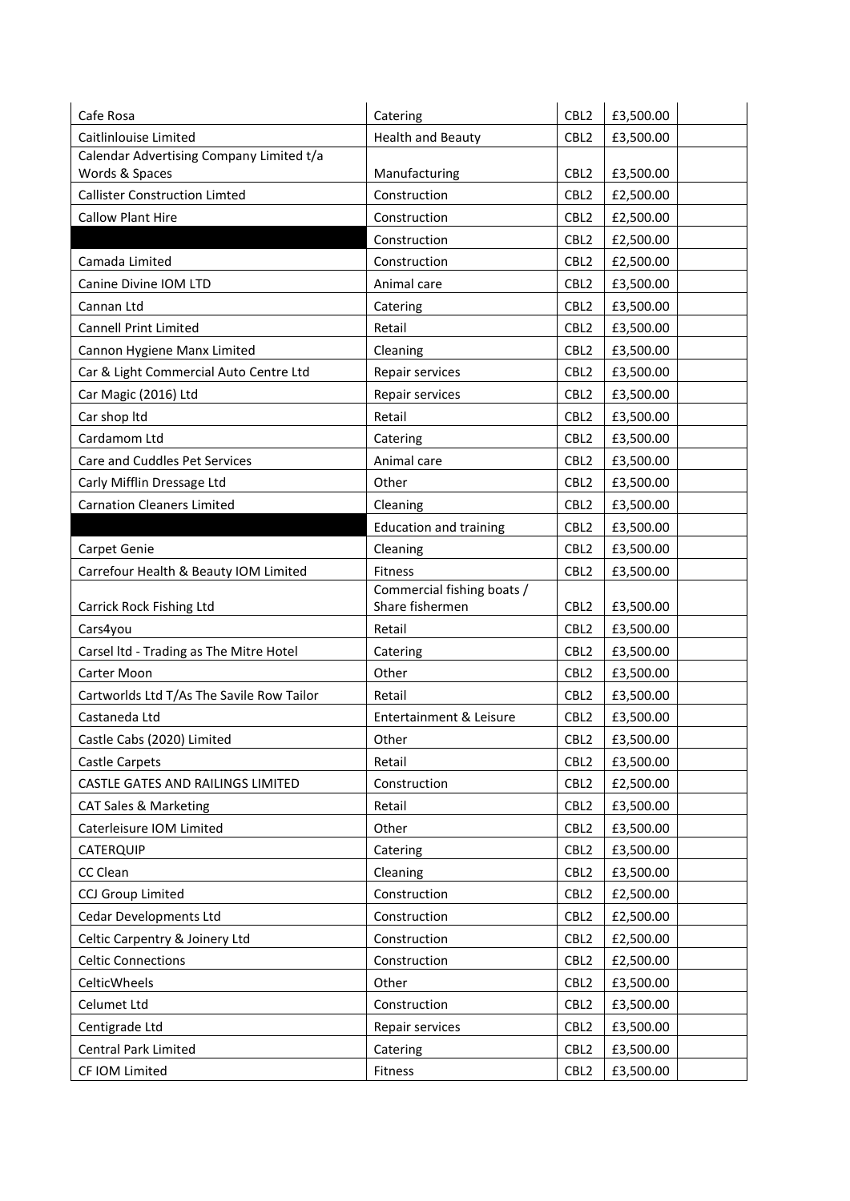| | | | | |
|---|---|---|---|---|
| Cafe Rosa | Catering | CBL2 | £3,500.00 | |
| Caitlinlouise Limited | Health and Beauty | CBL2 | £3,500.00 | |
| Calendar Advertising Company Limited t/a Words & Spaces | Manufacturing | CBL2 | £3,500.00 | |
| Callister Construction Limted | Construction | CBL2 | £2,500.00 | |
| Callow Plant Hire | Construction | CBL2 | £2,500.00 | |
| | Construction | CBL2 | £2,500.00 | |
| Camada Limited | Construction | CBL2 | £2,500.00 | |
| Canine Divine IOM LTD | Animal care | CBL2 | £3,500.00 | |
| Cannan Ltd | Catering | CBL2 | £3,500.00 | |
| Cannell Print Limited | Retail | CBL2 | £3,500.00 | |
| Cannon Hygiene Manx Limited | Cleaning | CBL2 | £3,500.00 | |
| Car & Light Commercial Auto Centre Ltd | Repair services | CBL2 | £3,500.00 | |
| Car Magic (2016) Ltd | Repair services | CBL2 | £3,500.00 | |
| Car shop ltd | Retail | CBL2 | £3,500.00 | |
| Cardamom Ltd | Catering | CBL2 | £3,500.00 | |
| Care and Cuddles Pet Services | Animal care | CBL2 | £3,500.00 | |
| Carly Mifflin Dressage Ltd | Other | CBL2 | £3,500.00 | |
| Carnation Cleaners Limited | Cleaning | CBL2 | £3,500.00 | |
| | Education and training | CBL2 | £3,500.00 | |
| Carpet Genie | Cleaning | CBL2 | £3,500.00 | |
| Carrefour Health & Beauty IOM Limited | Fitness | CBL2 | £3,500.00 | |
| Carrick Rock Fishing Ltd | Commercial fishing boats / Share fishermen | CBL2 | £3,500.00 | |
| Cars4you | Retail | CBL2 | £3,500.00 | |
| Carsel ltd - Trading as The Mitre Hotel | Catering | CBL2 | £3,500.00 | |
| Carter Moon | Other | CBL2 | £3,500.00 | |
| Cartworlds Ltd T/As The Savile Row Tailor | Retail | CBL2 | £3,500.00 | |
| Castaneda Ltd | Entertainment & Leisure | CBL2 | £3,500.00 | |
| Castle Cabs (2020) Limited | Other | CBL2 | £3,500.00 | |
| Castle Carpets | Retail | CBL2 | £3,500.00 | |
| CASTLE GATES AND RAILINGS LIMITED | Construction | CBL2 | £2,500.00 | |
| CAT Sales & Marketing | Retail | CBL2 | £3,500.00 | |
| Caterleisure IOM Limited | Other | CBL2 | £3,500.00 | |
| CATERQUIP | Catering | CBL2 | £3,500.00 | |
| CC Clean | Cleaning | CBL2 | £3,500.00 | |
| CCJ Group Limited | Construction | CBL2 | £2,500.00 | |
| Cedar Developments Ltd | Construction | CBL2 | £2,500.00 | |
| Celtic Carpentry & Joinery Ltd | Construction | CBL2 | £2,500.00 | |
| Celtic Connections | Construction | CBL2 | £2,500.00 | |
| CelticWheels | Other | CBL2 | £3,500.00 | |
| Celumet Ltd | Construction | CBL2 | £3,500.00 | |
| Centigrade Ltd | Repair services | CBL2 | £3,500.00 | |
| Central Park Limited | Catering | CBL2 | £3,500.00 | |
| CF IOM Limited | Fitness | CBL2 | £3,500.00 | |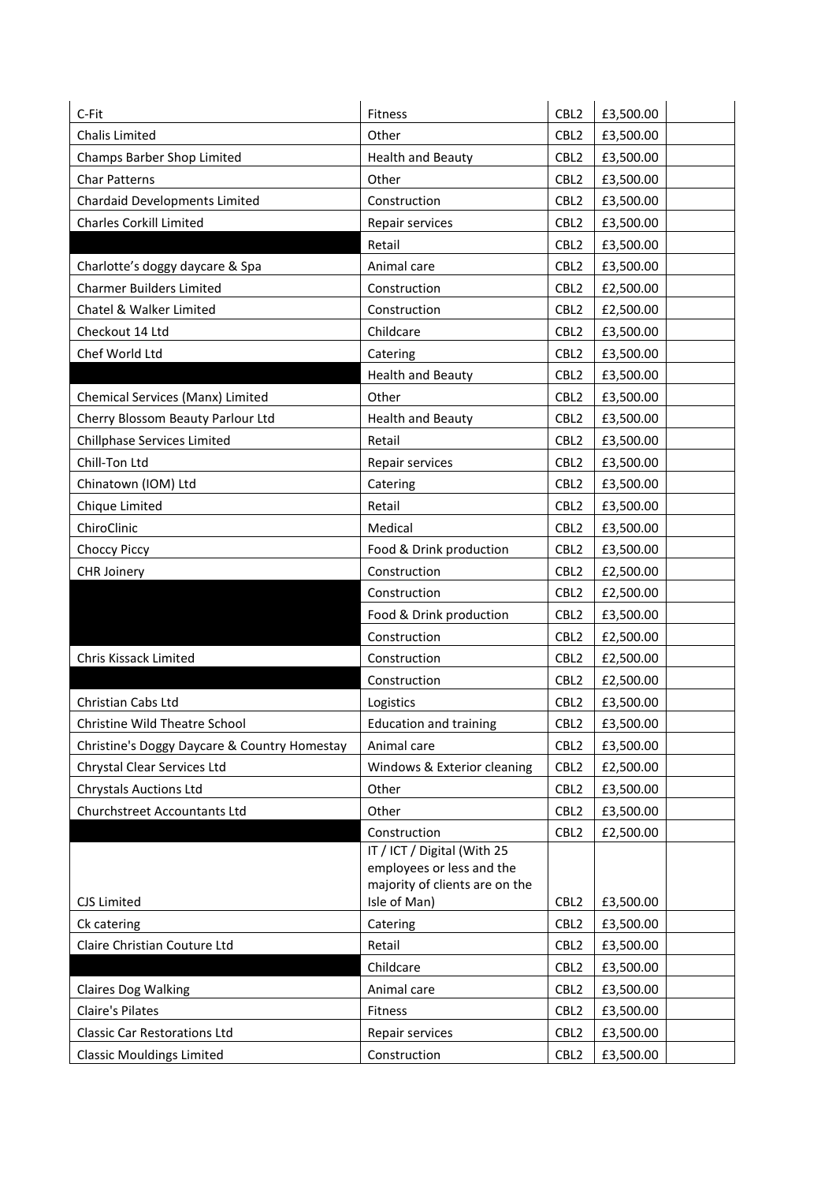| | | | | |
|---|---|---|---|---|
| C-Fit | Fitness | CBL2 | £3,500.00 | |
| Chalis Limited | Other | CBL2 | £3,500.00 | |
| Champs Barber Shop Limited | Health and Beauty | CBL2 | £3,500.00 | |
| Char Patterns | Other | CBL2 | £3,500.00 | |
| Chardaid Developments Limited | Construction | CBL2 | £3,500.00 | |
| Charles Corkill Limited | Repair services | CBL2 | £3,500.00 | |
| | Retail | CBL2 | £3,500.00 | |
| Charlotte's doggy daycare & Spa | Animal care | CBL2 | £3,500.00 | |
| Charmer Builders Limited | Construction | CBL2 | £2,500.00 | |
| Chatel & Walker Limited | Construction | CBL2 | £2,500.00 | |
| Checkout 14 Ltd | Childcare | CBL2 | £3,500.00 | |
| Chef World Ltd | Catering | CBL2 | £3,500.00 | |
| | Health and Beauty | CBL2 | £3,500.00 | |
| Chemical Services (Manx) Limited | Other | CBL2 | £3,500.00 | |
| Cherry Blossom Beauty Parlour Ltd | Health and Beauty | CBL2 | £3,500.00 | |
| Chillphase Services Limited | Retail | CBL2 | £3,500.00 | |
| Chill-Ton Ltd | Repair services | CBL2 | £3,500.00 | |
| Chinatown (IOM) Ltd | Catering | CBL2 | £3,500.00 | |
| Chique Limited | Retail | CBL2 | £3,500.00 | |
| ChiroClinic | Medical | CBL2 | £3,500.00 | |
| Choccy Piccy | Food & Drink production | CBL2 | £3,500.00 | |
| CHR Joinery | Construction | CBL2 | £2,500.00 | |
| | Construction | CBL2 | £2,500.00 | |
| | Food & Drink production | CBL2 | £3,500.00 | |
| | Construction | CBL2 | £2,500.00 | |
| Chris Kissack Limited | Construction | CBL2 | £2,500.00 | |
| | Construction | CBL2 | £2,500.00 | |
| Christian Cabs Ltd | Logistics | CBL2 | £3,500.00 | |
| Christine Wild Theatre School | Education and training | CBL2 | £3,500.00 | |
| Christine's Doggy Daycare & Country Homestay | Animal care | CBL2 | £3,500.00 | |
| Chrystal Clear Services Ltd | Windows & Exterior cleaning | CBL2 | £2,500.00 | |
| Chrystals Auctions Ltd | Other | CBL2 | £3,500.00 | |
| Churchstreet Accountants Ltd | Other | CBL2 | £3,500.00 | |
| | Construction | CBL2 | £2,500.00 | |
| CJS Limited | IT / ICT / Digital (With 25 employees or less and the majority of clients are on the Isle of Man) | CBL2 | £3,500.00 | |
| Ck catering | Catering | CBL2 | £3,500.00 | |
| Claire Christian Couture Ltd | Retail | CBL2 | £3,500.00 | |
| | Childcare | CBL2 | £3,500.00 | |
| Claires Dog Walking | Animal care | CBL2 | £3,500.00 | |
| Claire's Pilates | Fitness | CBL2 | £3,500.00 | |
| Classic Car Restorations Ltd | Repair services | CBL2 | £3,500.00 | |
| Classic Mouldings Limited | Construction | CBL2 | £3,500.00 | |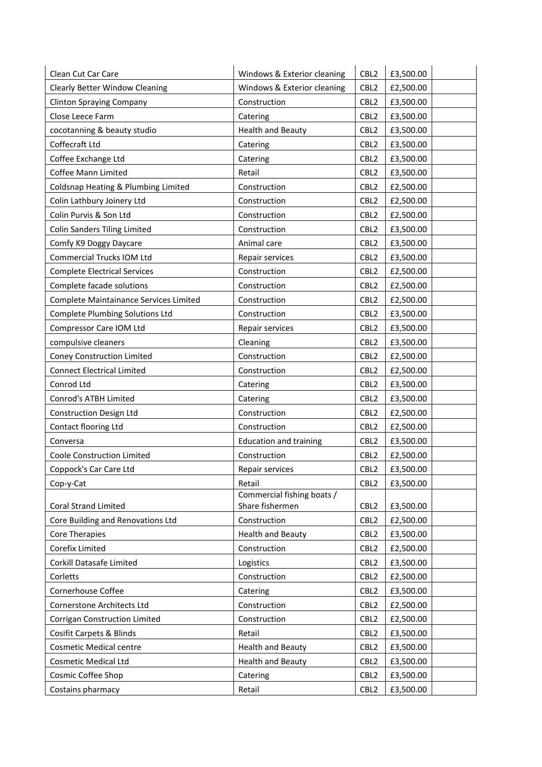| | | | | |
|---|---|---|---|---|
| Clean Cut Car Care | Windows & Exterior cleaning | CBL2 | £3,500.00 | |
| Clearly Better Window Cleaning | Windows & Exterior cleaning | CBL2 | £2,500.00 | |
| Clinton Spraying Company | Construction | CBL2 | £3,500.00 | |
| Close Leece Farm | Catering | CBL2 | £3,500.00 | |
| cocotanning & beauty studio | Health and Beauty | CBL2 | £3,500.00 | |
| Coffecraft Ltd | Catering | CBL2 | £3,500.00 | |
| Coffee Exchange Ltd | Catering | CBL2 | £3,500.00 | |
| Coffee Mann Limited | Retail | CBL2 | £3,500.00 | |
| Coldsnap Heating & Plumbing Limited | Construction | CBL2 | £2,500.00 | |
| Colin Lathbury Joinery Ltd | Construction | CBL2 | £2,500.00 | |
| Colin Purvis & Son Ltd | Construction | CBL2 | £2,500.00 | |
| Colin Sanders Tiling Limited | Construction | CBL2 | £3,500.00 | |
| Comfy K9 Doggy Daycare | Animal care | CBL2 | £3,500.00 | |
| Commercial Trucks IOM Ltd | Repair services | CBL2 | £3,500.00 | |
| Complete Electrical Services | Construction | CBL2 | £2,500.00 | |
| Complete facade solutions | Construction | CBL2 | £2,500.00 | |
| Complete Maintainance Services Limited | Construction | CBL2 | £2,500.00 | |
| Complete Plumbing Solutions Ltd | Construction | CBL2 | £3,500.00 | |
| Compressor Care IOM Ltd | Repair services | CBL2 | £3,500.00 | |
| compulsive cleaners | Cleaning | CBL2 | £3,500.00 | |
| Coney Construction Limited | Construction | CBL2 | £2,500.00 | |
| Connect Electrical Limited | Construction | CBL2 | £2,500.00 | |
| Conrod Ltd | Catering | CBL2 | £3,500.00 | |
| Conrod's ATBH Limited | Catering | CBL2 | £3,500.00 | |
| Construction Design Ltd | Construction | CBL2 | £2,500.00 | |
| Contact flooring Ltd | Construction | CBL2 | £2,500.00 | |
| Conversa | Education and training | CBL2 | £3,500.00 | |
| Coole Construction Limited | Construction | CBL2 | £2,500.00 | |
| Coppock's Car Care Ltd | Repair services | CBL2 | £3,500.00 | |
| Cop-y-Cat | Retail | CBL2 | £3,500.00 | |
| Coral Strand Limited | Commercial fishing boats / Share fishermen | CBL2 | £3,500.00 | |
| Core Building and Renovations Ltd | Construction | CBL2 | £2,500.00 | |
| Core Therapies | Health and Beauty | CBL2 | £3,500.00 | |
| Corefix Limited | Construction | CBL2 | £2,500.00 | |
| Corkill Datasafe Limited | Logistics | CBL2 | £3,500.00 | |
| Corletts | Construction | CBL2 | £2,500.00 | |
| Cornerhouse Coffee | Catering | CBL2 | £3,500.00 | |
| Cornerstone Architects Ltd | Construction | CBL2 | £2,500.00 | |
| Corrigan Construction Limited | Construction | CBL2 | £2,500.00 | |
| Cosifit Carpets & Blinds | Retail | CBL2 | £3,500.00 | |
| Cosmetic Medical centre | Health and Beauty | CBL2 | £3,500.00 | |
| Cosmetic Medical Ltd | Health and Beauty | CBL2 | £3,500.00 | |
| Cosmic Coffee Shop | Catering | CBL2 | £3,500.00 | |
| Costains pharmacy | Retail | CBL2 | £3,500.00 | |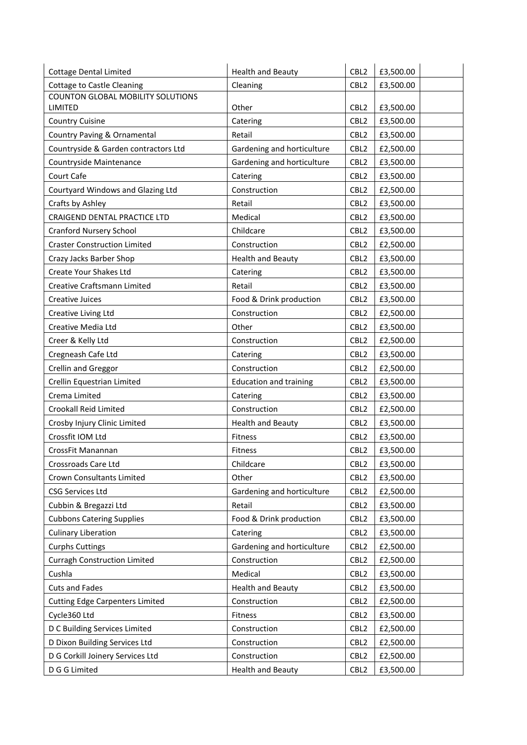| | | | | |
|---|---|---|---|---|
| Cottage Dental Limited | Health and Beauty | CBL2 | £3,500.00 | |
| Cottage to Castle Cleaning | Cleaning | CBL2 | £3,500.00 | |
| COUNTON GLOBAL MOBILITY SOLUTIONS LIMITED | Other | CBL2 | £3,500.00 | |
| Country Cuisine | Catering | CBL2 | £3,500.00 | |
| Country Paving & Ornamental | Retail | CBL2 | £3,500.00 | |
| Countryside & Garden contractors Ltd | Gardening and horticulture | CBL2 | £2,500.00 | |
| Countryside Maintenance | Gardening and horticulture | CBL2 | £3,500.00 | |
| Court Cafe | Catering | CBL2 | £3,500.00 | |
| Courtyard Windows and Glazing Ltd | Construction | CBL2 | £2,500.00 | |
| Crafts by Ashley | Retail | CBL2 | £3,500.00 | |
| CRAIGEND DENTAL PRACTICE LTD | Medical | CBL2 | £3,500.00 | |
| Cranford Nursery School | Childcare | CBL2 | £3,500.00 | |
| Craster Construction Limited | Construction | CBL2 | £2,500.00 | |
| Crazy Jacks Barber Shop | Health and Beauty | CBL2 | £3,500.00 | |
| Create Your Shakes Ltd | Catering | CBL2 | £3,500.00 | |
| Creative Craftsmann Limited | Retail | CBL2 | £3,500.00 | |
| Creative Juices | Food & Drink production | CBL2 | £3,500.00 | |
| Creative Living Ltd | Construction | CBL2 | £2,500.00 | |
| Creative Media Ltd | Other | CBL2 | £3,500.00 | |
| Creer & Kelly Ltd | Construction | CBL2 | £2,500.00 | |
| Cregneash Cafe Ltd | Catering | CBL2 | £3,500.00 | |
| Crellin and Greggor | Construction | CBL2 | £2,500.00 | |
| Crellin Equestrian Limited | Education and training | CBL2 | £3,500.00 | |
| Crema Limited | Catering | CBL2 | £3,500.00 | |
| Crookall Reid Limited | Construction | CBL2 | £2,500.00 | |
| Crosby Injury Clinic Limited | Health and Beauty | CBL2 | £3,500.00 | |
| Crossfit IOM Ltd | Fitness | CBL2 | £3,500.00 | |
| CrossFit Manannan | Fitness | CBL2 | £3,500.00 | |
| Crossroads Care Ltd | Childcare | CBL2 | £3,500.00 | |
| Crown Consultants Limited | Other | CBL2 | £3,500.00 | |
| CSG Services Ltd | Gardening and horticulture | CBL2 | £2,500.00 | |
| Cubbin & Bregazzi Ltd | Retail | CBL2 | £3,500.00 | |
| Cubbons Catering Supplies | Food & Drink production | CBL2 | £3,500.00 | |
| Culinary Liberation | Catering | CBL2 | £3,500.00 | |
| Curphs Cuttings | Gardening and horticulture | CBL2 | £2,500.00 | |
| Curragh Construction Limited | Construction | CBL2 | £2,500.00 | |
| Cushla | Medical | CBL2 | £3,500.00 | |
| Cuts and Fades | Health and Beauty | CBL2 | £3,500.00 | |
| Cutting Edge Carpenters Limited | Construction | CBL2 | £2,500.00 | |
| Cycle360 Ltd | Fitness | CBL2 | £3,500.00 | |
| D C Building Services Limited | Construction | CBL2 | £2,500.00 | |
| D Dixon Building Services Ltd | Construction | CBL2 | £2,500.00 | |
| D G Corkill Joinery Services Ltd | Construction | CBL2 | £2,500.00 | |
| D G G Limited | Health and Beauty | CBL2 | £3,500.00 | |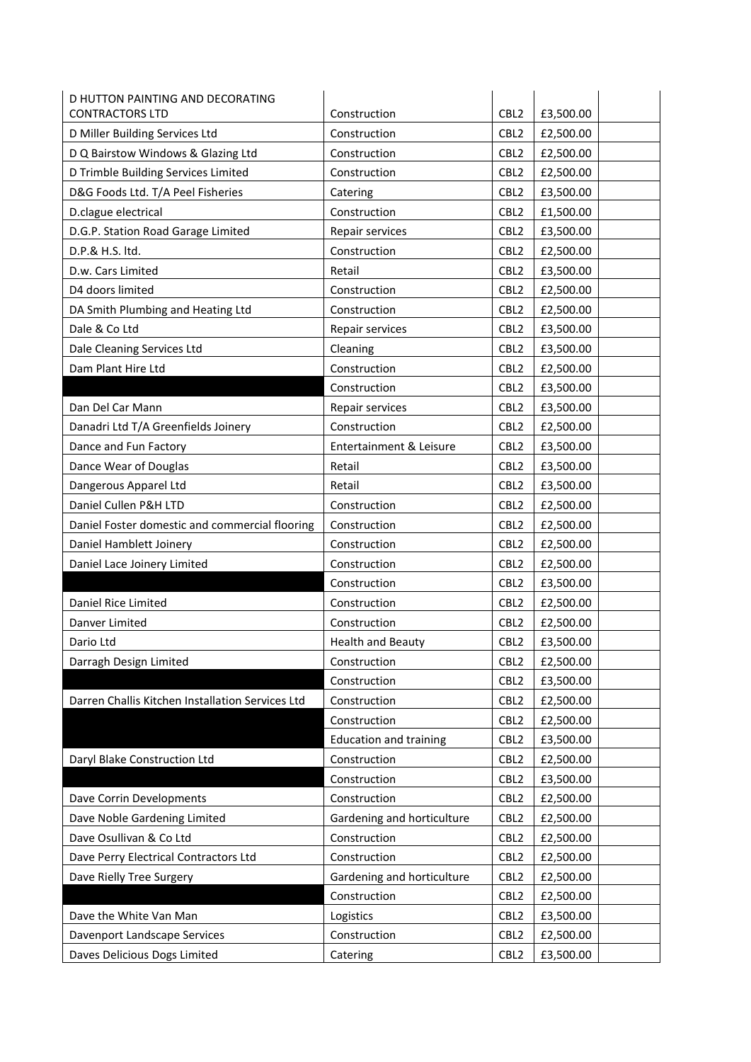| D HUTTON PAINTING AND DECORATING CONTRACTORS LTD | Construction | CBL2 | £3,500.00 | |
|---|---|---|---|---|
| D Miller Building Services Ltd | Construction | CBL2 | £2,500.00 | |
| D Q Bairstow Windows & Glazing Ltd | Construction | CBL2 | £2,500.00 | |
| D Trimble Building Services Limited | Construction | CBL2 | £2,500.00 | |
| D&G Foods Ltd. T/A Peel Fisheries | Catering | CBL2 | £3,500.00 | |
| D.clague electrical | Construction | CBL2 | £1,500.00 | |
| D.G.P. Station Road Garage Limited | Repair services | CBL2 | £3,500.00 | |
| D.P.& H.S. ltd. | Construction | CBL2 | £2,500.00 | |
| D.w. Cars Limited | Retail | CBL2 | £3,500.00 | |
| D4 doors limited | Construction | CBL2 | £2,500.00 | |
| DA Smith Plumbing and Heating Ltd | Construction | CBL2 | £2,500.00 | |
| Dale & Co Ltd | Repair services | CBL2 | £3,500.00 | |
| Dale Cleaning Services Ltd | Cleaning | CBL2 | £3,500.00 | |
| Dam Plant Hire Ltd | Construction | CBL2 | £2,500.00 | |
| | Construction | CBL2 | £3,500.00 | |
| Dan Del Car Mann | Repair services | CBL2 | £3,500.00 | |
| Danadri Ltd T/A Greenfields Joinery | Construction | CBL2 | £2,500.00 | |
| Dance and Fun Factory | Entertainment & Leisure | CBL2 | £3,500.00 | |
| Dance Wear of Douglas | Retail | CBL2 | £3,500.00 | |
| Dangerous Apparel Ltd | Retail | CBL2 | £3,500.00 | |
| Daniel Cullen P&H LTD | Construction | CBL2 | £2,500.00 | |
| Daniel Foster domestic and commercial flooring | Construction | CBL2 | £2,500.00 | |
| Daniel Hamblett Joinery | Construction | CBL2 | £2,500.00 | |
| Daniel Lace Joinery Limited | Construction | CBL2 | £2,500.00 | |
| | Construction | CBL2 | £3,500.00 | |
| Daniel Rice Limited | Construction | CBL2 | £2,500.00 | |
| Danver Limited | Construction | CBL2 | £2,500.00 | |
| Dario Ltd | Health and Beauty | CBL2 | £3,500.00 | |
| Darragh Design Limited | Construction | CBL2 | £2,500.00 | |
| | Construction | CBL2 | £3,500.00 | |
| Darren Challis Kitchen Installation Services Ltd | Construction | CBL2 | £2,500.00 | |
| | Construction | CBL2 | £2,500.00 | |
| | Education and training | CBL2 | £3,500.00 | |
| Daryl Blake Construction Ltd | Construction | CBL2 | £2,500.00 | |
| | Construction | CBL2 | £3,500.00 | |
| Dave Corrin Developments | Construction | CBL2 | £2,500.00 | |
| Dave Noble Gardening Limited | Gardening and horticulture | CBL2 | £2,500.00 | |
| Dave Osullivan & Co Ltd | Construction | CBL2 | £2,500.00 | |
| Dave Perry Electrical Contractors Ltd | Construction | CBL2 | £2,500.00 | |
| Dave Rielly Tree Surgery | Gardening and horticulture | CBL2 | £2,500.00 | |
| | Construction | CBL2 | £2,500.00 | |
| Dave the White Van Man | Logistics | CBL2 | £3,500.00 | |
| Davenport Landscape Services | Construction | CBL2 | £2,500.00 | |
| Daves Delicious Dogs Limited | Catering | CBL2 | £3,500.00 | |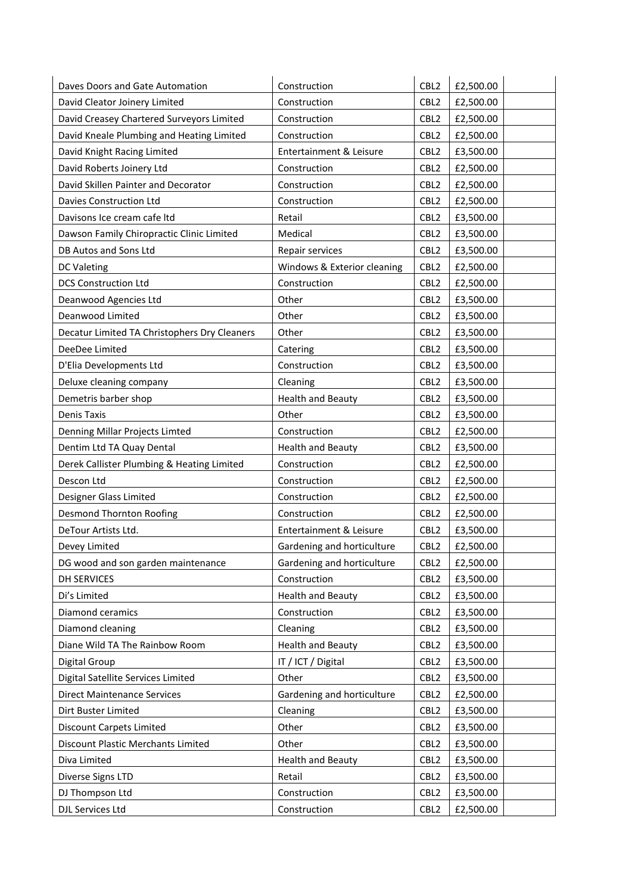| Daves Doors and Gate Automation | Construction | CBL2 | £2,500.00 | |
|---|---|---|---|---|
| David Cleator Joinery Limited | Construction | CBL2 | £2,500.00 | |
| David Creasey Chartered Surveyors Limited | Construction | CBL2 | £2,500.00 | |
| David Kneale Plumbing and Heating Limited | Construction | CBL2 | £2,500.00 | |
| David Knight Racing Limited | Entertainment & Leisure | CBL2 | £3,500.00 | |
| David Roberts Joinery Ltd | Construction | CBL2 | £2,500.00 | |
| David Skillen Painter and Decorator | Construction | CBL2 | £2,500.00 | |
| Davies Construction Ltd | Construction | CBL2 | £2,500.00 | |
| Davisons Ice cream cafe ltd | Retail | CBL2 | £3,500.00 | |
| Dawson Family Chiropractic Clinic Limited | Medical | CBL2 | £3,500.00 | |
| DB Autos and Sons Ltd | Repair services | CBL2 | £3,500.00 | |
| DC Valeting | Windows & Exterior cleaning | CBL2 | £2,500.00 | |
| DCS Construction Ltd | Construction | CBL2 | £2,500.00 | |
| Deanwood Agencies Ltd | Other | CBL2 | £3,500.00 | |
| Deanwood Limited | Other | CBL2 | £3,500.00 | |
| Decatur Limited TA Christophers Dry Cleaners | Other | CBL2 | £3,500.00 | |
| DeeDee Limited | Catering | CBL2 | £3,500.00 | |
| D'Elia Developments Ltd | Construction | CBL2 | £3,500.00 | |
| Deluxe cleaning company | Cleaning | CBL2 | £3,500.00 | |
| Demetris barber shop | Health and Beauty | CBL2 | £3,500.00 | |
| Denis Taxis | Other | CBL2 | £3,500.00 | |
| Denning Millar Projects Limted | Construction | CBL2 | £2,500.00 | |
| Dentim Ltd TA Quay Dental | Health and Beauty | CBL2 | £3,500.00 | |
| Derek Callister Plumbing & Heating Limited | Construction | CBL2 | £2,500.00 | |
| Descon Ltd | Construction | CBL2 | £2,500.00 | |
| Designer Glass Limited | Construction | CBL2 | £2,500.00 | |
| Desmond Thornton Roofing | Construction | CBL2 | £2,500.00 | |
| DeTour Artists Ltd. | Entertainment & Leisure | CBL2 | £3,500.00 | |
| Devey Limited | Gardening and horticulture | CBL2 | £2,500.00 | |
| DG wood and son garden maintenance | Gardening and horticulture | CBL2 | £2,500.00 | |
| DH SERVICES | Construction | CBL2 | £3,500.00 | |
| Di's Limited | Health and Beauty | CBL2 | £3,500.00 | |
| Diamond ceramics | Construction | CBL2 | £3,500.00 | |
| Diamond cleaning | Cleaning | CBL2 | £3,500.00 | |
| Diane Wild TA The Rainbow Room | Health and Beauty | CBL2 | £3,500.00 | |
| Digital Group | IT / ICT / Digital | CBL2 | £3,500.00 | |
| Digital Satellite Services Limited | Other | CBL2 | £3,500.00 | |
| Direct Maintenance Services | Gardening and horticulture | CBL2 | £2,500.00 | |
| Dirt Buster Limited | Cleaning | CBL2 | £3,500.00 | |
| Discount Carpets Limited | Other | CBL2 | £3,500.00 | |
| Discount Plastic Merchants Limited | Other | CBL2 | £3,500.00 | |
| Diva Limited | Health and Beauty | CBL2 | £3,500.00 | |
| Diverse Signs LTD | Retail | CBL2 | £3,500.00 | |
| DJ Thompson Ltd | Construction | CBL2 | £3,500.00 | |
| DJL Services Ltd | Construction | CBL2 | £2,500.00 | |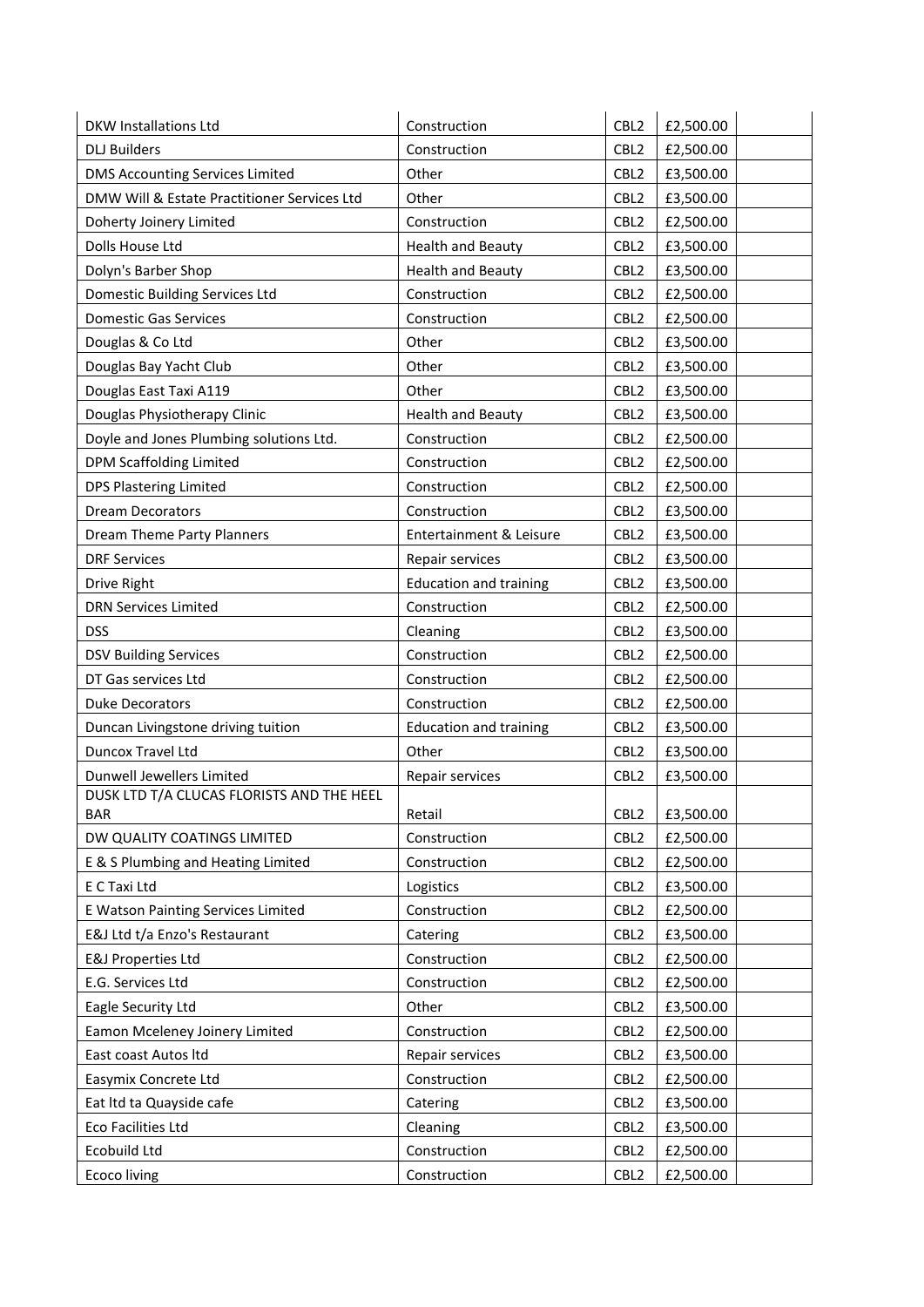| | | | | |
|---|---|---|---|---|
| DKW Installations Ltd | Construction | CBL2 | £2,500.00 | |
| DLJ Builders | Construction | CBL2 | £2,500.00 | |
| DMS Accounting Services Limited | Other | CBL2 | £3,500.00 | |
| DMW Will & Estate Practitioner Services Ltd | Other | CBL2 | £3,500.00 | |
| Doherty Joinery Limited | Construction | CBL2 | £2,500.00 | |
| Dolls House Ltd | Health and Beauty | CBL2 | £3,500.00 | |
| Dolyn's Barber Shop | Health and Beauty | CBL2 | £3,500.00 | |
| Domestic Building Services Ltd | Construction | CBL2 | £2,500.00 | |
| Domestic Gas Services | Construction | CBL2 | £2,500.00 | |
| Douglas & Co Ltd | Other | CBL2 | £3,500.00 | |
| Douglas Bay Yacht Club | Other | CBL2 | £3,500.00 | |
| Douglas East Taxi A119 | Other | CBL2 | £3,500.00 | |
| Douglas Physiotherapy Clinic | Health and Beauty | CBL2 | £3,500.00 | |
| Doyle and Jones Plumbing solutions Ltd. | Construction | CBL2 | £2,500.00 | |
| DPM Scaffolding Limited | Construction | CBL2 | £2,500.00 | |
| DPS Plastering Limited | Construction | CBL2 | £2,500.00 | |
| Dream Decorators | Construction | CBL2 | £3,500.00 | |
| Dream Theme Party Planners | Entertainment & Leisure | CBL2 | £3,500.00 | |
| DRF Services | Repair services | CBL2 | £3,500.00 | |
| Drive Right | Education and training | CBL2 | £3,500.00 | |
| DRN Services Limited | Construction | CBL2 | £2,500.00 | |
| DSS | Cleaning | CBL2 | £3,500.00 | |
| DSV Building Services | Construction | CBL2 | £2,500.00 | |
| DT Gas services Ltd | Construction | CBL2 | £2,500.00 | |
| Duke Decorators | Construction | CBL2 | £2,500.00 | |
| Duncan Livingstone driving tuition | Education and training | CBL2 | £3,500.00 | |
| Duncox Travel Ltd | Other | CBL2 | £3,500.00 | |
| Dunwell Jewellers Limited | Repair services | CBL2 | £3,500.00 | |
| DUSK LTD T/A CLUCAS FLORISTS AND THE HEEL BAR | Retail | CBL2 | £3,500.00 | |
| DW QUALITY COATINGS LIMITED | Construction | CBL2 | £2,500.00 | |
| E & S Plumbing and Heating Limited | Construction | CBL2 | £2,500.00 | |
| E C Taxi Ltd | Logistics | CBL2 | £3,500.00 | |
| E Watson Painting Services Limited | Construction | CBL2 | £2,500.00 | |
| E&J Ltd t/a Enzo's Restaurant | Catering | CBL2 | £3,500.00 | |
| E&J Properties Ltd | Construction | CBL2 | £2,500.00 | |
| E.G. Services Ltd | Construction | CBL2 | £2,500.00 | |
| Eagle Security Ltd | Other | CBL2 | £3,500.00 | |
| Eamon Mceleney Joinery Limited | Construction | CBL2 | £2,500.00 | |
| East coast Autos ltd | Repair services | CBL2 | £3,500.00 | |
| Easymix Concrete Ltd | Construction | CBL2 | £2,500.00 | |
| Eat ltd ta Quayside cafe | Catering | CBL2 | £3,500.00 | |
| Eco Facilities Ltd | Cleaning | CBL2 | £3,500.00 | |
| Ecobuild Ltd | Construction | CBL2 | £2,500.00 | |
| Ecoco living | Construction | CBL2 | £2,500.00 | |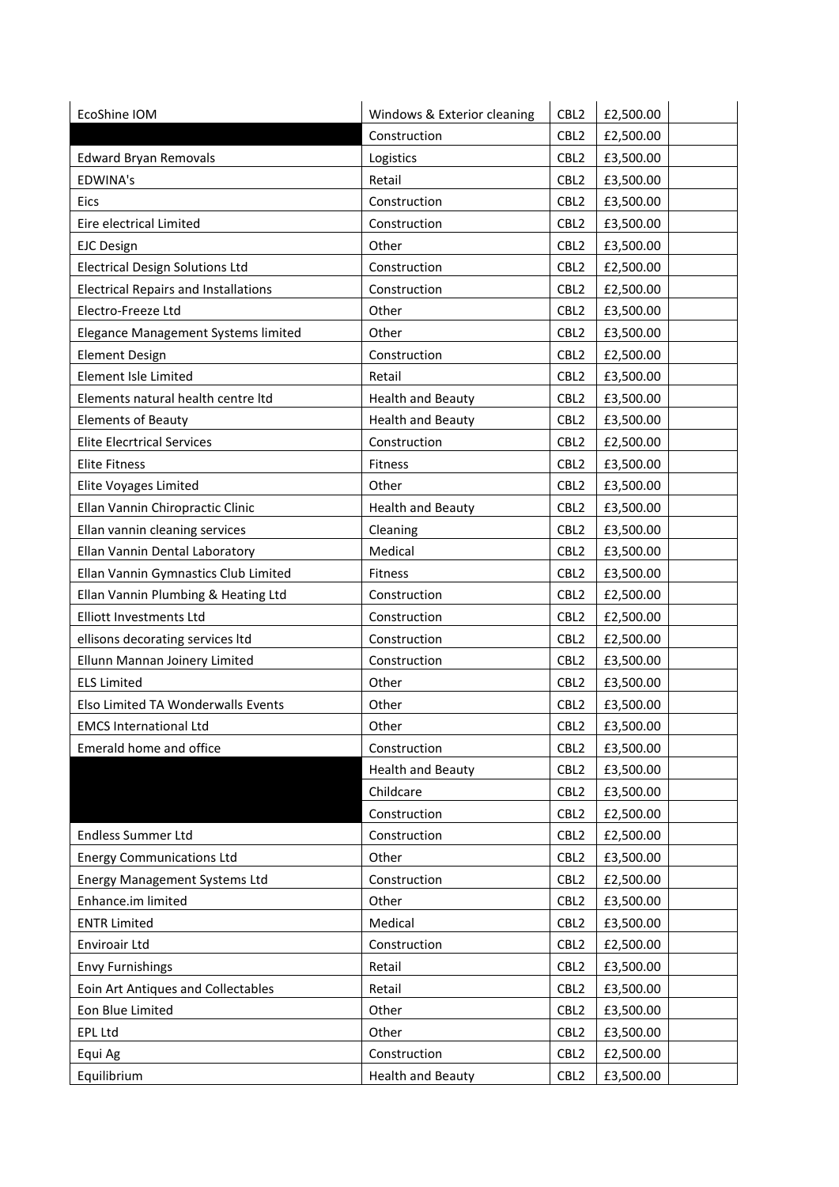| | | | | |
|---|---|---|---|---|
| EcoShine IOM | Windows & Exterior cleaning | CBL2 | £2,500.00 | |
| | Construction | CBL2 | £2,500.00 | |
| Edward Bryan Removals | Logistics | CBL2 | £3,500.00 | |
| EDWINA's | Retail | CBL2 | £3,500.00 | |
| Eics | Construction | CBL2 | £3,500.00 | |
| Eire electrical Limited | Construction | CBL2 | £3,500.00 | |
| EJC Design | Other | CBL2 | £3,500.00 | |
| Electrical Design Solutions Ltd | Construction | CBL2 | £2,500.00 | |
| Electrical Repairs and Installations | Construction | CBL2 | £2,500.00 | |
| Electro-Freeze Ltd | Other | CBL2 | £3,500.00 | |
| Elegance Management Systems limited | Other | CBL2 | £3,500.00 | |
| Element Design | Construction | CBL2 | £2,500.00 | |
| Element Isle Limited | Retail | CBL2 | £3,500.00 | |
| Elements natural health centre ltd | Health and Beauty | CBL2 | £3,500.00 | |
| Elements of Beauty | Health and Beauty | CBL2 | £3,500.00 | |
| Elite Elecrtrical Services | Construction | CBL2 | £2,500.00 | |
| Elite Fitness | Fitness | CBL2 | £3,500.00 | |
| Elite Voyages Limited | Other | CBL2 | £3,500.00 | |
| Ellan Vannin Chiropractic Clinic | Health and Beauty | CBL2 | £3,500.00 | |
| Ellan vannin cleaning services | Cleaning | CBL2 | £3,500.00 | |
| Ellan Vannin Dental Laboratory | Medical | CBL2 | £3,500.00 | |
| Ellan Vannin Gymnastics Club Limited | Fitness | CBL2 | £3,500.00 | |
| Ellan Vannin Plumbing & Heating Ltd | Construction | CBL2 | £2,500.00 | |
| Elliott Investments Ltd | Construction | CBL2 | £2,500.00 | |
| ellisons decorating services ltd | Construction | CBL2 | £2,500.00 | |
| Ellunn Mannan Joinery Limited | Construction | CBL2 | £3,500.00 | |
| ELS Limited | Other | CBL2 | £3,500.00 | |
| Elso Limited TA Wonderwalls Events | Other | CBL2 | £3,500.00 | |
| EMCS International Ltd | Other | CBL2 | £3,500.00 | |
| Emerald home and office | Construction | CBL2 | £3,500.00 | |
| | Health and Beauty | CBL2 | £3,500.00 | |
| | Childcare | CBL2 | £3,500.00 | |
| | Construction | CBL2 | £2,500.00 | |
| Endless Summer Ltd | Construction | CBL2 | £2,500.00 | |
| Energy Communications Ltd | Other | CBL2 | £3,500.00 | |
| Energy Management Systems Ltd | Construction | CBL2 | £2,500.00 | |
| Enhance.im limited | Other | CBL2 | £3,500.00 | |
| ENTR Limited | Medical | CBL2 | £3,500.00 | |
| Enviroair Ltd | Construction | CBL2 | £2,500.00 | |
| Envy Furnishings | Retail | CBL2 | £3,500.00 | |
| Eoin Art Antiques and Collectables | Retail | CBL2 | £3,500.00 | |
| Eon Blue Limited | Other | CBL2 | £3,500.00 | |
| EPL Ltd | Other | CBL2 | £3,500.00 | |
| Equi Ag | Construction | CBL2 | £2,500.00 | |
| Equilibrium | Health and Beauty | CBL2 | £3,500.00 | |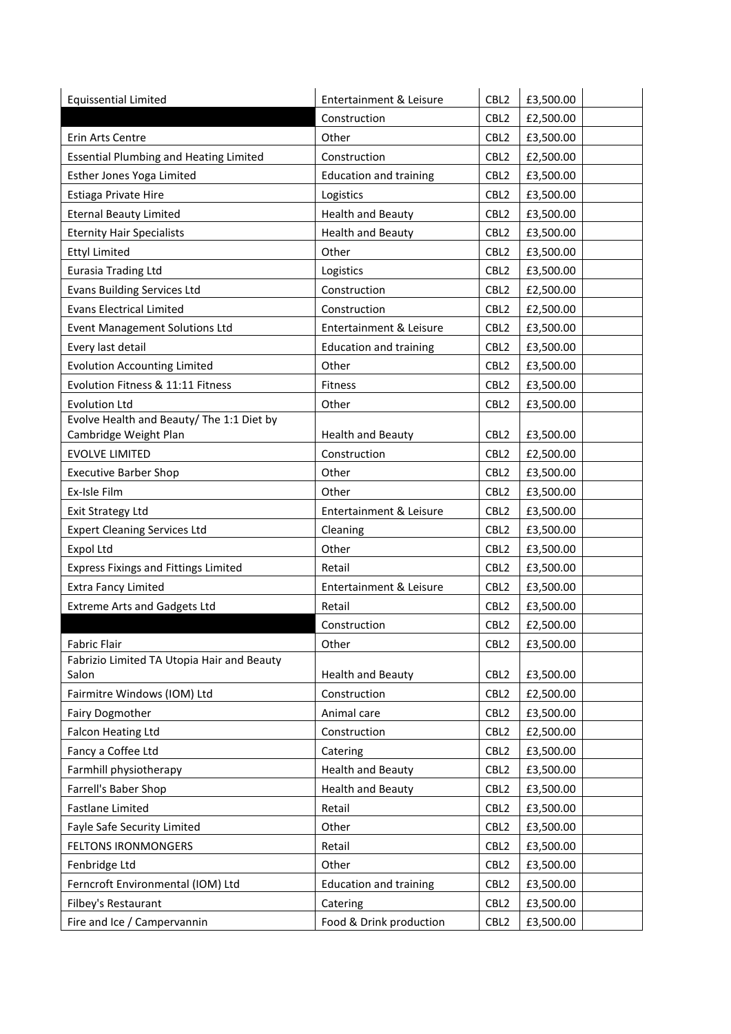| Equissential Limited | Entertainment & Leisure | CBL2 | £3,500.00 | |
|---|---|---|---|---|
| | Construction | CBL2 | £2,500.00 | |
| Erin Arts Centre | Other | CBL2 | £3,500.00 | |
| Essential Plumbing and Heating Limited | Construction | CBL2 | £2,500.00 | |
| Esther Jones Yoga Limited | Education and training | CBL2 | £3,500.00 | |
| Estiaga Private Hire | Logistics | CBL2 | £3,500.00 | |
| Eternal Beauty Limited | Health and Beauty | CBL2 | £3,500.00 | |
| Eternity Hair Specialists | Health and Beauty | CBL2 | £3,500.00 | |
| Ettyl Limited | Other | CBL2 | £3,500.00 | |
| Eurasia Trading Ltd | Logistics | CBL2 | £3,500.00 | |
| Evans Building Services Ltd | Construction | CBL2 | £2,500.00 | |
| Evans Electrical Limited | Construction | CBL2 | £2,500.00 | |
| Event Management Solutions Ltd | Entertainment & Leisure | CBL2 | £3,500.00 | |
| Every last detail | Education and training | CBL2 | £3,500.00 | |
| Evolution Accounting Limited | Other | CBL2 | £3,500.00 | |
| Evolution Fitness & 11:11 Fitness | Fitness | CBL2 | £3,500.00 | |
| Evolution Ltd | Other | CBL2 | £3,500.00 | |
| Evolve Health and Beauty/ The 1:1 Diet by Cambridge Weight Plan | Health and Beauty | CBL2 | £3,500.00 | |
| EVOLVE LIMITED | Construction | CBL2 | £2,500.00 | |
| Executive Barber Shop | Other | CBL2 | £3,500.00 | |
| Ex-Isle Film | Other | CBL2 | £3,500.00 | |
| Exit Strategy Ltd | Entertainment & Leisure | CBL2 | £3,500.00 | |
| Expert Cleaning Services Ltd | Cleaning | CBL2 | £3,500.00 | |
| Expol Ltd | Other | CBL2 | £3,500.00 | |
| Express Fixings and Fittings Limited | Retail | CBL2 | £3,500.00 | |
| Extra Fancy Limited | Entertainment & Leisure | CBL2 | £3,500.00 | |
| Extreme Arts and Gadgets Ltd | Retail | CBL2 | £3,500.00 | |
| | Construction | CBL2 | £2,500.00 | |
| Fabric Flair | Other | CBL2 | £3,500.00 | |
| Fabrizio Limited TA Utopia Hair and Beauty Salon | Health and Beauty | CBL2 | £3,500.00 | |
| Fairmitre Windows (IOM) Ltd | Construction | CBL2 | £2,500.00 | |
| Fairy Dogmother | Animal care | CBL2 | £3,500.00 | |
| Falcon Heating Ltd | Construction | CBL2 | £2,500.00 | |
| Fancy a Coffee Ltd | Catering | CBL2 | £3,500.00 | |
| Farmhill physiotherapy | Health and Beauty | CBL2 | £3,500.00 | |
| Farrell's Baber Shop | Health and Beauty | CBL2 | £3,500.00 | |
| Fastlane Limited | Retail | CBL2 | £3,500.00 | |
| Fayle Safe Security Limited | Other | CBL2 | £3,500.00 | |
| FELTONS IRONMONGERS | Retail | CBL2 | £3,500.00 | |
| Fenbridge Ltd | Other | CBL2 | £3,500.00 | |
| Ferncroft Environmental (IOM) Ltd | Education and training | CBL2 | £3,500.00 | |
| Filbey's Restaurant | Catering | CBL2 | £3,500.00 | |
| Fire and Ice / Campervannin | Food & Drink production | CBL2 | £3,500.00 | |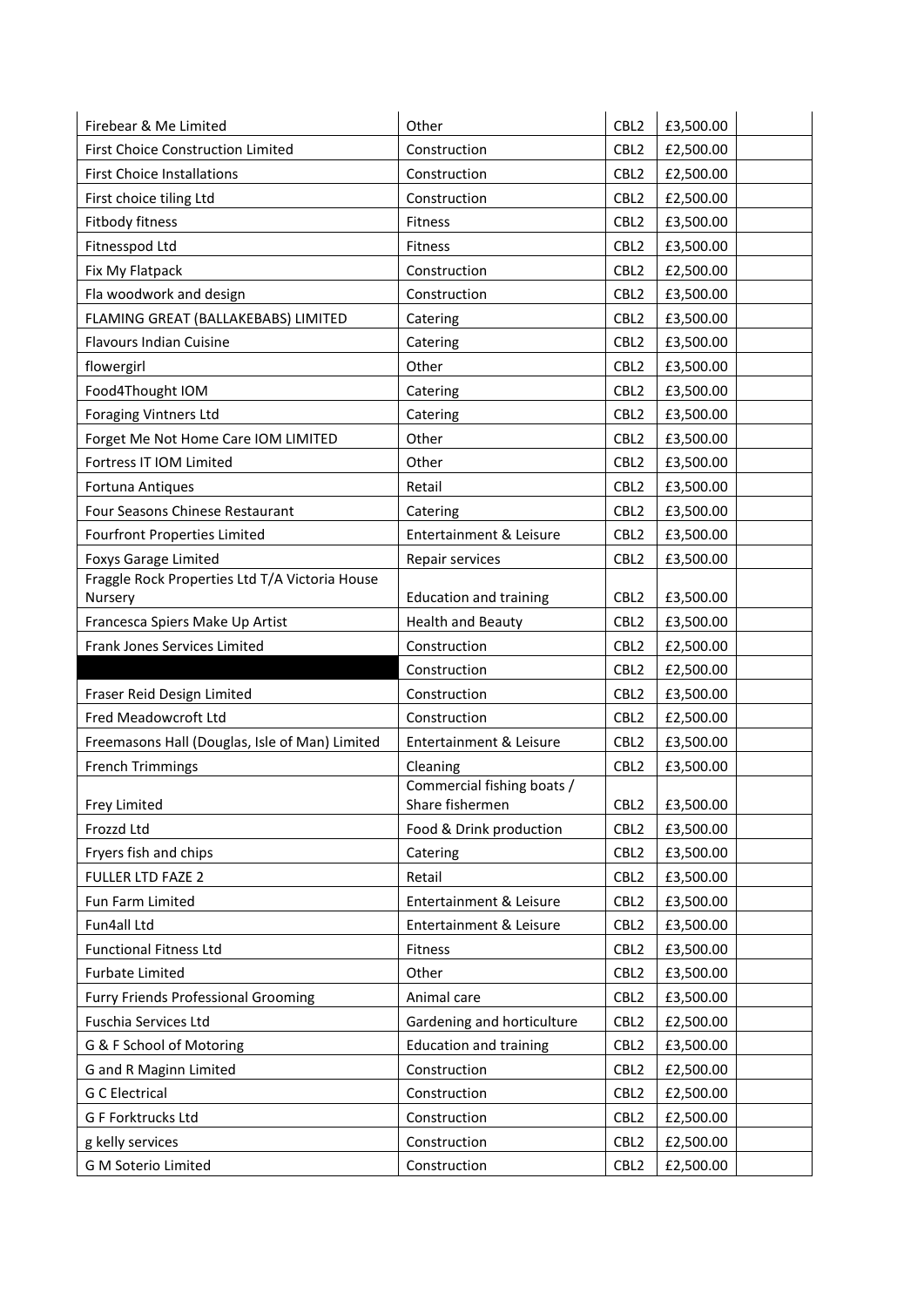| Firebear & Me Limited | Other | CBL2 | £3,500.00 | |
|---|---|---|---|---|
| First Choice Construction Limited | Construction | CBL2 | £2,500.00 | |
| First Choice Installations | Construction | CBL2 | £2,500.00 | |
| First choice tiling Ltd | Construction | CBL2 | £2,500.00 | |
| Fitbody fitness | Fitness | CBL2 | £3,500.00 | |
| Fitnesspod Ltd | Fitness | CBL2 | £3,500.00 | |
| Fix My Flatpack | Construction | CBL2 | £2,500.00 | |
| Fla woodwork and design | Construction | CBL2 | £3,500.00 | |
| FLAMING GREAT (BALLAKEBABS) LIMITED | Catering | CBL2 | £3,500.00 | |
| Flavours Indian Cuisine | Catering | CBL2 | £3,500.00 | |
| flowergirl | Other | CBL2 | £3,500.00 | |
| Food4Thought IOM | Catering | CBL2 | £3,500.00 | |
| Foraging Vintners Ltd | Catering | CBL2 | £3,500.00 | |
| Forget Me Not Home Care IOM LIMITED | Other | CBL2 | £3,500.00 | |
| Fortress IT IOM Limited | Other | CBL2 | £3,500.00 | |
| Fortuna Antiques | Retail | CBL2 | £3,500.00 | |
| Four Seasons Chinese Restaurant | Catering | CBL2 | £3,500.00 | |
| Fourfront Properties Limited | Entertainment & Leisure | CBL2 | £3,500.00 | |
| Foxys Garage Limited | Repair services | CBL2 | £3,500.00 | |
| Fraggle Rock Properties Ltd T/A Victoria House Nursery | Education and training | CBL2 | £3,500.00 | |
| Francesca Spiers Make Up Artist | Health and Beauty | CBL2 | £3,500.00 | |
| Frank Jones Services Limited | Construction | CBL2 | £2,500.00 | |
| | Construction | CBL2 | £2,500.00 | |
| Fraser Reid Design Limited | Construction | CBL2 | £3,500.00 | |
| Fred Meadowcroft Ltd | Construction | CBL2 | £2,500.00 | |
| Freemasons Hall (Douglas, Isle of Man) Limited | Entertainment & Leisure | CBL2 | £3,500.00 | |
| French Trimmings | Cleaning | CBL2 | £3,500.00 | |
| Frey Limited | Commercial fishing boats / Share fishermen | CBL2 | £3,500.00 | |
| Frozzd Ltd | Food & Drink production | CBL2 | £3,500.00 | |
| Fryers fish and chips | Catering | CBL2 | £3,500.00 | |
| FULLER LTD FAZE 2 | Retail | CBL2 | £3,500.00 | |
| Fun Farm Limited | Entertainment & Leisure | CBL2 | £3,500.00 | |
| Fun4all Ltd | Entertainment & Leisure | CBL2 | £3,500.00 | |
| Functional Fitness Ltd | Fitness | CBL2 | £3,500.00 | |
| Furbate Limited | Other | CBL2 | £3,500.00 | |
| Furry Friends Professional Grooming | Animal care | CBL2 | £3,500.00 | |
| Fuschia Services Ltd | Gardening and horticulture | CBL2 | £2,500.00 | |
| G & F School of Motoring | Education and training | CBL2 | £3,500.00 | |
| G and R Maginn Limited | Construction | CBL2 | £2,500.00 | |
| G C Electrical | Construction | CBL2 | £2,500.00 | |
| G F Forktrucks Ltd | Construction | CBL2 | £2,500.00 | |
| g kelly services | Construction | CBL2 | £2,500.00 | |
| G M Soterio Limited | Construction | CBL2 | £2,500.00 | |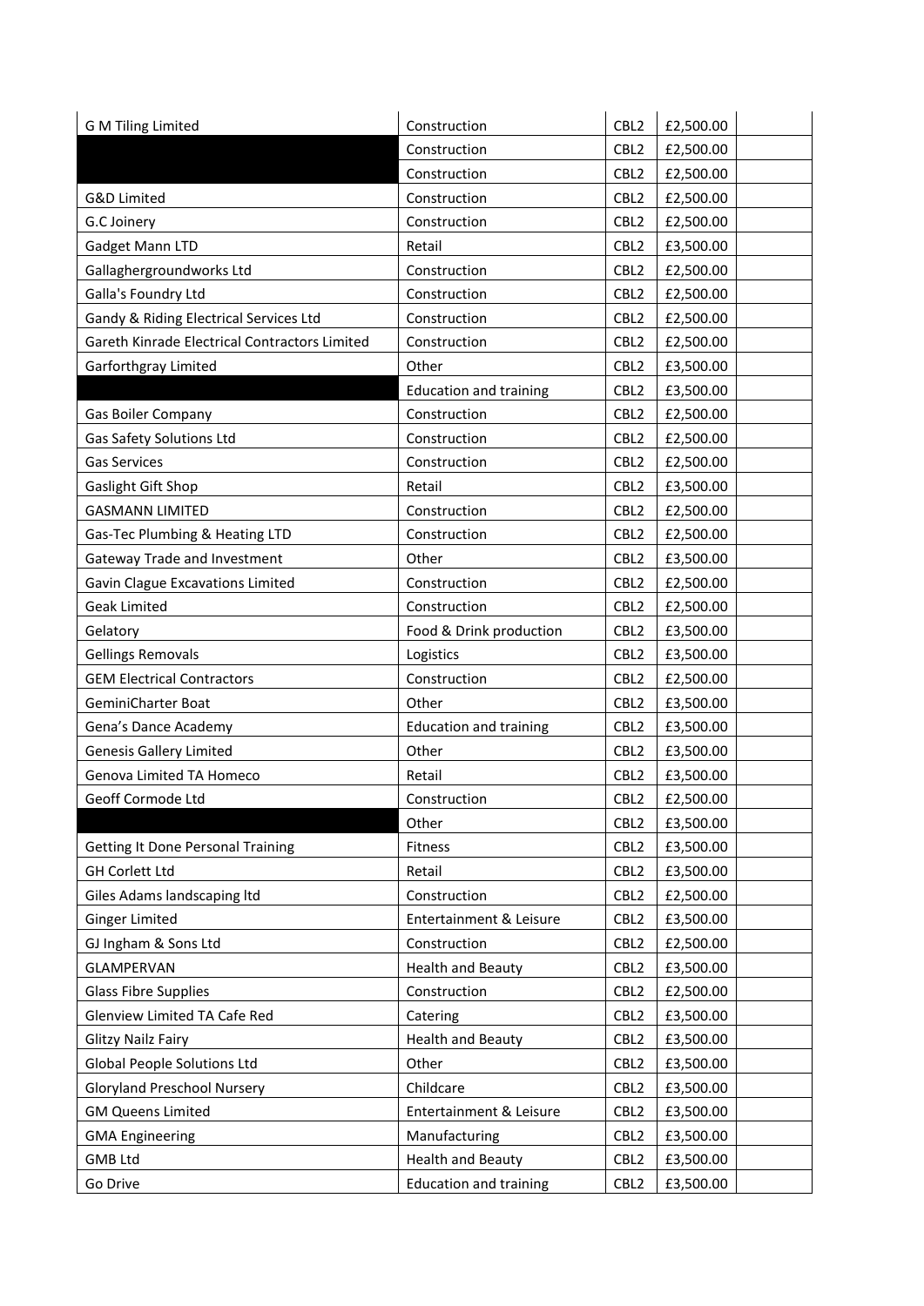| G M Tiling Limited | Construction | CBL2 | £2,500.00 | |
|---|---|---|---|---|
| | Construction | CBL2 | £2,500.00 | |
| | Construction | CBL2 | £2,500.00 | |
| G&D Limited | Construction | CBL2 | £2,500.00 | |
| G.C Joinery | Construction | CBL2 | £2,500.00 | |
| Gadget Mann LTD | Retail | CBL2 | £3,500.00 | |
| Gallaghergroundworks Ltd | Construction | CBL2 | £2,500.00 | |
| Galla's Foundry Ltd | Construction | CBL2 | £2,500.00 | |
| Gandy & Riding Electrical Services Ltd | Construction | CBL2 | £2,500.00 | |
| Gareth Kinrade Electrical Contractors Limited | Construction | CBL2 | £2,500.00 | |
| Garforthgray Limited | Other | CBL2 | £3,500.00 | |
| | Education and training | CBL2 | £3,500.00 | |
| Gas Boiler Company | Construction | CBL2 | £2,500.00 | |
| Gas Safety Solutions Ltd | Construction | CBL2 | £2,500.00 | |
| Gas Services | Construction | CBL2 | £2,500.00 | |
| Gaslight Gift Shop | Retail | CBL2 | £3,500.00 | |
| GASMANN LIMITED | Construction | CBL2 | £2,500.00 | |
| Gas-Tec Plumbing & Heating LTD | Construction | CBL2 | £2,500.00 | |
| Gateway Trade and Investment | Other | CBL2 | £3,500.00 | |
| Gavin Clague Excavations Limited | Construction | CBL2 | £2,500.00 | |
| Geak Limited | Construction | CBL2 | £2,500.00 | |
| Gelatory | Food & Drink production | CBL2 | £3,500.00 | |
| Gellings Removals | Logistics | CBL2 | £3,500.00 | |
| GEM Electrical Contractors | Construction | CBL2 | £2,500.00 | |
| GeminiCharter Boat | Other | CBL2 | £3,500.00 | |
| Gena's Dance Academy | Education and training | CBL2 | £3,500.00 | |
| Genesis Gallery Limited | Other | CBL2 | £3,500.00 | |
| Genova Limited TA Homeco | Retail | CBL2 | £3,500.00 | |
| Geoff Cormode Ltd | Construction | CBL2 | £2,500.00 | |
| | Other | CBL2 | £3,500.00 | |
| Getting It Done Personal Training | Fitness | CBL2 | £3,500.00 | |
| GH Corlett Ltd | Retail | CBL2 | £3,500.00 | |
| Giles Adams landscaping ltd | Construction | CBL2 | £2,500.00 | |
| Ginger Limited | Entertainment & Leisure | CBL2 | £3,500.00 | |
| GJ Ingham & Sons Ltd | Construction | CBL2 | £2,500.00 | |
| GLAMPERVAN | Health and Beauty | CBL2 | £3,500.00 | |
| Glass Fibre Supplies | Construction | CBL2 | £2,500.00 | |
| Glenview Limited TA Cafe Red | Catering | CBL2 | £3,500.00 | |
| Glitzy Nailz Fairy | Health and Beauty | CBL2 | £3,500.00 | |
| Global People Solutions Ltd | Other | CBL2 | £3,500.00 | |
| Gloryland Preschool Nursery | Childcare | CBL2 | £3,500.00 | |
| GM Queens Limited | Entertainment & Leisure | CBL2 | £3,500.00 | |
| GMA Engineering | Manufacturing | CBL2 | £3,500.00 | |
| GMB Ltd | Health and Beauty | CBL2 | £3,500.00 | |
| Go Drive | Education and training | CBL2 | £3,500.00 | |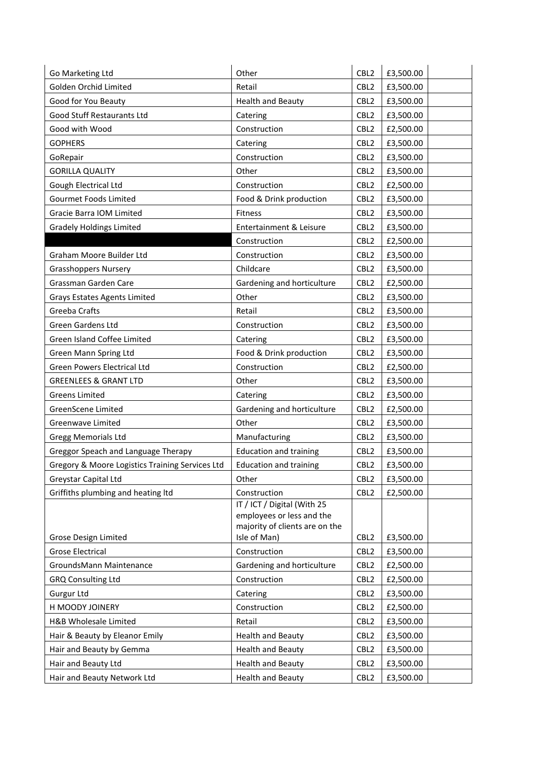| | | | | |
|---|---|---|---|---|
| Go Marketing Ltd | Other | CBL2 | £3,500.00 | |
| Golden Orchid Limited | Retail | CBL2 | £3,500.00 | |
| Good for You Beauty | Health and Beauty | CBL2 | £3,500.00 | |
| Good Stuff Restaurants Ltd | Catering | CBL2 | £3,500.00 | |
| Good with Wood | Construction | CBL2 | £2,500.00 | |
| GOPHERS | Catering | CBL2 | £3,500.00 | |
| GoRepair | Construction | CBL2 | £3,500.00 | |
| GORILLA QUALITY | Other | CBL2 | £3,500.00 | |
| Gough Electrical Ltd | Construction | CBL2 | £2,500.00 | |
| Gourmet Foods Limited | Food & Drink production | CBL2 | £3,500.00 | |
| Gracie Barra IOM Limited | Fitness | CBL2 | £3,500.00 | |
| Gradely Holdings Limited | Entertainment & Leisure | CBL2 | £3,500.00 | |
| | Construction | CBL2 | £2,500.00 | |
| Graham Moore Builder Ltd | Construction | CBL2 | £3,500.00 | |
| Grasshoppers Nursery | Childcare | CBL2 | £3,500.00 | |
| Grassman Garden Care | Gardening and horticulture | CBL2 | £2,500.00 | |
| Grays Estates Agents Limited | Other | CBL2 | £3,500.00 | |
| Greeba Crafts | Retail | CBL2 | £3,500.00 | |
| Green Gardens Ltd | Construction | CBL2 | £3,500.00 | |
| Green Island Coffee Limited | Catering | CBL2 | £3,500.00 | |
| Green Mann Spring Ltd | Food & Drink production | CBL2 | £3,500.00 | |
| Green Powers Electrical Ltd | Construction | CBL2 | £2,500.00 | |
| GREENLEES & GRANT LTD | Other | CBL2 | £3,500.00 | |
| Greens Limited | Catering | CBL2 | £3,500.00 | |
| GreenScene Limited | Gardening and horticulture | CBL2 | £2,500.00 | |
| Greenwave Limited | Other | CBL2 | £3,500.00 | |
| Gregg Memorials Ltd | Manufacturing | CBL2 | £3,500.00 | |
| Greggor Speach and Language Therapy | Education and training | CBL2 | £3,500.00 | |
| Gregory & Moore Logistics Training Services Ltd | Education and training | CBL2 | £3,500.00 | |
| Greystar Capital Ltd | Other | CBL2 | £3,500.00 | |
| Griffiths plumbing and heating ltd | Construction | CBL2 | £2,500.00 | |
| Grose Design Limited | IT / ICT / Digital (With 25 employees or less and the majority of clients are on the Isle of Man) | CBL2 | £3,500.00 | |
| Grose Electrical | Construction | CBL2 | £3,500.00 | |
| GroundsMann Maintenance | Gardening and horticulture | CBL2 | £2,500.00 | |
| GRQ Consulting Ltd | Construction | CBL2 | £2,500.00 | |
| Gurgur Ltd | Catering | CBL2 | £3,500.00 | |
| H MOODY JOINERY | Construction | CBL2 | £2,500.00 | |
| H&B Wholesale Limited | Retail | CBL2 | £3,500.00 | |
| Hair & Beauty by Eleanor Emily | Health and Beauty | CBL2 | £3,500.00 | |
| Hair and Beauty by Gemma | Health and Beauty | CBL2 | £3,500.00 | |
| Hair and Beauty Ltd | Health and Beauty | CBL2 | £3,500.00 | |
| Hair and Beauty Network Ltd | Health and Beauty | CBL2 | £3,500.00 | |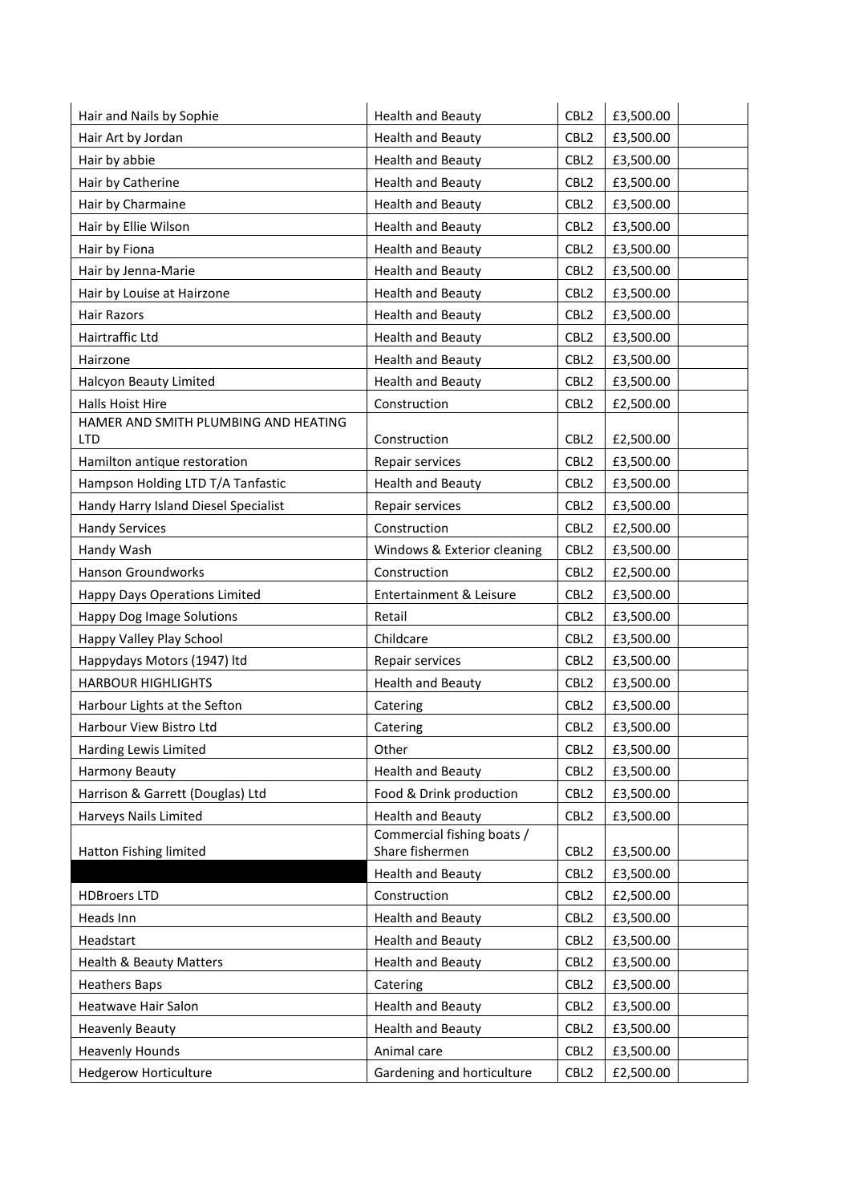| | | | | |
|---|---|---|---|---|
| Hair and Nails by Sophie | Health and Beauty | CBL2 | £3,500.00 | |
| Hair Art by Jordan | Health and Beauty | CBL2 | £3,500.00 | |
| Hair by abbie | Health and Beauty | CBL2 | £3,500.00 | |
| Hair by Catherine | Health and Beauty | CBL2 | £3,500.00 | |
| Hair by Charmaine | Health and Beauty | CBL2 | £3,500.00 | |
| Hair by Ellie Wilson | Health and Beauty | CBL2 | £3,500.00 | |
| Hair by Fiona | Health and Beauty | CBL2 | £3,500.00 | |
| Hair by Jenna-Marie | Health and Beauty | CBL2 | £3,500.00 | |
| Hair by Louise at Hairzone | Health and Beauty | CBL2 | £3,500.00 | |
| Hair Razors | Health and Beauty | CBL2 | £3,500.00 | |
| Hairtraffic Ltd | Health and Beauty | CBL2 | £3,500.00 | |
| Hairzone | Health and Beauty | CBL2 | £3,500.00 | |
| Halcyon Beauty Limited | Health and Beauty | CBL2 | £3,500.00 | |
| Halls Hoist Hire | Construction | CBL2 | £2,500.00 | |
| HAMER AND SMITH PLUMBING AND HEATING LTD | Construction | CBL2 | £2,500.00 | |
| Hamilton antique restoration | Repair services | CBL2 | £3,500.00 | |
| Hampson Holding LTD T/A Tanfastic | Health and Beauty | CBL2 | £3,500.00 | |
| Handy Harry Island Diesel Specialist | Repair services | CBL2 | £3,500.00 | |
| Handy Services | Construction | CBL2 | £2,500.00 | |
| Handy Wash | Windows & Exterior cleaning | CBL2 | £3,500.00 | |
| Hanson Groundworks | Construction | CBL2 | £2,500.00 | |
| Happy Days Operations Limited | Entertainment & Leisure | CBL2 | £3,500.00 | |
| Happy Dog Image Solutions | Retail | CBL2 | £3,500.00 | |
| Happy Valley Play School | Childcare | CBL2 | £3,500.00 | |
| Happydays Motors (1947) ltd | Repair services | CBL2 | £3,500.00 | |
| HARBOUR HIGHLIGHTS | Health and Beauty | CBL2 | £3,500.00 | |
| Harbour Lights at the Sefton | Catering | CBL2 | £3,500.00 | |
| Harbour View Bistro Ltd | Catering | CBL2 | £3,500.00 | |
| Harding Lewis Limited | Other | CBL2 | £3,500.00 | |
| Harmony Beauty | Health and Beauty | CBL2 | £3,500.00 | |
| Harrison & Garrett (Douglas) Ltd | Food & Drink production | CBL2 | £3,500.00 | |
| Harveys Nails Limited | Health and Beauty | CBL2 | £3,500.00 | |
| Hatton Fishing limited | Commercial fishing boats / Share fishermen | CBL2 | £3,500.00 | |
| | Health and Beauty | CBL2 | £3,500.00 | |
| HDBroers LTD | Construction | CBL2 | £2,500.00 | |
| Heads Inn | Health and Beauty | CBL2 | £3,500.00 | |
| Headstart | Health and Beauty | CBL2 | £3,500.00 | |
| Health & Beauty Matters | Health and Beauty | CBL2 | £3,500.00 | |
| Heathers Baps | Catering | CBL2 | £3,500.00 | |
| Heatwave Hair Salon | Health and Beauty | CBL2 | £3,500.00 | |
| Heavenly Beauty | Health and Beauty | CBL2 | £3,500.00 | |
| Heavenly Hounds | Animal care | CBL2 | £3,500.00 | |
| Hedgerow Horticulture | Gardening and horticulture | CBL2 | £2,500.00 | |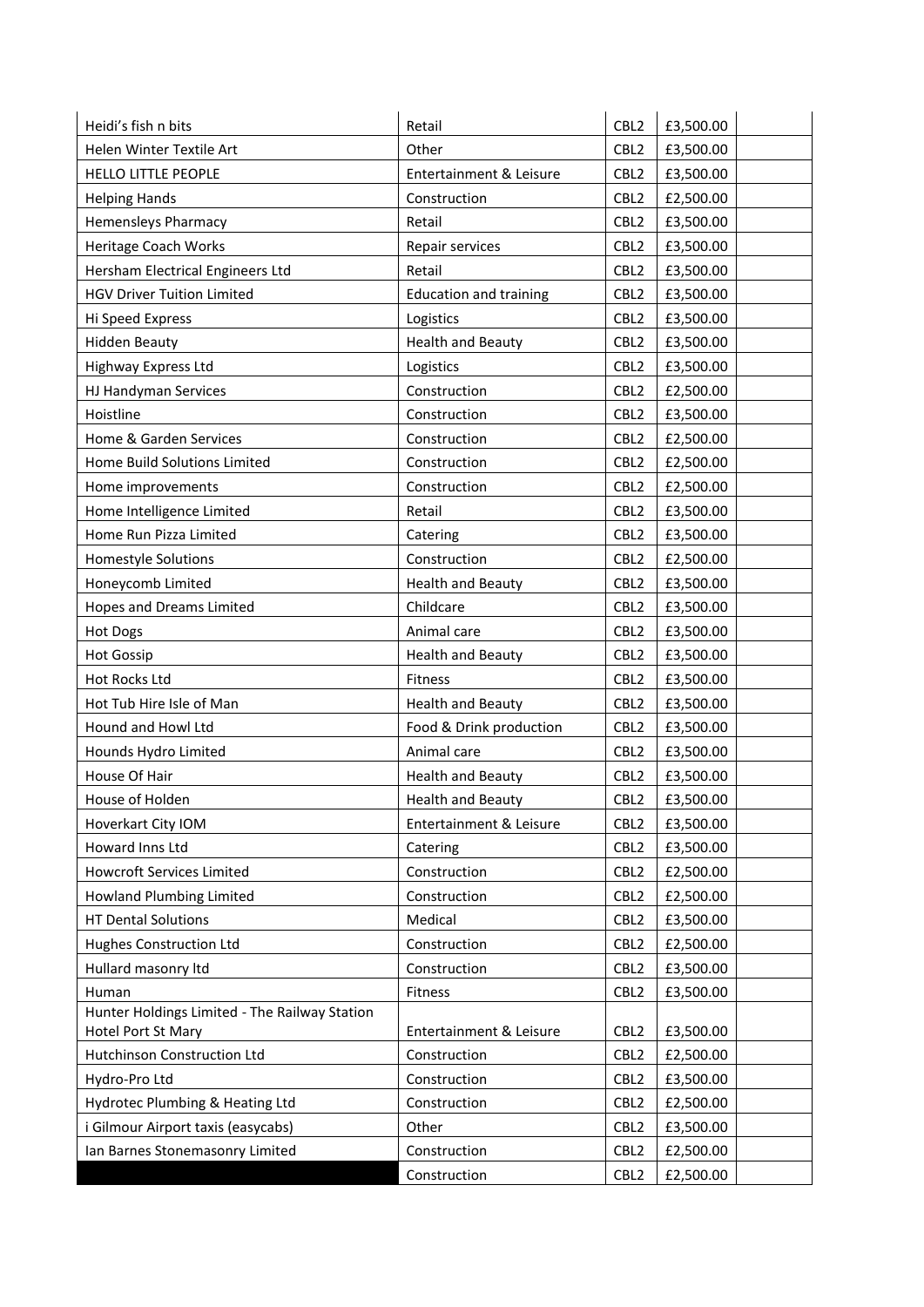| | | | | |
|---|---|---|---|---|
| Heidi's fish n bits | Retail | CBL2 | £3,500.00 | |
| Helen Winter Textile Art | Other | CBL2 | £3,500.00 | |
| HELLO LITTLE PEOPLE | Entertainment & Leisure | CBL2 | £3,500.00 | |
| Helping Hands | Construction | CBL2 | £2,500.00 | |
| Hemensleys Pharmacy | Retail | CBL2 | £3,500.00 | |
| Heritage Coach Works | Repair services | CBL2 | £3,500.00 | |
| Hersham Electrical Engineers Ltd | Retail | CBL2 | £3,500.00 | |
| HGV Driver Tuition Limited | Education and training | CBL2 | £3,500.00 | |
| Hi Speed Express | Logistics | CBL2 | £3,500.00 | |
| Hidden Beauty | Health and Beauty | CBL2 | £3,500.00 | |
| Highway Express Ltd | Logistics | CBL2 | £3,500.00 | |
| HJ Handyman Services | Construction | CBL2 | £2,500.00 | |
| Hoistline | Construction | CBL2 | £3,500.00 | |
| Home & Garden Services | Construction | CBL2 | £2,500.00 | |
| Home Build Solutions Limited | Construction | CBL2 | £2,500.00 | |
| Home improvements | Construction | CBL2 | £2,500.00 | |
| Home Intelligence Limited | Retail | CBL2 | £3,500.00 | |
| Home Run Pizza Limited | Catering | CBL2 | £3,500.00 | |
| Homestyle Solutions | Construction | CBL2 | £2,500.00 | |
| Honeycomb Limited | Health and Beauty | CBL2 | £3,500.00 | |
| Hopes and Dreams Limited | Childcare | CBL2 | £3,500.00 | |
| Hot Dogs | Animal care | CBL2 | £3,500.00 | |
| Hot Gossip | Health and Beauty | CBL2 | £3,500.00 | |
| Hot Rocks Ltd | Fitness | CBL2 | £3,500.00 | |
| Hot Tub Hire Isle of Man | Health and Beauty | CBL2 | £3,500.00 | |
| Hound and Howl Ltd | Food & Drink production | CBL2 | £3,500.00 | |
| Hounds Hydro Limited | Animal care | CBL2 | £3,500.00 | |
| House Of Hair | Health and Beauty | CBL2 | £3,500.00 | |
| House of Holden | Health and Beauty | CBL2 | £3,500.00 | |
| Hoverkart City IOM | Entertainment & Leisure | CBL2 | £3,500.00 | |
| Howard Inns Ltd | Catering | CBL2 | £3,500.00 | |
| Howcroft Services Limited | Construction | CBL2 | £2,500.00 | |
| Howland Plumbing Limited | Construction | CBL2 | £2,500.00 | |
| HT Dental Solutions | Medical | CBL2 | £3,500.00 | |
| Hughes Construction Ltd | Construction | CBL2 | £2,500.00 | |
| Hullard masonry ltd | Construction | CBL2 | £3,500.00 | |
| Human | Fitness | CBL2 | £3,500.00 | |
| Hunter Holdings Limited - The Railway Station Hotel Port St Mary | Entertainment & Leisure | CBL2 | £3,500.00 | |
| Hutchinson Construction Ltd | Construction | CBL2 | £2,500.00 | |
| Hydro-Pro Ltd | Construction | CBL2 | £3,500.00 | |
| Hydrotec Plumbing & Heating Ltd | Construction | CBL2 | £2,500.00 | |
| i Gilmour Airport taxis (easycabs) | Other | CBL2 | £3,500.00 | |
| Ian Barnes Stonemasonry Limited | Construction | CBL2 | £2,500.00 | |
| | Construction | CBL2 | £2,500.00 | |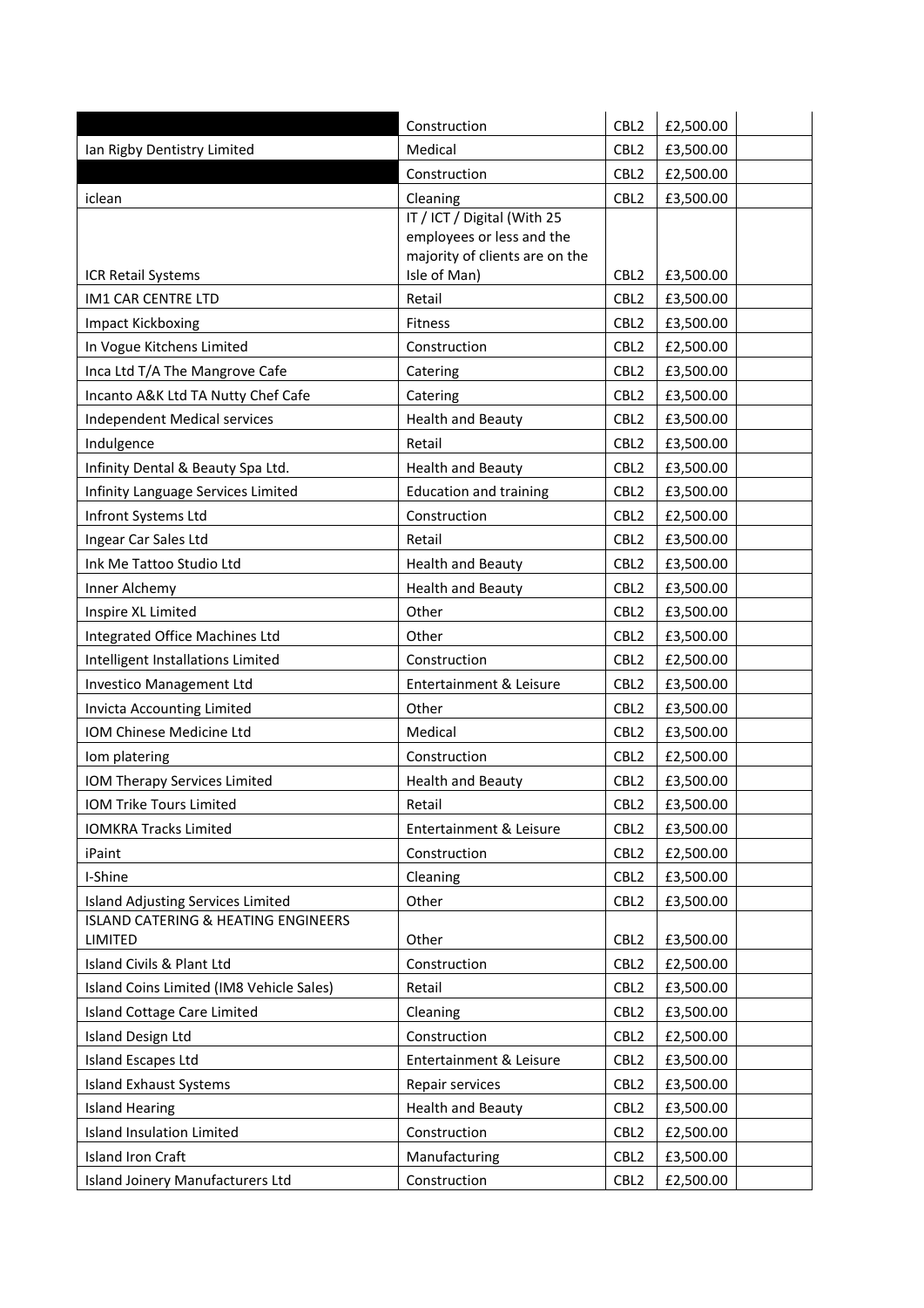| | | | | |
|---|---|---|---|---|
| | Construction | CBL2 | £2,500.00 | |
| Ian Rigby Dentistry Limited | Medical | CBL2 | £3,500.00 | |
| | Construction | CBL2 | £2,500.00 | |
| iclean | Cleaning | CBL2 | £3,500.00 | |
| ICR Retail Systems | IT / ICT / Digital (With 25 employees or less and the majority of clients are on the Isle of Man) | CBL2 | £3,500.00 | |
| IM1 CAR CENTRE LTD | Retail | CBL2 | £3,500.00 | |
| Impact Kickboxing | Fitness | CBL2 | £3,500.00 | |
| In Vogue Kitchens Limited | Construction | CBL2 | £2,500.00 | |
| Inca Ltd T/A The Mangrove Cafe | Catering | CBL2 | £3,500.00 | |
| Incanto A&K Ltd TA Nutty Chef Cafe | Catering | CBL2 | £3,500.00 | |
| Independent Medical services | Health and Beauty | CBL2 | £3,500.00 | |
| Indulgence | Retail | CBL2 | £3,500.00 | |
| Infinity Dental & Beauty Spa Ltd. | Health and Beauty | CBL2 | £3,500.00 | |
| Infinity Language Services Limited | Education and training | CBL2 | £3,500.00 | |
| Infront Systems Ltd | Construction | CBL2 | £2,500.00 | |
| Ingear Car Sales Ltd | Retail | CBL2 | £3,500.00 | |
| Ink Me Tattoo Studio Ltd | Health and Beauty | CBL2 | £3,500.00 | |
| Inner Alchemy | Health and Beauty | CBL2 | £3,500.00 | |
| Inspire XL Limited | Other | CBL2 | £3,500.00 | |
| Integrated Office Machines Ltd | Other | CBL2 | £3,500.00 | |
| Intelligent Installations Limited | Construction | CBL2 | £2,500.00 | |
| Investico Management Ltd | Entertainment & Leisure | CBL2 | £3,500.00 | |
| Invicta Accounting Limited | Other | CBL2 | £3,500.00 | |
| IOM Chinese Medicine Ltd | Medical | CBL2 | £3,500.00 | |
| Iom platering | Construction | CBL2 | £2,500.00 | |
| IOM Therapy Services Limited | Health and Beauty | CBL2 | £3,500.00 | |
| IOM Trike Tours Limited | Retail | CBL2 | £3,500.00 | |
| IOMKRA Tracks Limited | Entertainment & Leisure | CBL2 | £3,500.00 | |
| iPaint | Construction | CBL2 | £2,500.00 | |
| I-Shine | Cleaning | CBL2 | £3,500.00 | |
| Island Adjusting Services Limited | Other | CBL2 | £3,500.00 | |
| ISLAND CATERING & HEATING ENGINEERS LIMITED | Other | CBL2 | £3,500.00 | |
| Island Civils & Plant Ltd | Construction | CBL2 | £2,500.00 | |
| Island Coins Limited (IM8 Vehicle Sales) | Retail | CBL2 | £3,500.00 | |
| Island Cottage Care Limited | Cleaning | CBL2 | £3,500.00 | |
| Island Design Ltd | Construction | CBL2 | £2,500.00 | |
| Island Escapes Ltd | Entertainment & Leisure | CBL2 | £3,500.00 | |
| Island Exhaust Systems | Repair services | CBL2 | £3,500.00 | |
| Island Hearing | Health and Beauty | CBL2 | £3,500.00 | |
| Island Insulation Limited | Construction | CBL2 | £2,500.00 | |
| Island Iron Craft | Manufacturing | CBL2 | £3,500.00 | |
| Island Joinery Manufacturers Ltd | Construction | CBL2 | £2,500.00 | |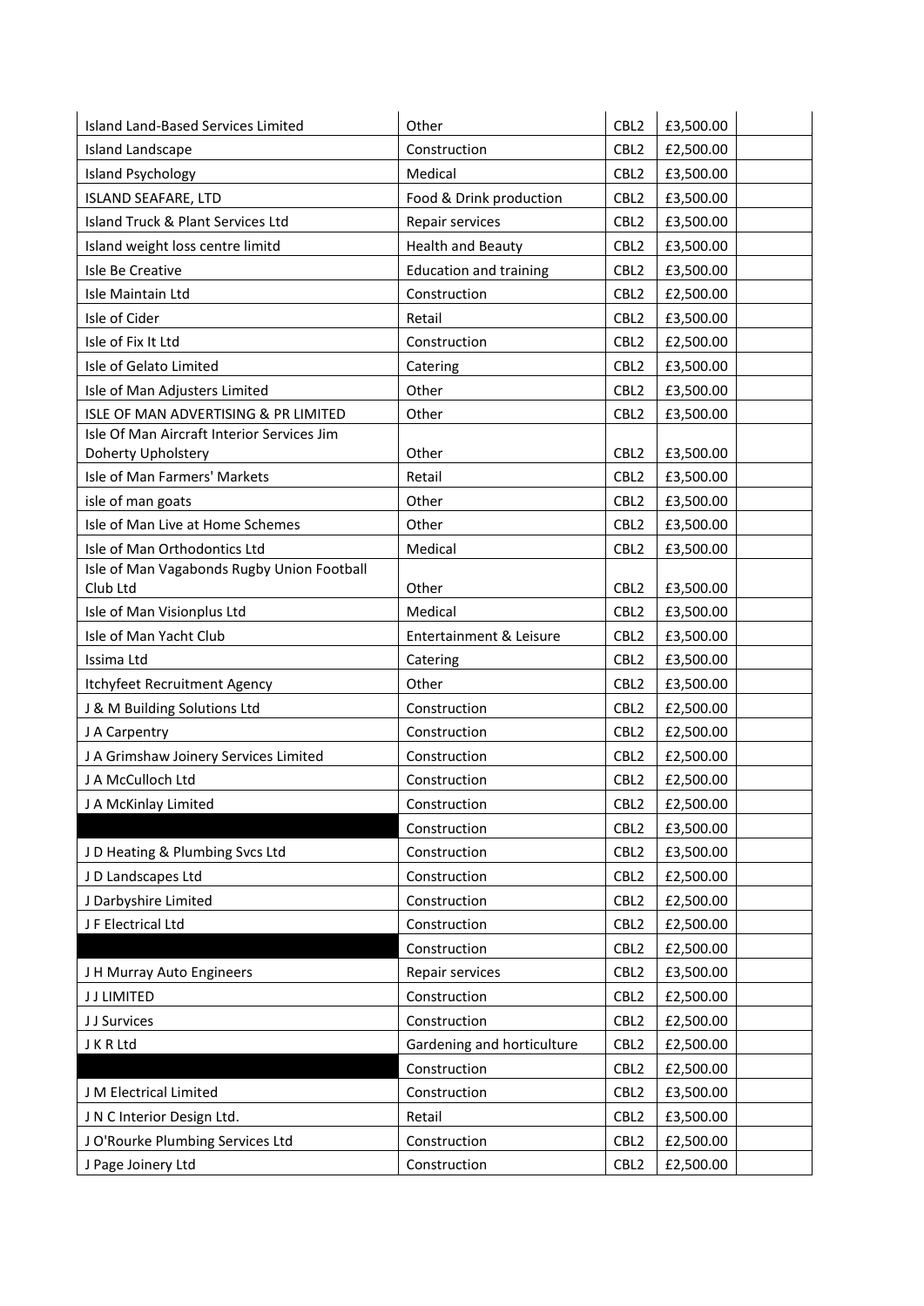| | | | | |
|---|---|---|---|---|
| Island Land-Based Services Limited | Other | CBL2 | £3,500.00 | |
| Island Landscape | Construction | CBL2 | £2,500.00 | |
| Island Psychology | Medical | CBL2 | £3,500.00 | |
| ISLAND SEAFARE, LTD | Food & Drink production | CBL2 | £3,500.00 | |
| Island Truck & Plant Services Ltd | Repair services | CBL2 | £3,500.00 | |
| Island weight loss centre limitd | Health and Beauty | CBL2 | £3,500.00 | |
| Isle Be Creative | Education and training | CBL2 | £3,500.00 | |
| Isle Maintain Ltd | Construction | CBL2 | £2,500.00 | |
| Isle of Cider | Retail | CBL2 | £3,500.00 | |
| Isle of Fix It Ltd | Construction | CBL2 | £2,500.00 | |
| Isle of Gelato Limited | Catering | CBL2 | £3,500.00 | |
| Isle of Man Adjusters Limited | Other | CBL2 | £3,500.00 | |
| ISLE OF MAN ADVERTISING & PR LIMITED | Other | CBL2 | £3,500.00 | |
| Isle Of Man Aircraft Interior Services Jim Doherty Upholstery | Other | CBL2 | £3,500.00 | |
| Isle of Man Farmers' Markets | Retail | CBL2 | £3,500.00 | |
| isle of man goats | Other | CBL2 | £3,500.00 | |
| Isle of Man Live at Home Schemes | Other | CBL2 | £3,500.00 | |
| Isle of Man Orthodontics Ltd | Medical | CBL2 | £3,500.00 | |
| Isle of Man Vagabonds Rugby Union Football Club Ltd | Other | CBL2 | £3,500.00 | |
| Isle of Man Visionplus Ltd | Medical | CBL2 | £3,500.00 | |
| Isle of Man Yacht Club | Entertainment & Leisure | CBL2 | £3,500.00 | |
| Issima Ltd | Catering | CBL2 | £3,500.00 | |
| Itchyfeet Recruitment Agency | Other | CBL2 | £3,500.00 | |
| J & M Building Solutions Ltd | Construction | CBL2 | £2,500.00 | |
| J A Carpentry | Construction | CBL2 | £2,500.00 | |
| J A Grimshaw Joinery Services Limited | Construction | CBL2 | £2,500.00 | |
| J A McCulloch Ltd | Construction | CBL2 | £2,500.00 | |
| J A McKinlay Limited | Construction | CBL2 | £2,500.00 | |
| | Construction | CBL2 | £3,500.00 | |
| J D Heating & Plumbing Svcs Ltd | Construction | CBL2 | £3,500.00 | |
| J D Landscapes Ltd | Construction | CBL2 | £2,500.00 | |
| J Darbyshire Limited | Construction | CBL2 | £2,500.00 | |
| J F Electrical Ltd | Construction | CBL2 | £2,500.00 | |
| | Construction | CBL2 | £2,500.00 | |
| J H Murray Auto Engineers | Repair services | CBL2 | £3,500.00 | |
| J J LIMITED | Construction | CBL2 | £2,500.00 | |
| J J Survices | Construction | CBL2 | £2,500.00 | |
| J K R Ltd | Gardening and horticulture | CBL2 | £2,500.00 | |
| | Construction | CBL2 | £2,500.00 | |
| J M Electrical Limited | Construction | CBL2 | £3,500.00 | |
| J N C Interior Design Ltd. | Retail | CBL2 | £3,500.00 | |
| J O'Rourke Plumbing Services Ltd | Construction | CBL2 | £2,500.00 | |
| J Page Joinery Ltd | Construction | CBL2 | £2,500.00 | |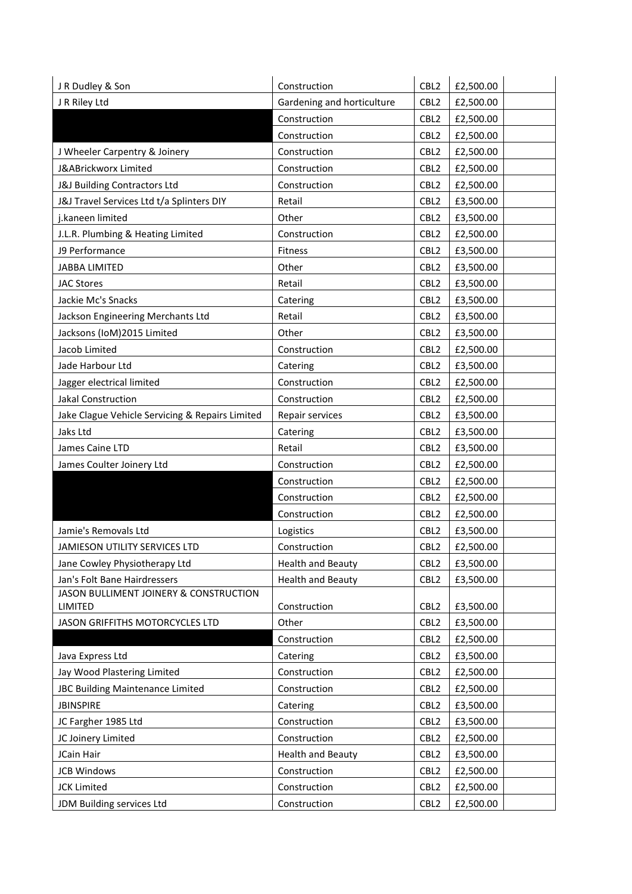| | | | | |
|---|---|---|---|---|
| J R Dudley & Son | Construction | CBL2 | £2,500.00 | |
| J R Riley Ltd | Gardening and horticulture | CBL2 | £2,500.00 | |
| | Construction | CBL2 | £2,500.00 | |
| | Construction | CBL2 | £2,500.00 | |
| J Wheeler Carpentry & Joinery | Construction | CBL2 | £2,500.00 | |
| J&ABrickworx Limited | Construction | CBL2 | £2,500.00 | |
| J&J Building Contractors Ltd | Construction | CBL2 | £2,500.00 | |
| J&J Travel Services Ltd t/a Splinters DIY | Retail | CBL2 | £3,500.00 | |
| j.kaneen limited | Other | CBL2 | £3,500.00 | |
| J.L.R. Plumbing & Heating Limited | Construction | CBL2 | £2,500.00 | |
| J9 Performance | Fitness | CBL2 | £3,500.00 | |
| JABBA LIMITED | Other | CBL2 | £3,500.00 | |
| JAC Stores | Retail | CBL2 | £3,500.00 | |
| Jackie Mc's Snacks | Catering | CBL2 | £3,500.00 | |
| Jackson Engineering Merchants Ltd | Retail | CBL2 | £3,500.00 | |
| Jacksons (IoM)2015 Limited | Other | CBL2 | £3,500.00 | |
| Jacob Limited | Construction | CBL2 | £2,500.00 | |
| Jade Harbour Ltd | Catering | CBL2 | £3,500.00 | |
| Jagger electrical limited | Construction | CBL2 | £2,500.00 | |
| Jakal Construction | Construction | CBL2 | £2,500.00 | |
| Jake Clague Vehicle Servicing & Repairs Limited | Repair services | CBL2 | £3,500.00 | |
| Jaks Ltd | Catering | CBL2 | £3,500.00 | |
| James Caine LTD | Retail | CBL2 | £3,500.00 | |
| James Coulter Joinery Ltd | Construction | CBL2 | £2,500.00 | |
| | Construction | CBL2 | £2,500.00 | |
| | Construction | CBL2 | £2,500.00 | |
| | Construction | CBL2 | £2,500.00 | |
| Jamie's Removals Ltd | Logistics | CBL2 | £3,500.00 | |
| JAMIESON UTILITY SERVICES LTD | Construction | CBL2 | £2,500.00 | |
| Jane Cowley Physiotherapy Ltd | Health and Beauty | CBL2 | £3,500.00 | |
| Jan's Folt Bane Hairdressers | Health and Beauty | CBL2 | £3,500.00 | |
| JASON BULLIMENT JOINERY & CONSTRUCTION LIMITED | Construction | CBL2 | £3,500.00 | |
| JASON GRIFFITHS MOTORCYCLES LTD | Other | CBL2 | £3,500.00 | |
| | Construction | CBL2 | £2,500.00 | |
| Java Express Ltd | Catering | CBL2 | £3,500.00 | |
| Jay Wood Plastering Limited | Construction | CBL2 | £2,500.00 | |
| JBC Building Maintenance Limited | Construction | CBL2 | £2,500.00 | |
| JBINSPIRE | Catering | CBL2 | £3,500.00 | |
| JC Fargher 1985 Ltd | Construction | CBL2 | £3,500.00 | |
| JC Joinery Limited | Construction | CBL2 | £2,500.00 | |
| JCain Hair | Health and Beauty | CBL2 | £3,500.00 | |
| JCB Windows | Construction | CBL2 | £2,500.00 | |
| JCK Limited | Construction | CBL2 | £2,500.00 | |
| JDM Building services Ltd | Construction | CBL2 | £2,500.00 | |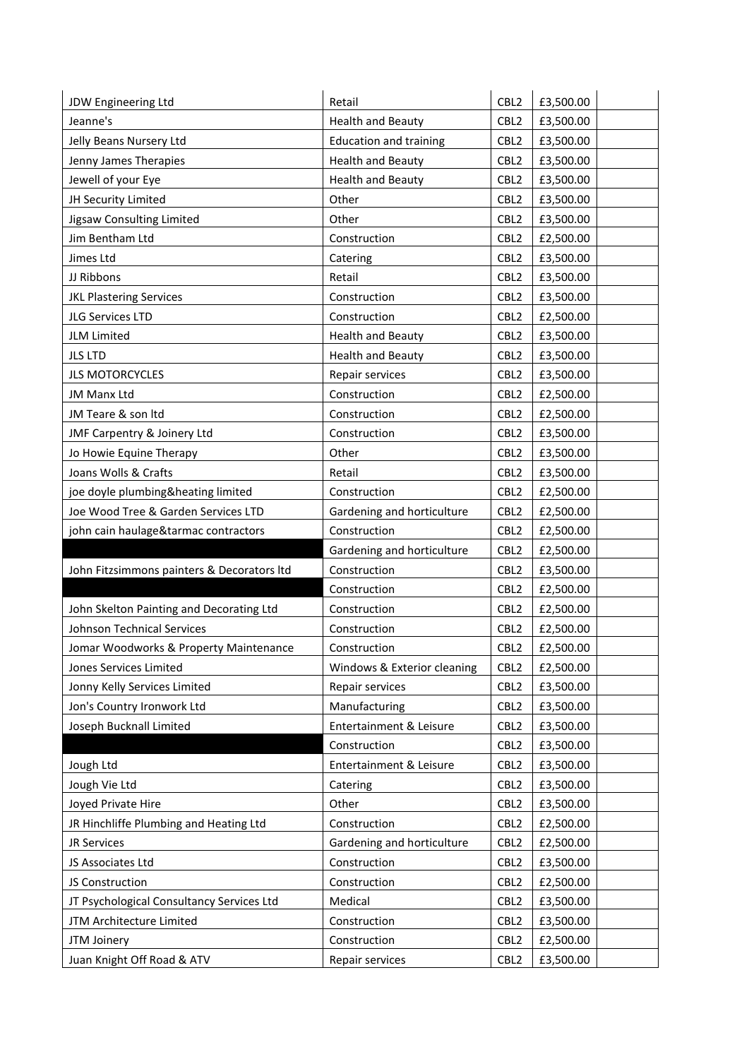| JDW Engineering Ltd | Retail | CBL2 | £3,500.00 | |
|---|---|---|---|---|
| Jeanne's | Health and Beauty | CBL2 | £3,500.00 | |
| Jelly Beans Nursery Ltd | Education and training | CBL2 | £3,500.00 | |
| Jenny James Therapies | Health and Beauty | CBL2 | £3,500.00 | |
| Jewell of your Eye | Health and Beauty | CBL2 | £3,500.00 | |
| JH Security Limited | Other | CBL2 | £3,500.00 | |
| Jigsaw Consulting Limited | Other | CBL2 | £3,500.00 | |
| Jim Bentham Ltd | Construction | CBL2 | £2,500.00 | |
| Jimes Ltd | Catering | CBL2 | £3,500.00 | |
| JJ Ribbons | Retail | CBL2 | £3,500.00 | |
| JKL Plastering Services | Construction | CBL2 | £3,500.00 | |
| JLG Services LTD | Construction | CBL2 | £2,500.00 | |
| JLM Limited | Health and Beauty | CBL2 | £3,500.00 | |
| JLS LTD | Health and Beauty | CBL2 | £3,500.00 | |
| JLS MOTORCYCLES | Repair services | CBL2 | £3,500.00 | |
| JM Manx Ltd | Construction | CBL2 | £2,500.00 | |
| JM Teare & son ltd | Construction | CBL2 | £2,500.00 | |
| JMF Carpentry & Joinery Ltd | Construction | CBL2 | £3,500.00 | |
| Jo Howie Equine Therapy | Other | CBL2 | £3,500.00 | |
| Joans Wolls & Crafts | Retail | CBL2 | £3,500.00 | |
| joe doyle plumbing&heating limited | Construction | CBL2 | £2,500.00 | |
| Joe Wood Tree & Garden Services LTD | Gardening and horticulture | CBL2 | £2,500.00 | |
| john cain haulage&tarmac contractors | Construction | CBL2 | £2,500.00 | |
| | Gardening and horticulture | CBL2 | £2,500.00 | |
| John Fitzsimmons painters & Decorators ltd | Construction | CBL2 | £3,500.00 | |
| | Construction | CBL2 | £2,500.00 | |
| John Skelton Painting and Decorating Ltd | Construction | CBL2 | £2,500.00 | |
| Johnson Technical Services | Construction | CBL2 | £2,500.00 | |
| Jomar Woodworks & Property Maintenance | Construction | CBL2 | £2,500.00 | |
| Jones Services Limited | Windows & Exterior cleaning | CBL2 | £2,500.00 | |
| Jonny Kelly Services Limited | Repair services | CBL2 | £3,500.00 | |
| Jon's Country Ironwork Ltd | Manufacturing | CBL2 | £3,500.00 | |
| Joseph Bucknall Limited | Entertainment & Leisure | CBL2 | £3,500.00 | |
| | Construction | CBL2 | £3,500.00 | |
| Jough Ltd | Entertainment & Leisure | CBL2 | £3,500.00 | |
| Jough Vie Ltd | Catering | CBL2 | £3,500.00 | |
| Joyed Private Hire | Other | CBL2 | £3,500.00 | |
| JR Hinchliffe Plumbing and Heating Ltd | Construction | CBL2 | £2,500.00 | |
| JR Services | Gardening and horticulture | CBL2 | £2,500.00 | |
| JS Associates Ltd | Construction | CBL2 | £3,500.00 | |
| JS Construction | Construction | CBL2 | £2,500.00 | |
| JT Psychological Consultancy Services Ltd | Medical | CBL2 | £3,500.00 | |
| JTM Architecture Limited | Construction | CBL2 | £3,500.00 | |
| JTM Joinery | Construction | CBL2 | £2,500.00 | |
| Juan Knight Off Road & ATV | Repair services | CBL2 | £3,500.00 | |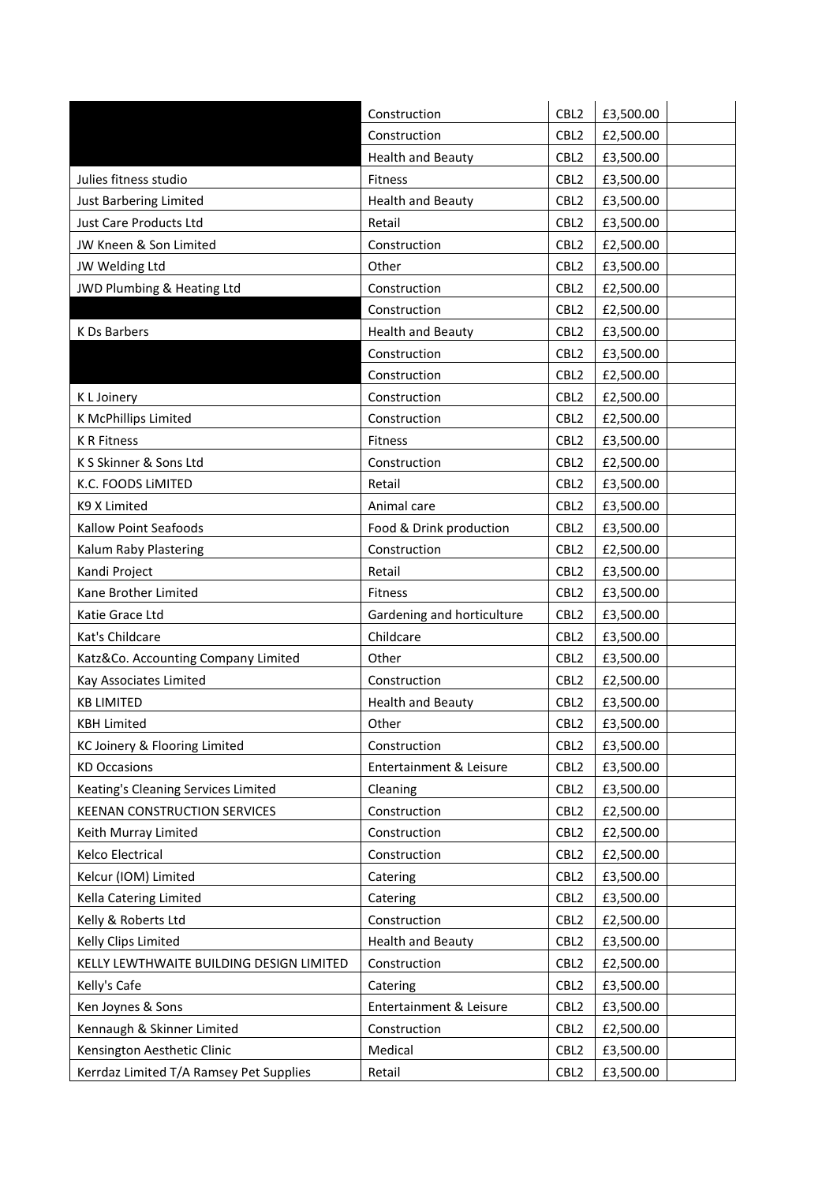| | | | | |
|---|---|---|---|---|
| | Construction | CBL2 | £3,500.00 | |
| | Construction | CBL2 | £2,500.00 | |
| | Health and Beauty | CBL2 | £3,500.00 | |
| Julies fitness studio | Fitness | CBL2 | £3,500.00 | |
| Just Barbering Limited | Health and Beauty | CBL2 | £3,500.00 | |
| Just Care Products Ltd | Retail | CBL2 | £3,500.00 | |
| JW Kneen & Son Limited | Construction | CBL2 | £2,500.00 | |
| JW Welding Ltd | Other | CBL2 | £3,500.00 | |
| JWD Plumbing & Heating Ltd | Construction | CBL2 | £2,500.00 | |
| | Construction | CBL2 | £2,500.00 | |
| K Ds Barbers | Health and Beauty | CBL2 | £3,500.00 | |
| | Construction | CBL2 | £3,500.00 | |
| | Construction | CBL2 | £2,500.00 | |
| K L Joinery | Construction | CBL2 | £2,500.00 | |
| K McPhillips Limited | Construction | CBL2 | £2,500.00 | |
| K R Fitness | Fitness | CBL2 | £3,500.00 | |
| K S Skinner & Sons Ltd | Construction | CBL2 | £2,500.00 | |
| K.C. FOODS LiMITED | Retail | CBL2 | £3,500.00 | |
| K9 X Limited | Animal care | CBL2 | £3,500.00 | |
| Kallow Point Seafoods | Food & Drink production | CBL2 | £3,500.00 | |
| Kalum Raby Plastering | Construction | CBL2 | £2,500.00 | |
| Kandi Project | Retail | CBL2 | £3,500.00 | |
| Kane Brother Limited | Fitness | CBL2 | £3,500.00 | |
| Katie Grace Ltd | Gardening and horticulture | CBL2 | £3,500.00 | |
| Kat's Childcare | Childcare | CBL2 | £3,500.00 | |
| Katz&Co. Accounting Company Limited | Other | CBL2 | £3,500.00 | |
| Kay Associates Limited | Construction | CBL2 | £2,500.00 | |
| KB LIMITED | Health and Beauty | CBL2 | £3,500.00 | |
| KBH Limited | Other | CBL2 | £3,500.00 | |
| KC Joinery & Flooring Limited | Construction | CBL2 | £2,500.00 | |
| KD Occasions | Entertainment & Leisure | CBL2 | £3,500.00 | |
| Keating's Cleaning Services Limited | Cleaning | CBL2 | £3,500.00 | |
| KEENAN CONSTRUCTION SERVICES | Construction | CBL2 | £2,500.00 | |
| Keith Murray Limited | Construction | CBL2 | £2,500.00 | |
| Kelco Electrical | Construction | CBL2 | £2,500.00 | |
| Kelcur (IOM) Limited | Catering | CBL2 | £3,500.00 | |
| Kella Catering Limited | Catering | CBL2 | £3,500.00 | |
| Kelly & Roberts Ltd | Construction | CBL2 | £2,500.00 | |
| Kelly Clips Limited | Health and Beauty | CBL2 | £3,500.00 | |
| KELLY LEWTHWAITE BUILDING DESIGN LIMITED | Construction | CBL2 | £2,500.00 | |
| Kelly's Cafe | Catering | CBL2 | £3,500.00 | |
| Ken Joynes & Sons | Entertainment & Leisure | CBL2 | £3,500.00 | |
| Kennaugh & Skinner Limited | Construction | CBL2 | £2,500.00 | |
| Kensington Aesthetic Clinic | Medical | CBL2 | £3,500.00 | |
| Kerrdaz Limited T/A Ramsey Pet Supplies | Retail | CBL2 | £3,500.00 | |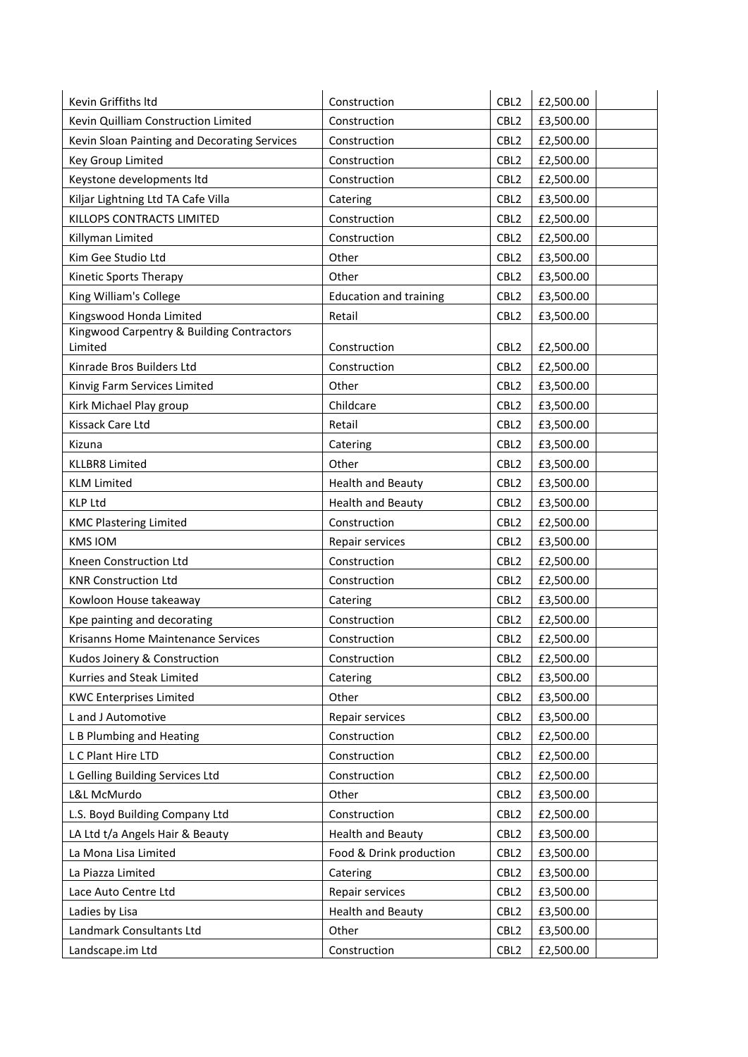| | | | | |
|---|---|---|---|---|
| Kevin Griffiths ltd | Construction | CBL2 | £2,500.00 | |
| Kevin Quilliam Construction Limited | Construction | CBL2 | £3,500.00 | |
| Kevin Sloan Painting and Decorating Services | Construction | CBL2 | £2,500.00 | |
| Key Group Limited | Construction | CBL2 | £2,500.00 | |
| Keystone developments ltd | Construction | CBL2 | £2,500.00 | |
| Kiljar Lightning Ltd TA Cafe Villa | Catering | CBL2 | £3,500.00 | |
| KILLOPS CONTRACTS LIMITED | Construction | CBL2 | £2,500.00 | |
| Killyman Limited | Construction | CBL2 | £2,500.00 | |
| Kim Gee Studio Ltd | Other | CBL2 | £3,500.00 | |
| Kinetic Sports Therapy | Other | CBL2 | £3,500.00 | |
| King William's College | Education and training | CBL2 | £3,500.00 | |
| Kingswood Honda Limited | Retail | CBL2 | £3,500.00 | |
| Kingwood Carpentry & Building Contractors Limited | Construction | CBL2 | £2,500.00 | |
| Kinrade Bros Builders Ltd | Construction | CBL2 | £2,500.00 | |
| Kinvig Farm Services Limited | Other | CBL2 | £3,500.00 | |
| Kirk Michael Play group | Childcare | CBL2 | £3,500.00 | |
| Kissack Care Ltd | Retail | CBL2 | £3,500.00 | |
| Kizuna | Catering | CBL2 | £3,500.00 | |
| KLLBR8 Limited | Other | CBL2 | £3,500.00 | |
| KLM Limited | Health and Beauty | CBL2 | £3,500.00 | |
| KLP Ltd | Health and Beauty | CBL2 | £3,500.00 | |
| KMC Plastering Limited | Construction | CBL2 | £2,500.00 | |
| KMS IOM | Repair services | CBL2 | £3,500.00 | |
| Kneen Construction Ltd | Construction | CBL2 | £2,500.00 | |
| KNR Construction Ltd | Construction | CBL2 | £2,500.00 | |
| Kowloon House takeaway | Catering | CBL2 | £3,500.00 | |
| Kpe painting and decorating | Construction | CBL2 | £2,500.00 | |
| Krisanns Home Maintenance Services | Construction | CBL2 | £2,500.00 | |
| Kudos Joinery & Construction | Construction | CBL2 | £2,500.00 | |
| Kurries and Steak Limited | Catering | CBL2 | £3,500.00 | |
| KWC Enterprises Limited | Other | CBL2 | £3,500.00 | |
| L and J Automotive | Repair services | CBL2 | £3,500.00 | |
| L B Plumbing and Heating | Construction | CBL2 | £2,500.00 | |
| L C Plant Hire LTD | Construction | CBL2 | £2,500.00 | |
| L Gelling Building Services Ltd | Construction | CBL2 | £2,500.00 | |
| L&L McMurdo | Other | CBL2 | £3,500.00 | |
| L.S. Boyd Building Company Ltd | Construction | CBL2 | £2,500.00 | |
| LA Ltd t/a Angels Hair & Beauty | Health and Beauty | CBL2 | £3,500.00 | |
| La Mona Lisa Limited | Food & Drink production | CBL2 | £3,500.00 | |
| La Piazza Limited | Catering | CBL2 | £3,500.00 | |
| Lace Auto Centre Ltd | Repair services | CBL2 | £3,500.00 | |
| Ladies by Lisa | Health and Beauty | CBL2 | £3,500.00 | |
| Landmark Consultants Ltd | Other | CBL2 | £3,500.00 | |
| Landscape.im Ltd | Construction | CBL2 | £2,500.00 | |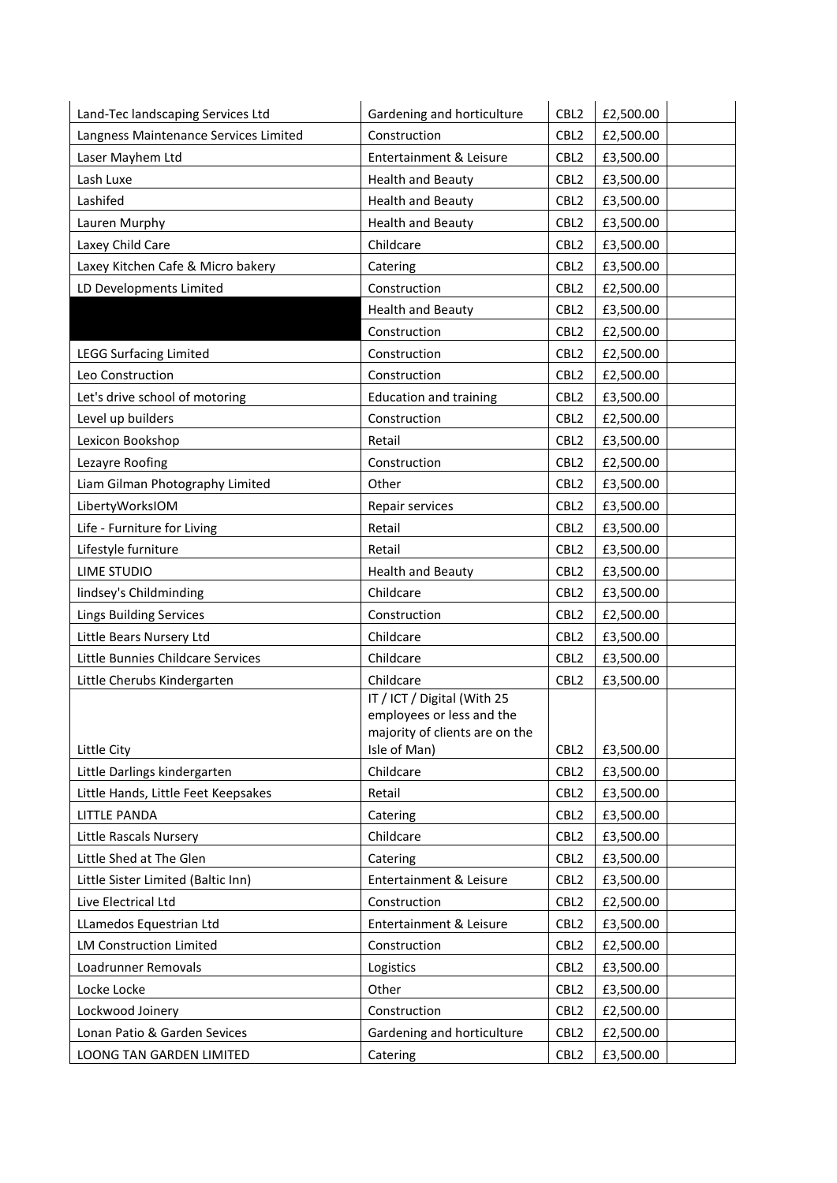| | | | | |
|---|---|---|---|---|
| Land-Tec landscaping Services Ltd | Gardening and horticulture | CBL2 | £2,500.00 | |
| Langness Maintenance Services Limited | Construction | CBL2 | £2,500.00 | |
| Laser Mayhem Ltd | Entertainment & Leisure | CBL2 | £3,500.00 | |
| Lash Luxe | Health and Beauty | CBL2 | £3,500.00 | |
| Lashifed | Health and Beauty | CBL2 | £3,500.00 | |
| Lauren Murphy | Health and Beauty | CBL2 | £3,500.00 | |
| Laxey Child Care | Childcare | CBL2 | £3,500.00 | |
| Laxey Kitchen Cafe & Micro bakery | Catering | CBL2 | £3,500.00 | |
| LD Developments Limited | Construction | CBL2 | £2,500.00 | |
| | Health and Beauty | CBL2 | £3,500.00 | |
| | Construction | CBL2 | £2,500.00 | |
| LEGG Surfacing Limited | Construction | CBL2 | £2,500.00 | |
| Leo Construction | Construction | CBL2 | £2,500.00 | |
| Let's drive school of motoring | Education and training | CBL2 | £3,500.00 | |
| Level up builders | Construction | CBL2 | £2,500.00 | |
| Lexicon Bookshop | Retail | CBL2 | £3,500.00 | |
| Lezayre Roofing | Construction | CBL2 | £2,500.00 | |
| Liam Gilman Photography Limited | Other | CBL2 | £3,500.00 | |
| LibertyWorksIOM | Repair services | CBL2 | £3,500.00 | |
| Life - Furniture for Living | Retail | CBL2 | £3,500.00 | |
| Lifestyle furniture | Retail | CBL2 | £3,500.00 | |
| LIME STUDIO | Health and Beauty | CBL2 | £3,500.00 | |
| lindsey's Childminding | Childcare | CBL2 | £3,500.00 | |
| Lings Building Services | Construction | CBL2 | £2,500.00 | |
| Little Bears Nursery Ltd | Childcare | CBL2 | £3,500.00 | |
| Little Bunnies Childcare Services | Childcare | CBL2 | £3,500.00 | |
| Little Cherubs Kindergarten | Childcare | CBL2 | £3,500.00 | |
| Little City | IT / ICT / Digital (With 25 employees or less and the majority of clients are on the Isle of Man) | CBL2 | £3,500.00 | |
| Little Darlings kindergarten | Childcare | CBL2 | £3,500.00 | |
| Little Hands, Little Feet Keepsakes | Retail | CBL2 | £3,500.00 | |
| LITTLE PANDA | Catering | CBL2 | £3,500.00 | |
| Little Rascals Nursery | Childcare | CBL2 | £3,500.00 | |
| Little Shed at The Glen | Catering | CBL2 | £3,500.00 | |
| Little Sister Limited (Baltic Inn) | Entertainment & Leisure | CBL2 | £3,500.00 | |
| Live Electrical Ltd | Construction | CBL2 | £2,500.00 | |
| LLamedos Equestrian Ltd | Entertainment & Leisure | CBL2 | £3,500.00 | |
| LM Construction Limited | Construction | CBL2 | £2,500.00 | |
| Loadrunner Removals | Logistics | CBL2 | £3,500.00 | |
| Locke Locke | Other | CBL2 | £3,500.00 | |
| Lockwood Joinery | Construction | CBL2 | £2,500.00 | |
| Lonan Patio & Garden Sevices | Gardening and horticulture | CBL2 | £2,500.00 | |
| LOONG TAN GARDEN LIMITED | Catering | CBL2 | £3,500.00 | |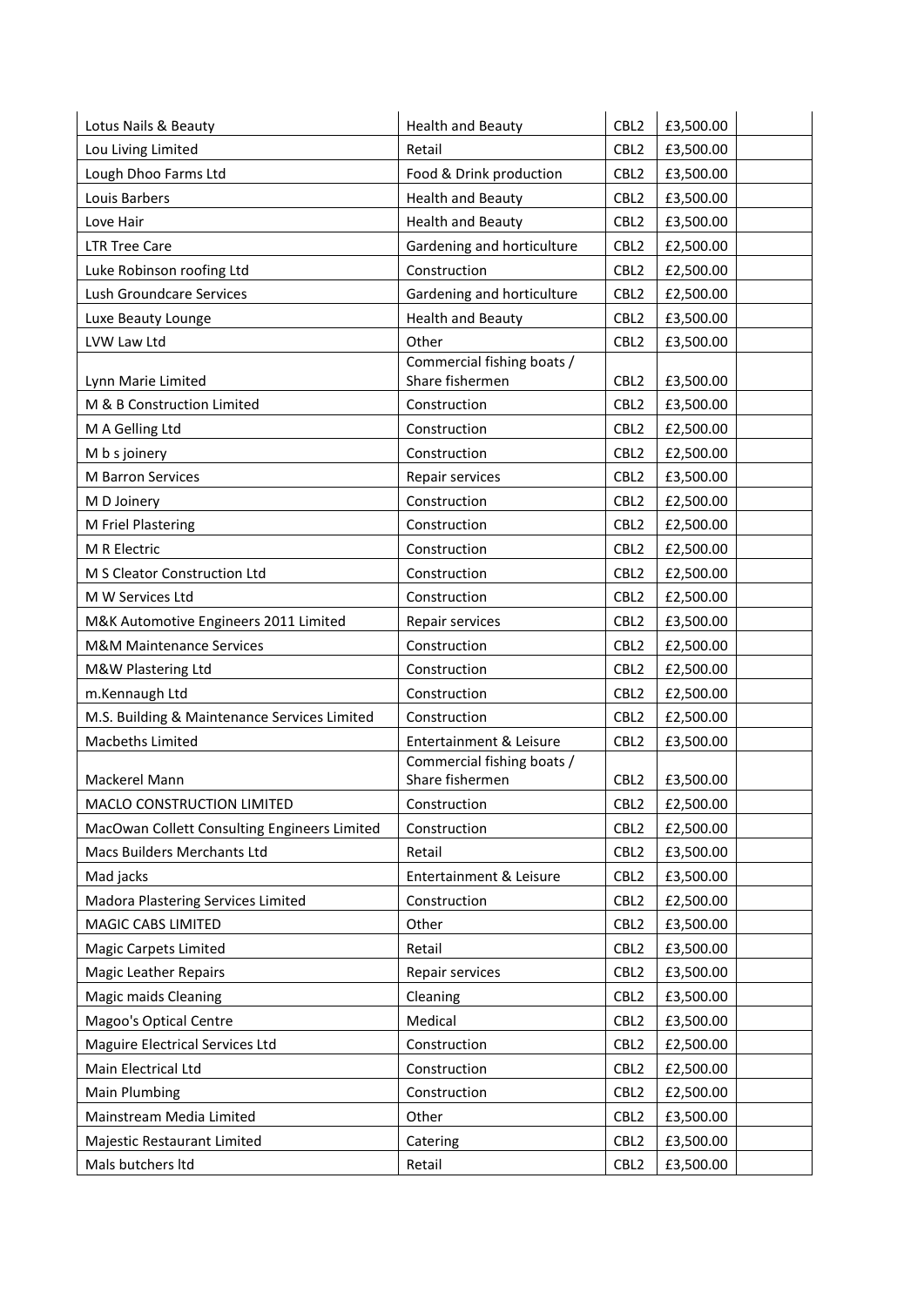| Lotus Nails & Beauty | Health and Beauty | CBL2 | £3,500.00 | |
|---|---|---|---|---|
| Lou Living Limited | Retail | CBL2 | £3,500.00 | |
| Lough Dhoo Farms Ltd | Food & Drink production | CBL2 | £3,500.00 | |
| Louis Barbers | Health and Beauty | CBL2 | £3,500.00 | |
| Love Hair | Health and Beauty | CBL2 | £3,500.00 | |
| LTR Tree Care | Gardening and horticulture | CBL2 | £2,500.00 | |
| Luke Robinson roofing Ltd | Construction | CBL2 | £2,500.00 | |
| Lush Groundcare Services | Gardening and horticulture | CBL2 | £2,500.00 | |
| Luxe Beauty Lounge | Health and Beauty | CBL2 | £3,500.00 | |
| LVW Law Ltd | Other | CBL2 | £3,500.00 | |
| Lynn Marie Limited | Commercial fishing boats / Share fishermen | CBL2 | £3,500.00 | |
| M & B Construction Limited | Construction | CBL2 | £3,500.00 | |
| M A Gelling Ltd | Construction | CBL2 | £2,500.00 | |
| M b s joinery | Construction | CBL2 | £2,500.00 | |
| M Barron Services | Repair services | CBL2 | £3,500.00 | |
| M D Joinery | Construction | CBL2 | £2,500.00 | |
| M Friel Plastering | Construction | CBL2 | £2,500.00 | |
| M R Electric | Construction | CBL2 | £2,500.00 | |
| M S Cleator Construction Ltd | Construction | CBL2 | £2,500.00 | |
| M W Services Ltd | Construction | CBL2 | £2,500.00 | |
| M&K Automotive Engineers 2011 Limited | Repair services | CBL2 | £3,500.00 | |
| M&M Maintenance Services | Construction | CBL2 | £2,500.00 | |
| M&W Plastering Ltd | Construction | CBL2 | £2,500.00 | |
| m.Kennaugh Ltd | Construction | CBL2 | £2,500.00 | |
| M.S. Building & Maintenance Services Limited | Construction | CBL2 | £2,500.00 | |
| Macbeths Limited | Entertainment & Leisure | CBL2 | £3,500.00 | |
| Mackerel Mann | Commercial fishing boats / Share fishermen | CBL2 | £3,500.00 | |
| MACLO CONSTRUCTION LIMITED | Construction | CBL2 | £2,500.00 | |
| MacOwan Collett Consulting Engineers Limited | Construction | CBL2 | £2,500.00 | |
| Macs Builders Merchants Ltd | Retail | CBL2 | £3,500.00 | |
| Mad jacks | Entertainment & Leisure | CBL2 | £3,500.00 | |
| Madora Plastering Services Limited | Construction | CBL2 | £2,500.00 | |
| MAGIC CABS LIMITED | Other | CBL2 | £3,500.00 | |
| Magic Carpets Limited | Retail | CBL2 | £3,500.00 | |
| Magic Leather Repairs | Repair services | CBL2 | £3,500.00 | |
| Magic maids Cleaning | Cleaning | CBL2 | £3,500.00 | |
| Magoo's Optical Centre | Medical | CBL2 | £3,500.00 | |
| Maguire Electrical Services Ltd | Construction | CBL2 | £2,500.00 | |
| Main Electrical Ltd | Construction | CBL2 | £2,500.00 | |
| Main Plumbing | Construction | CBL2 | £2,500.00 | |
| Mainstream Media Limited | Other | CBL2 | £3,500.00 | |
| Majestic Restaurant Limited | Catering | CBL2 | £3,500.00 | |
| Mals butchers ltd | Retail | CBL2 | £3,500.00 | |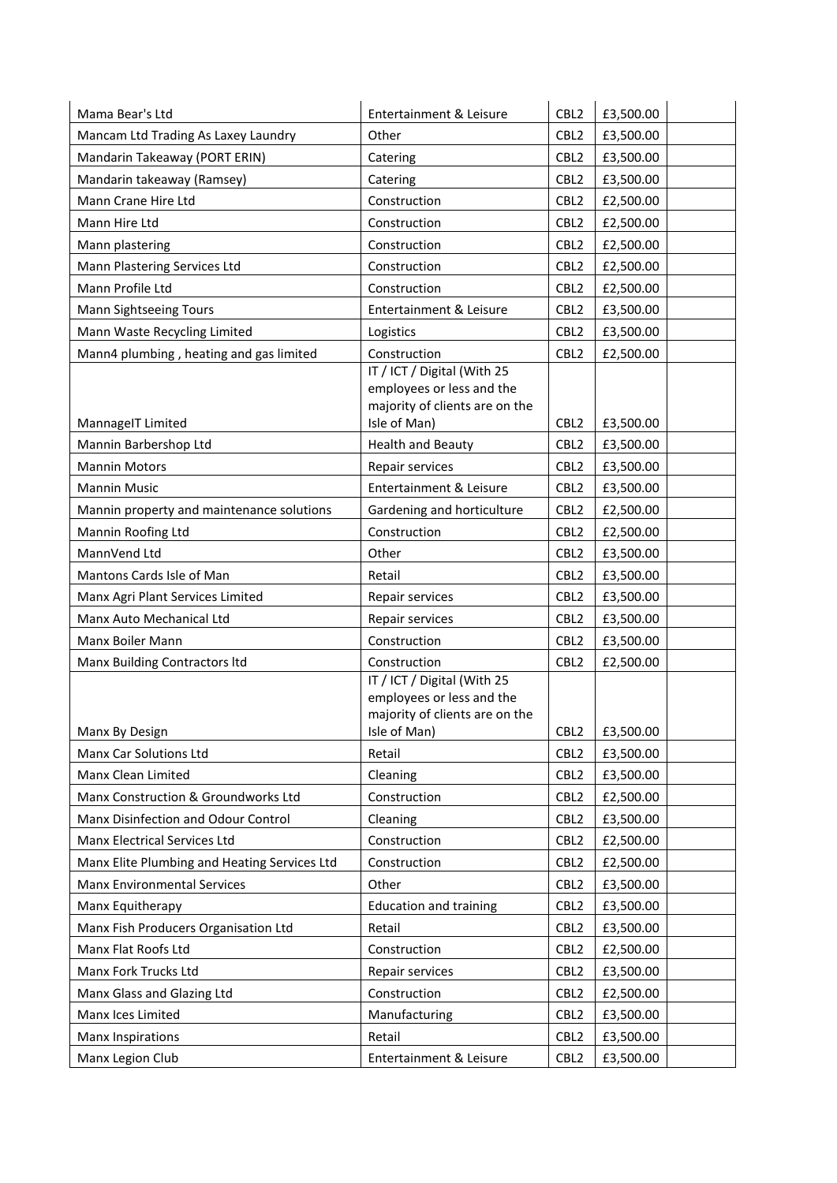| | | | | |
|---|---|---|---|---|
| Mama Bear's Ltd | Entertainment & Leisure | CBL2 | £3,500.00 | |
| Mancam Ltd Trading As Laxey Laundry | Other | CBL2 | £3,500.00 | |
| Mandarin Takeaway (PORT ERIN) | Catering | CBL2 | £3,500.00 | |
| Mandarin takeaway (Ramsey) | Catering | CBL2 | £3,500.00 | |
| Mann Crane Hire Ltd | Construction | CBL2 | £2,500.00 | |
| Mann Hire Ltd | Construction | CBL2 | £2,500.00 | |
| Mann plastering | Construction | CBL2 | £2,500.00 | |
| Mann Plastering Services Ltd | Construction | CBL2 | £2,500.00 | |
| Mann Profile Ltd | Construction | CBL2 | £2,500.00 | |
| Mann Sightseeing Tours | Entertainment & Leisure | CBL2 | £3,500.00 | |
| Mann Waste Recycling Limited | Logistics | CBL2 | £3,500.00 | |
| Mann4 plumbing , heating and gas limited | Construction | CBL2 | £2,500.00 | |
| MannageIT Limited | IT / ICT / Digital (With 25 employees or less and the majority of clients are on the Isle of Man) | CBL2 | £3,500.00 | |
| Mannin Barbershop Ltd | Health and Beauty | CBL2 | £3,500.00 | |
| Mannin Motors | Repair services | CBL2 | £3,500.00 | |
| Mannin Music | Entertainment & Leisure | CBL2 | £3,500.00 | |
| Mannin property and maintenance solutions | Gardening and horticulture | CBL2 | £2,500.00 | |
| Mannin Roofing Ltd | Construction | CBL2 | £2,500.00 | |
| MannVend Ltd | Other | CBL2 | £3,500.00 | |
| Mantons Cards Isle of Man | Retail | CBL2 | £3,500.00 | |
| Manx Agri Plant Services Limited | Repair services | CBL2 | £3,500.00 | |
| Manx Auto Mechanical Ltd | Repair services | CBL2 | £3,500.00 | |
| Manx Boiler Mann | Construction | CBL2 | £3,500.00 | |
| Manx Building Contractors ltd | Construction | CBL2 | £2,500.00 | |
| Manx By Design | IT / ICT / Digital (With 25 employees or less and the majority of clients are on the Isle of Man) | CBL2 | £3,500.00 | |
| Manx Car Solutions Ltd | Retail | CBL2 | £3,500.00 | |
| Manx Clean Limited | Cleaning | CBL2 | £3,500.00 | |
| Manx Construction & Groundworks Ltd | Construction | CBL2 | £2,500.00 | |
| Manx Disinfection and Odour Control | Cleaning | CBL2 | £3,500.00 | |
| Manx Electrical Services Ltd | Construction | CBL2 | £2,500.00 | |
| Manx Elite Plumbing and Heating Services Ltd | Construction | CBL2 | £2,500.00 | |
| Manx Environmental Services | Other | CBL2 | £3,500.00 | |
| Manx Equitherapy | Education and training | CBL2 | £3,500.00 | |
| Manx Fish Producers Organisation Ltd | Retail | CBL2 | £3,500.00 | |
| Manx Flat Roofs Ltd | Construction | CBL2 | £2,500.00 | |
| Manx Fork Trucks Ltd | Repair services | CBL2 | £3,500.00 | |
| Manx Glass and Glazing Ltd | Construction | CBL2 | £2,500.00 | |
| Manx Ices Limited | Manufacturing | CBL2 | £3,500.00 | |
| Manx Inspirations | Retail | CBL2 | £3,500.00 | |
| Manx Legion Club | Entertainment & Leisure | CBL2 | £3,500.00 | |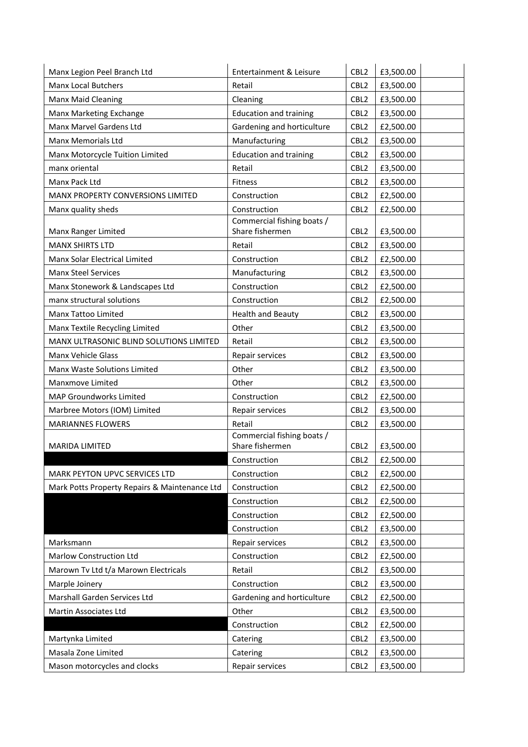| | | | | |
|---|---|---|---|---|
| Manx Legion Peel Branch Ltd | Entertainment & Leisure | CBL2 | £3,500.00 | |
| Manx Local Butchers | Retail | CBL2 | £3,500.00 | |
| Manx Maid Cleaning | Cleaning | CBL2 | £3,500.00 | |
| Manx Marketing Exchange | Education and training | CBL2 | £3,500.00 | |
| Manx Marvel Gardens Ltd | Gardening and horticulture | CBL2 | £2,500.00 | |
| Manx Memorials Ltd | Manufacturing | CBL2 | £3,500.00 | |
| Manx Motorcycle Tuition Limited | Education and training | CBL2 | £3,500.00 | |
| manx oriental | Retail | CBL2 | £3,500.00 | |
| Manx Pack Ltd | Fitness | CBL2 | £3,500.00 | |
| MANX PROPERTY CONVERSIONS LIMITED | Construction | CBL2 | £2,500.00 | |
| Manx quality sheds | Construction | CBL2 | £2,500.00 | |
| Manx Ranger Limited | Commercial fishing boats / Share fishermen | CBL2 | £3,500.00 | |
| MANX SHIRTS LTD | Retail | CBL2 | £3,500.00 | |
| Manx Solar Electrical Limited | Construction | CBL2 | £2,500.00 | |
| Manx Steel Services | Manufacturing | CBL2 | £3,500.00 | |
| Manx Stonework & Landscapes Ltd | Construction | CBL2 | £2,500.00 | |
| manx structural solutions | Construction | CBL2 | £2,500.00 | |
| Manx Tattoo Limited | Health and Beauty | CBL2 | £3,500.00 | |
| Manx Textile Recycling Limited | Other | CBL2 | £3,500.00 | |
| MANX ULTRASONIC BLIND SOLUTIONS LIMITED | Retail | CBL2 | £3,500.00 | |
| Manx Vehicle Glass | Repair services | CBL2 | £3,500.00 | |
| Manx Waste Solutions Limited | Other | CBL2 | £3,500.00 | |
| Manxmove Limited | Other | CBL2 | £3,500.00 | |
| MAP Groundworks Limited | Construction | CBL2 | £2,500.00 | |
| Marbree Motors (IOM) Limited | Repair services | CBL2 | £3,500.00 | |
| MARIANNES FLOWERS | Retail | CBL2 | £3,500.00 | |
| MARIDA LIMITED | Commercial fishing boats / Share fishermen | CBL2 | £3,500.00 | |
| | Construction | CBL2 | £2,500.00 | |
| MARK PEYTON UPVC SERVICES LTD | Construction | CBL2 | £2,500.00 | |
| Mark Potts Property Repairs & Maintenance Ltd | Construction | CBL2 | £2,500.00 | |
| | Construction | CBL2 | £2,500.00 | |
| | Construction | CBL2 | £2,500.00 | |
| | Construction | CBL2 | £3,500.00 | |
| Marksmann | Repair services | CBL2 | £3,500.00 | |
| Marlow Construction Ltd | Construction | CBL2 | £2,500.00 | |
| Marown Tv Ltd t/a Marown Electricals | Retail | CBL2 | £3,500.00 | |
| Marple Joinery | Construction | CBL2 | £3,500.00 | |
| Marshall Garden Services Ltd | Gardening and horticulture | CBL2 | £2,500.00 | |
| Martin Associates Ltd | Other | CBL2 | £3,500.00 | |
| | Construction | CBL2 | £2,500.00 | |
| Martynka Limited | Catering | CBL2 | £3,500.00 | |
| Masala Zone Limited | Catering | CBL2 | £3,500.00 | |
| Mason motorcycles and clocks | Repair services | CBL2 | £3,500.00 | |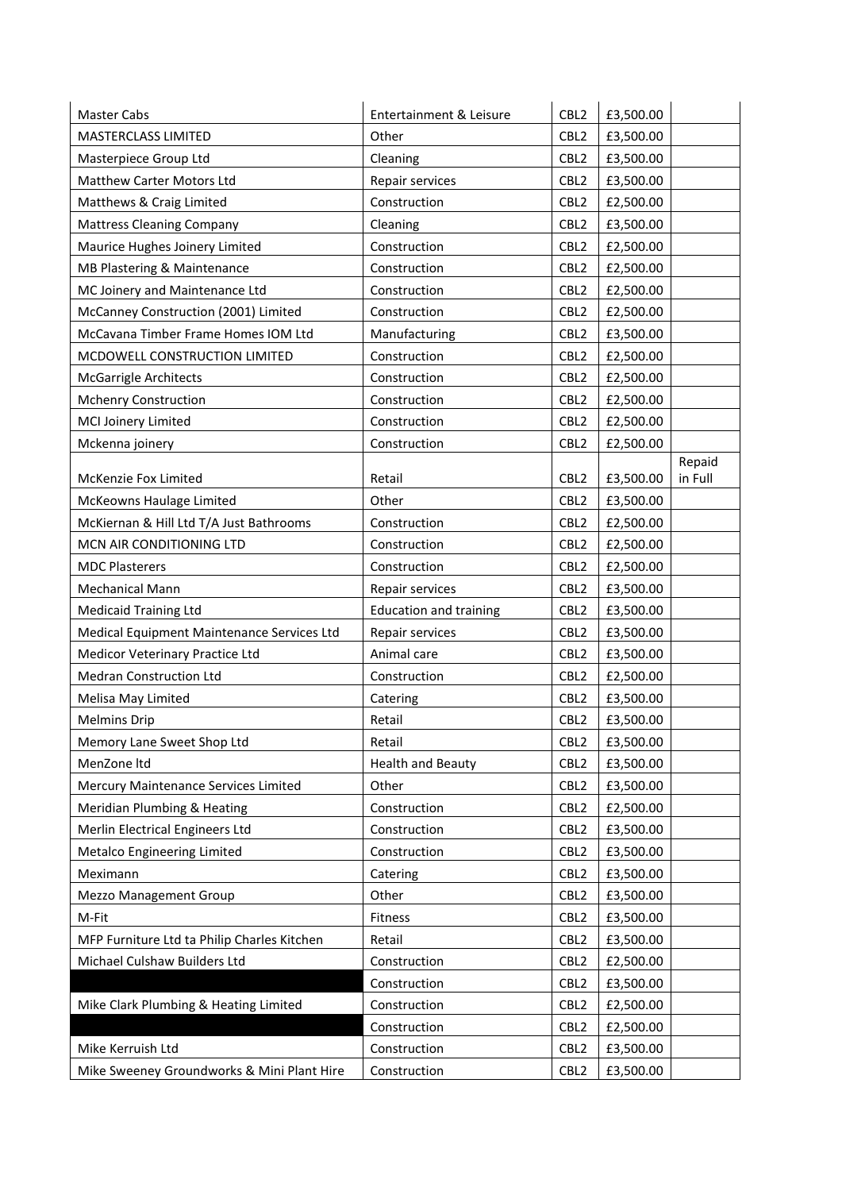| Master Cabs | Entertainment & Leisure | CBL2 | £3,500.00 | |
|---|---|---|---|---|
| MASTERCLASS LIMITED | Other | CBL2 | £3,500.00 | |
| Masterpiece Group Ltd | Cleaning | CBL2 | £3,500.00 | |
| Matthew Carter Motors Ltd | Repair services | CBL2 | £3,500.00 | |
| Matthews & Craig Limited | Construction | CBL2 | £2,500.00 | |
| Mattress Cleaning Company | Cleaning | CBL2 | £3,500.00 | |
| Maurice Hughes Joinery Limited | Construction | CBL2 | £2,500.00 | |
| MB Plastering & Maintenance | Construction | CBL2 | £2,500.00 | |
| MC Joinery and Maintenance Ltd | Construction | CBL2 | £2,500.00 | |
| McCanney Construction (2001) Limited | Construction | CBL2 | £2,500.00 | |
| McCavana Timber Frame Homes IOM Ltd | Manufacturing | CBL2 | £3,500.00 | |
| MCDOWELL CONSTRUCTION LIMITED | Construction | CBL2 | £2,500.00 | |
| McGarrigle Architects | Construction | CBL2 | £2,500.00 | |
| Mchenry Construction | Construction | CBL2 | £2,500.00 | |
| MCI Joinery Limited | Construction | CBL2 | £2,500.00 | |
| Mckenna joinery | Construction | CBL2 | £2,500.00 | |
| McKenzie Fox Limited | Retail | CBL2 | £3,500.00 | Repaid in Full |
| McKeowns Haulage Limited | Other | CBL2 | £3,500.00 | |
| McKiernan & Hill Ltd T/A Just Bathrooms | Construction | CBL2 | £2,500.00 | |
| MCN AIR CONDITIONING LTD | Construction | CBL2 | £2,500.00 | |
| MDC Plasterers | Construction | CBL2 | £2,500.00 | |
| Mechanical Mann | Repair services | CBL2 | £3,500.00 | |
| Medicaid Training Ltd | Education and training | CBL2 | £3,500.00 | |
| Medical Equipment Maintenance Services Ltd | Repair services | CBL2 | £3,500.00 | |
| Medicor Veterinary Practice Ltd | Animal care | CBL2 | £3,500.00 | |
| Medran Construction Ltd | Construction | CBL2 | £2,500.00 | |
| Melisa May Limited | Catering | CBL2 | £3,500.00 | |
| Melmins Drip | Retail | CBL2 | £3,500.00 | |
| Memory Lane Sweet Shop Ltd | Retail | CBL2 | £3,500.00 | |
| MenZone ltd | Health and Beauty | CBL2 | £3,500.00 | |
| Mercury Maintenance Services Limited | Other | CBL2 | £3,500.00 | |
| Meridian Plumbing & Heating | Construction | CBL2 | £2,500.00 | |
| Merlin Electrical Engineers Ltd | Construction | CBL2 | £3,500.00 | |
| Metalco Engineering Limited | Construction | CBL2 | £3,500.00 | |
| Meximann | Catering | CBL2 | £3,500.00 | |
| Mezzo Management Group | Other | CBL2 | £3,500.00 | |
| M-Fit | Fitness | CBL2 | £3,500.00 | |
| MFP Furniture Ltd ta Philip Charles Kitchen | Retail | CBL2 | £3,500.00 | |
| Michael Culshaw Builders Ltd | Construction | CBL2 | £2,500.00 | |
| | Construction | CBL2 | £3,500.00 | |
| Mike Clark Plumbing & Heating Limited | Construction | CBL2 | £2,500.00 | |
| | Construction | CBL2 | £2,500.00 | |
| Mike Kerruish Ltd | Construction | CBL2 | £3,500.00 | |
| Mike Sweeney Groundworks & Mini Plant Hire | Construction | CBL2 | £3,500.00 | |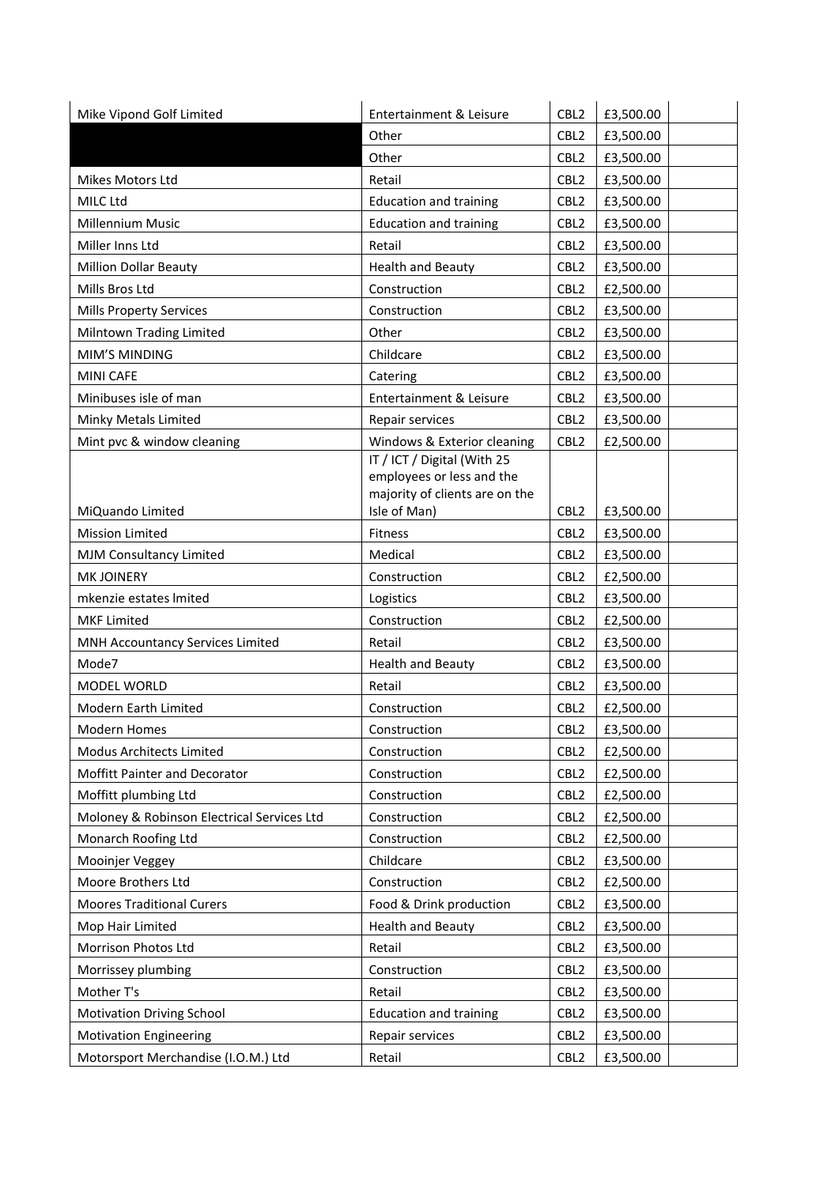| | | | | |
|---|---|---|---|---|
| Mike Vipond Golf Limited | Entertainment & Leisure | CBL2 | £3,500.00 | |
| | Other | CBL2 | £3,500.00 | |
| | Other | CBL2 | £3,500.00 | |
| Mikes Motors Ltd | Retail | CBL2 | £3,500.00 | |
| MILC Ltd | Education and training | CBL2 | £3,500.00 | |
| Millennium Music | Education and training | CBL2 | £3,500.00 | |
| Miller Inns Ltd | Retail | CBL2 | £3,500.00 | |
| Million Dollar Beauty | Health and Beauty | CBL2 | £3,500.00 | |
| Mills Bros Ltd | Construction | CBL2 | £2,500.00 | |
| Mills Property Services | Construction | CBL2 | £3,500.00 | |
| Milntown Trading Limited | Other | CBL2 | £3,500.00 | |
| MIM'S MINDING | Childcare | CBL2 | £3,500.00 | |
| MINI CAFE | Catering | CBL2 | £3,500.00 | |
| Minibuses isle of man | Entertainment & Leisure | CBL2 | £3,500.00 | |
| Minky Metals Limited | Repair services | CBL2 | £3,500.00 | |
| Mint pvc & window cleaning | Windows & Exterior cleaning | CBL2 | £2,500.00 | |
| MiQuando Limited | IT / ICT / Digital (With 25 employees or less and the majority of clients are on the Isle of Man) | CBL2 | £3,500.00 | |
| Mission Limited | Fitness | CBL2 | £3,500.00 | |
| MJM Consultancy Limited | Medical | CBL2 | £3,500.00 | |
| MK JOINERY | Construction | CBL2 | £2,500.00 | |
| mkenzie estates lmited | Logistics | CBL2 | £3,500.00 | |
| MKF Limited | Construction | CBL2 | £2,500.00 | |
| MNH Accountancy Services Limited | Retail | CBL2 | £3,500.00 | |
| Mode7 | Health and Beauty | CBL2 | £3,500.00 | |
| MODEL WORLD | Retail | CBL2 | £3,500.00 | |
| Modern Earth Limited | Construction | CBL2 | £2,500.00 | |
| Modern Homes | Construction | CBL2 | £3,500.00 | |
| Modus Architects Limited | Construction | CBL2 | £2,500.00 | |
| Moffitt Painter and Decorator | Construction | CBL2 | £2,500.00 | |
| Moffitt plumbing Ltd | Construction | CBL2 | £2,500.00 | |
| Moloney & Robinson Electrical Services Ltd | Construction | CBL2 | £2,500.00 | |
| Monarch Roofing Ltd | Construction | CBL2 | £2,500.00 | |
| Mooinjer Veggey | Childcare | CBL2 | £3,500.00 | |
| Moore Brothers Ltd | Construction | CBL2 | £2,500.00 | |
| Moores Traditional Curers | Food & Drink production | CBL2 | £3,500.00 | |
| Mop Hair Limited | Health and Beauty | CBL2 | £3,500.00 | |
| Morrison Photos Ltd | Retail | CBL2 | £3,500.00 | |
| Morrissey plumbing | Construction | CBL2 | £3,500.00 | |
| Mother T's | Retail | CBL2 | £3,500.00 | |
| Motivation Driving School | Education and training | CBL2 | £3,500.00 | |
| Motivation Engineering | Repair services | CBL2 | £3,500.00 | |
| Motorsport Merchandise (I.O.M.) Ltd | Retail | CBL2 | £3,500.00 | |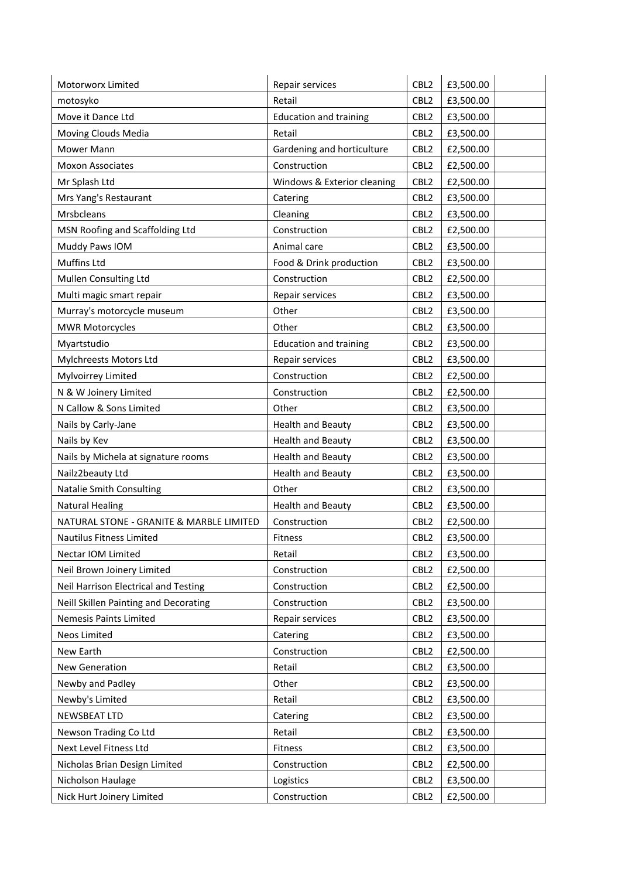| | | | | |
|---|---|---|---|---|
| Motorworx Limited | Repair services | CBL2 | £3,500.00 | |
| motosyko | Retail | CBL2 | £3,500.00 | |
| Move it Dance Ltd | Education and training | CBL2 | £3,500.00 | |
| Moving Clouds Media | Retail | CBL2 | £3,500.00 | |
| Mower Mann | Gardening and horticulture | CBL2 | £2,500.00 | |
| Moxon Associates | Construction | CBL2 | £2,500.00 | |
| Mr Splash Ltd | Windows & Exterior cleaning | CBL2 | £2,500.00 | |
| Mrs Yang's Restaurant | Catering | CBL2 | £3,500.00 | |
| Mrsbcleans | Cleaning | CBL2 | £3,500.00 | |
| MSN Roofing and Scaffolding Ltd | Construction | CBL2 | £2,500.00 | |
| Muddy Paws IOM | Animal care | CBL2 | £3,500.00 | |
| Muffins Ltd | Food & Drink production | CBL2 | £3,500.00 | |
| Mullen Consulting Ltd | Construction | CBL2 | £2,500.00 | |
| Multi magic smart repair | Repair services | CBL2 | £3,500.00 | |
| Murray's motorcycle museum | Other | CBL2 | £3,500.00 | |
| MWR Motorcycles | Other | CBL2 | £3,500.00 | |
| Myartstudio | Education and training | CBL2 | £3,500.00 | |
| Mylchreests Motors Ltd | Repair services | CBL2 | £3,500.00 | |
| Mylvoirrey Limited | Construction | CBL2 | £2,500.00 | |
| N & W Joinery Limited | Construction | CBL2 | £2,500.00 | |
| N Callow & Sons Limited | Other | CBL2 | £3,500.00 | |
| Nails by Carly-Jane | Health and Beauty | CBL2 | £3,500.00 | |
| Nails by Kev | Health and Beauty | CBL2 | £3,500.00 | |
| Nails by Michela at signature rooms | Health and Beauty | CBL2 | £3,500.00 | |
| Nailz2beauty Ltd | Health and Beauty | CBL2 | £3,500.00 | |
| Natalie Smith Consulting | Other | CBL2 | £3,500.00 | |
| Natural Healing | Health and Beauty | CBL2 | £3,500.00 | |
| NATURAL STONE - GRANITE & MARBLE LIMITED | Construction | CBL2 | £2,500.00 | |
| Nautilus Fitness Limited | Fitness | CBL2 | £3,500.00 | |
| Nectar IOM Limited | Retail | CBL2 | £3,500.00 | |
| Neil Brown Joinery Limited | Construction | CBL2 | £2,500.00 | |
| Neil Harrison Electrical and Testing | Construction | CBL2 | £2,500.00 | |
| Neill Skillen Painting and Decorating | Construction | CBL2 | £3,500.00 | |
| Nemesis Paints Limited | Repair services | CBL2 | £3,500.00 | |
| Neos Limited | Catering | CBL2 | £3,500.00 | |
| New Earth | Construction | CBL2 | £2,500.00 | |
| New Generation | Retail | CBL2 | £3,500.00 | |
| Newby and Padley | Other | CBL2 | £3,500.00 | |
| Newby's Limited | Retail | CBL2 | £3,500.00 | |
| NEWSBEAT LTD | Catering | CBL2 | £3,500.00 | |
| Newson Trading Co Ltd | Retail | CBL2 | £3,500.00 | |
| Next Level Fitness Ltd | Fitness | CBL2 | £3,500.00 | |
| Nicholas Brian Design Limited | Construction | CBL2 | £2,500.00 | |
| Nicholson Haulage | Logistics | CBL2 | £3,500.00 | |
| Nick Hurt Joinery Limited | Construction | CBL2 | £2,500.00 | |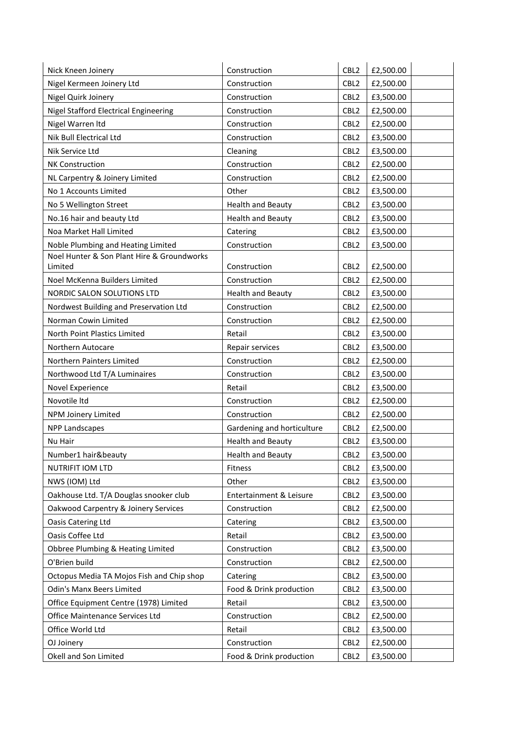| | | | | |
|---|---|---|---|---|
| Nick Kneen Joinery | Construction | CBL2 | £2,500.00 | |
| Nigel Kermeen Joinery Ltd | Construction | CBL2 | £2,500.00 | |
| Nigel Quirk Joinery | Construction | CBL2 | £3,500.00 | |
| Nigel Stafford Electrical Engineering | Construction | CBL2 | £2,500.00 | |
| Nigel Warren ltd | Construction | CBL2 | £2,500.00 | |
| Nik Bull Electrical Ltd | Construction | CBL2 | £3,500.00 | |
| Nik Service Ltd | Cleaning | CBL2 | £3,500.00 | |
| NK Construction | Construction | CBL2 | £2,500.00 | |
| NL Carpentry & Joinery Limited | Construction | CBL2 | £2,500.00 | |
| No 1 Accounts Limited | Other | CBL2 | £3,500.00 | |
| No 5 Wellington Street | Health and Beauty | CBL2 | £3,500.00 | |
| No.16 hair and beauty Ltd | Health and Beauty | CBL2 | £3,500.00 | |
| Noa Market Hall Limited | Catering | CBL2 | £3,500.00 | |
| Noble Plumbing and Heating Limited | Construction | CBL2 | £3,500.00 | |
| Noel Hunter & Son Plant Hire & Groundworks Limited | Construction | CBL2 | £2,500.00 | |
| Noel McKenna Builders Limited | Construction | CBL2 | £2,500.00 | |
| NORDIC SALON SOLUTIONS LTD | Health and Beauty | CBL2 | £3,500.00 | |
| Nordwest Building and Preservation Ltd | Construction | CBL2 | £2,500.00 | |
| Norman Cowin Limited | Construction | CBL2 | £2,500.00 | |
| North Point Plastics Limited | Retail | CBL2 | £3,500.00 | |
| Northern Autocare | Repair services | CBL2 | £3,500.00 | |
| Northern Painters Limited | Construction | CBL2 | £2,500.00 | |
| Northwood Ltd T/A Luminaires | Construction | CBL2 | £3,500.00 | |
| Novel Experience | Retail | CBL2 | £3,500.00 | |
| Novotile ltd | Construction | CBL2 | £2,500.00 | |
| NPM Joinery Limited | Construction | CBL2 | £2,500.00 | |
| NPP Landscapes | Gardening and horticulture | CBL2 | £2,500.00 | |
| Nu Hair | Health and Beauty | CBL2 | £3,500.00 | |
| Number1 hair&beauty | Health and Beauty | CBL2 | £3,500.00 | |
| NUTRIFIT IOM LTD | Fitness | CBL2 | £3,500.00 | |
| NWS (IOM) Ltd | Other | CBL2 | £3,500.00 | |
| Oakhouse Ltd. T/A Douglas snooker club | Entertainment & Leisure | CBL2 | £3,500.00 | |
| Oakwood Carpentry & Joinery Services | Construction | CBL2 | £2,500.00 | |
| Oasis Catering Ltd | Catering | CBL2 | £3,500.00 | |
| Oasis Coffee Ltd | Retail | CBL2 | £3,500.00 | |
| Obbree Plumbing & Heating Limited | Construction | CBL2 | £3,500.00 | |
| O'Brien build | Construction | CBL2 | £2,500.00 | |
| Octopus Media TA Mojos Fish and Chip shop | Catering | CBL2 | £3,500.00 | |
| Odin's Manx Beers Limited | Food & Drink production | CBL2 | £3,500.00 | |
| Office Equipment Centre (1978) Limited | Retail | CBL2 | £3,500.00 | |
| Office Maintenance Services Ltd | Construction | CBL2 | £2,500.00 | |
| Office World Ltd | Retail | CBL2 | £3,500.00 | |
| OJ Joinery | Construction | CBL2 | £2,500.00 | |
| Okell and Son Limited | Food & Drink production | CBL2 | £3,500.00 | |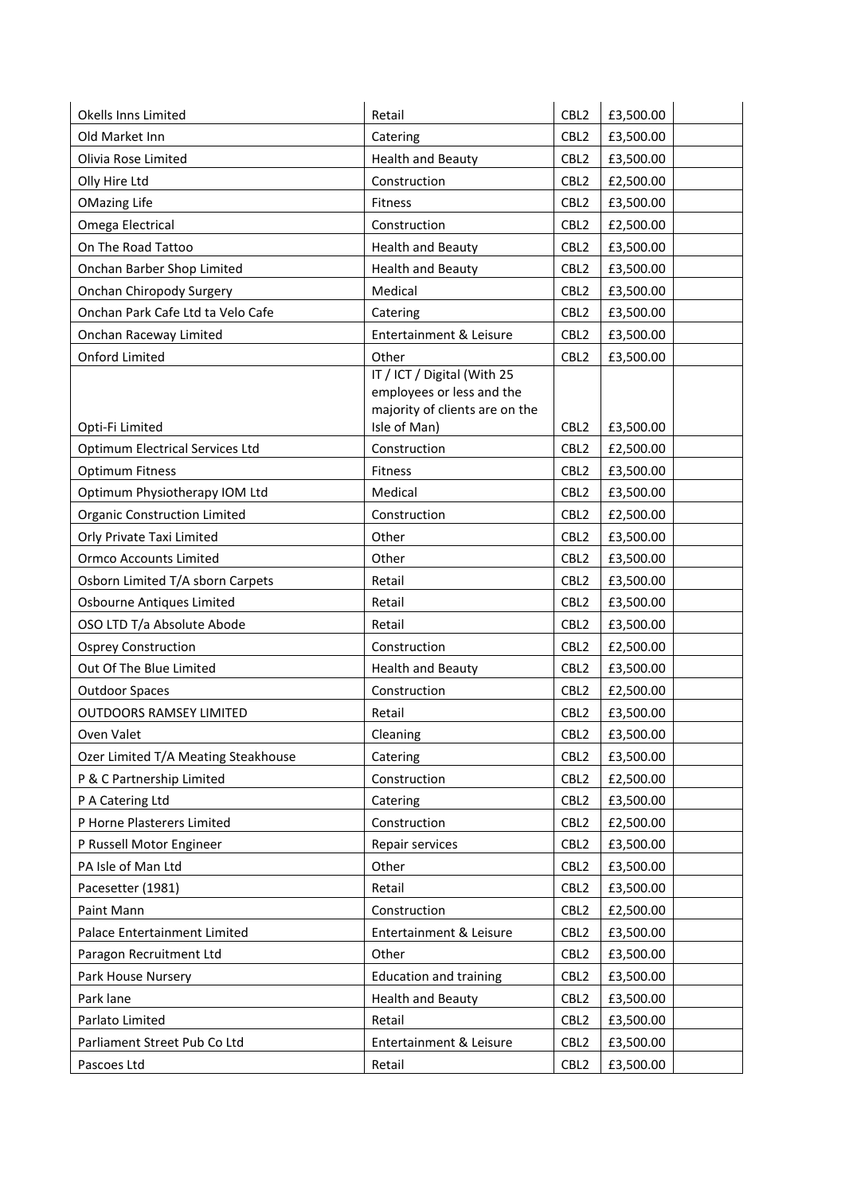| | | | | |
|---|---|---|---|---|
| Okells Inns Limited | Retail | CBL2 | £3,500.00 | |
| Old Market Inn | Catering | CBL2 | £3,500.00 | |
| Olivia Rose Limited | Health and Beauty | CBL2 | £3,500.00 | |
| Olly Hire Ltd | Construction | CBL2 | £2,500.00 | |
| OMazing Life | Fitness | CBL2 | £3,500.00 | |
| Omega Electrical | Construction | CBL2 | £2,500.00 | |
| On The Road Tattoo | Health and Beauty | CBL2 | £3,500.00 | |
| Onchan Barber Shop Limited | Health and Beauty | CBL2 | £3,500.00 | |
| Onchan Chiropody Surgery | Medical | CBL2 | £3,500.00 | |
| Onchan Park Cafe Ltd ta Velo Cafe | Catering | CBL2 | £3,500.00 | |
| Onchan Raceway Limited | Entertainment & Leisure | CBL2 | £3,500.00 | |
| Onford Limited | Other | CBL2 | £3,500.00 | |
| Opti-Fi Limited | IT / ICT / Digital (With 25 employees or less and the majority of clients are on the Isle of Man) | CBL2 | £3,500.00 | |
| Optimum Electrical Services Ltd | Construction | CBL2 | £2,500.00 | |
| Optimum Fitness | Fitness | CBL2 | £3,500.00 | |
| Optimum Physiotherapy IOM Ltd | Medical | CBL2 | £3,500.00 | |
| Organic Construction Limited | Construction | CBL2 | £2,500.00 | |
| Orly Private Taxi Limited | Other | CBL2 | £3,500.00 | |
| Ormco Accounts Limited | Other | CBL2 | £3,500.00 | |
| Osborn Limited T/A sborn Carpets | Retail | CBL2 | £3,500.00 | |
| Osbourne Antiques Limited | Retail | CBL2 | £3,500.00 | |
| OSO LTD T/a Absolute Abode | Retail | CBL2 | £3,500.00 | |
| Osprey Construction | Construction | CBL2 | £2,500.00 | |
| Out Of The Blue Limited | Health and Beauty | CBL2 | £3,500.00 | |
| Outdoor Spaces | Construction | CBL2 | £2,500.00 | |
| OUTDOORS RAMSEY LIMITED | Retail | CBL2 | £3,500.00 | |
| Oven Valet | Cleaning | CBL2 | £3,500.00 | |
| Ozer Limited T/A Meating Steakhouse | Catering | CBL2 | £3,500.00 | |
| P & C Partnership Limited | Construction | CBL2 | £2,500.00 | |
| P A Catering Ltd | Catering | CBL2 | £3,500.00 | |
| P Horne Plasterers Limited | Construction | CBL2 | £2,500.00 | |
| P Russell Motor Engineer | Repair services | CBL2 | £3,500.00 | |
| PA Isle of Man Ltd | Other | CBL2 | £3,500.00 | |
| Pacesetter (1981) | Retail | CBL2 | £3,500.00 | |
| Paint Mann | Construction | CBL2 | £2,500.00 | |
| Palace Entertainment Limited | Entertainment & Leisure | CBL2 | £3,500.00 | |
| Paragon Recruitment Ltd | Other | CBL2 | £3,500.00 | |
| Park House Nursery | Education and training | CBL2 | £3,500.00 | |
| Park lane | Health and Beauty | CBL2 | £3,500.00 | |
| Parlato Limited | Retail | CBL2 | £3,500.00 | |
| Parliament Street Pub Co Ltd | Entertainment & Leisure | CBL2 | £3,500.00 | |
| Pascoes Ltd | Retail | CBL2 | £3,500.00 | |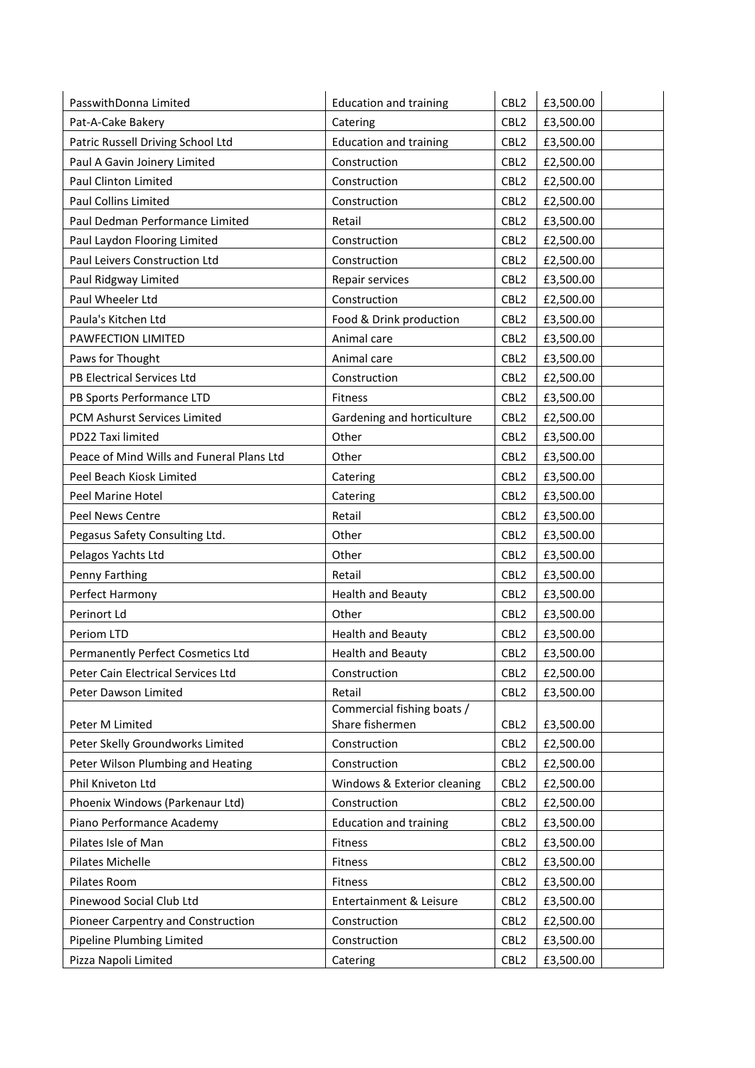| | | | | |
|---|---|---|---|---|
| PasswithDonna Limited | Education and training | CBL2 | £3,500.00 | |
| Pat-A-Cake Bakery | Catering | CBL2 | £3,500.00 | |
| Patric Russell Driving School Ltd | Education and training | CBL2 | £3,500.00 | |
| Paul A Gavin Joinery Limited | Construction | CBL2 | £2,500.00 | |
| Paul Clinton Limited | Construction | CBL2 | £2,500.00 | |
| Paul Collins Limited | Construction | CBL2 | £2,500.00 | |
| Paul Dedman Performance Limited | Retail | CBL2 | £3,500.00 | |
| Paul Laydon Flooring Limited | Construction | CBL2 | £2,500.00 | |
| Paul Leivers Construction Ltd | Construction | CBL2 | £2,500.00 | |
| Paul Ridgway Limited | Repair services | CBL2 | £3,500.00 | |
| Paul Wheeler Ltd | Construction | CBL2 | £2,500.00 | |
| Paula's Kitchen Ltd | Food & Drink production | CBL2 | £3,500.00 | |
| PAWFECTION LIMITED | Animal care | CBL2 | £3,500.00 | |
| Paws for Thought | Animal care | CBL2 | £3,500.00 | |
| PB Electrical Services Ltd | Construction | CBL2 | £2,500.00 | |
| PB Sports Performance LTD | Fitness | CBL2 | £3,500.00 | |
| PCM Ashurst Services Limited | Gardening and horticulture | CBL2 | £2,500.00 | |
| PD22 Taxi limited | Other | CBL2 | £3,500.00 | |
| Peace of Mind Wills and Funeral Plans Ltd | Other | CBL2 | £3,500.00 | |
| Peel Beach Kiosk Limited | Catering | CBL2 | £3,500.00 | |
| Peel Marine Hotel | Catering | CBL2 | £3,500.00 | |
| Peel News Centre | Retail | CBL2 | £3,500.00 | |
| Pegasus Safety Consulting Ltd. | Other | CBL2 | £3,500.00 | |
| Pelagos Yachts Ltd | Other | CBL2 | £3,500.00 | |
| Penny Farthing | Retail | CBL2 | £3,500.00 | |
| Perfect Harmony | Health and Beauty | CBL2 | £3,500.00 | |
| Perinort Ld | Other | CBL2 | £3,500.00 | |
| Periom LTD | Health and Beauty | CBL2 | £3,500.00 | |
| Permanently Perfect Cosmetics Ltd | Health and Beauty | CBL2 | £3,500.00 | |
| Peter Cain Electrical Services Ltd | Construction | CBL2 | £2,500.00 | |
| Peter Dawson Limited | Retail | CBL2 | £3,500.00 | |
| Peter M Limited | Commercial fishing boats / Share fishermen | CBL2 | £3,500.00 | |
| Peter Skelly Groundworks Limited | Construction | CBL2 | £2,500.00 | |
| Peter Wilson Plumbing and Heating | Construction | CBL2 | £2,500.00 | |
| Phil Kniveton Ltd | Windows & Exterior cleaning | CBL2 | £2,500.00 | |
| Phoenix Windows (Parkenaur Ltd) | Construction | CBL2 | £2,500.00 | |
| Piano Performance Academy | Education and training | CBL2 | £3,500.00 | |
| Pilates Isle of Man | Fitness | CBL2 | £3,500.00 | |
| Pilates Michelle | Fitness | CBL2 | £3,500.00 | |
| Pilates Room | Fitness | CBL2 | £3,500.00 | |
| Pinewood Social Club Ltd | Entertainment & Leisure | CBL2 | £3,500.00 | |
| Pioneer Carpentry and Construction | Construction | CBL2 | £2,500.00 | |
| Pipeline Plumbing Limited | Construction | CBL2 | £3,500.00 | |
| Pizza Napoli Limited | Catering | CBL2 | £3,500.00 | |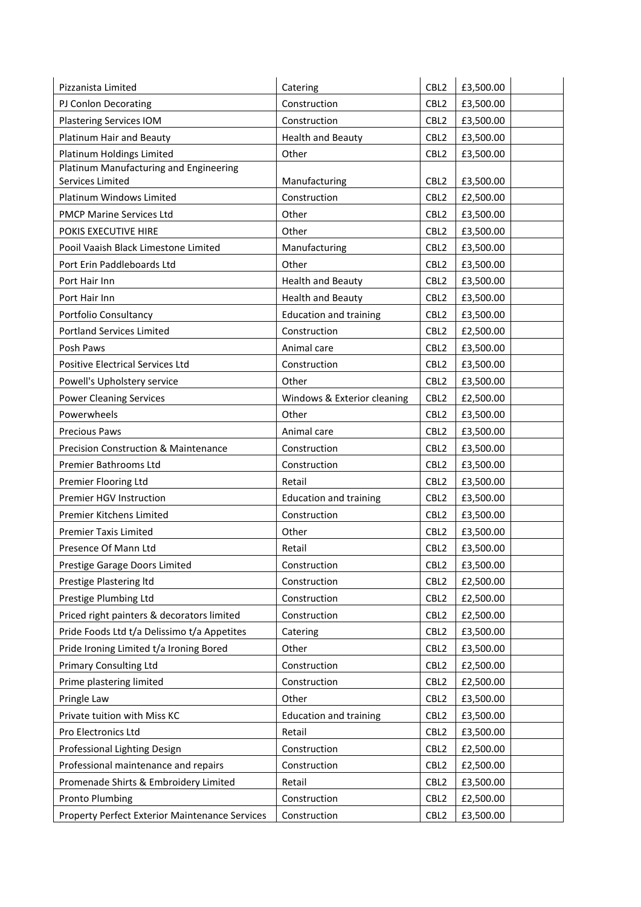| | | | | |
|---|---|---|---|---|
| Pizzanista Limited | Catering | CBL2 | £3,500.00 | |
| PJ Conlon Decorating | Construction | CBL2 | £3,500.00 | |
| Plastering Services IOM | Construction | CBL2 | £3,500.00 | |
| Platinum Hair and Beauty | Health and Beauty | CBL2 | £3,500.00 | |
| Platinum Holdings Limited | Other | CBL2 | £3,500.00 | |
| Platinum Manufacturing and Engineering Services Limited | Manufacturing | CBL2 | £3,500.00 | |
| Platinum Windows Limited | Construction | CBL2 | £2,500.00 | |
| PMCP Marine Services Ltd | Other | CBL2 | £3,500.00 | |
| POKIS EXECUTIVE HIRE | Other | CBL2 | £3,500.00 | |
| Pooil Vaaish Black Limestone Limited | Manufacturing | CBL2 | £3,500.00 | |
| Port Erin Paddleboards Ltd | Other | CBL2 | £3,500.00 | |
| Port Hair Inn | Health and Beauty | CBL2 | £3,500.00 | |
| Port Hair Inn | Health and Beauty | CBL2 | £3,500.00 | |
| Portfolio Consultancy | Education and training | CBL2 | £3,500.00 | |
| Portland Services Limited | Construction | CBL2 | £2,500.00 | |
| Posh Paws | Animal care | CBL2 | £3,500.00 | |
| Positive Electrical Services Ltd | Construction | CBL2 | £3,500.00 | |
| Powell's Upholstery service | Other | CBL2 | £3,500.00 | |
| Power Cleaning Services | Windows & Exterior cleaning | CBL2 | £2,500.00 | |
| Powerwheels | Other | CBL2 | £3,500.00 | |
| Precious Paws | Animal care | CBL2 | £3,500.00 | |
| Precision Construction & Maintenance | Construction | CBL2 | £3,500.00 | |
| Premier Bathrooms Ltd | Construction | CBL2 | £3,500.00 | |
| Premier Flooring Ltd | Retail | CBL2 | £3,500.00 | |
| Premier HGV Instruction | Education and training | CBL2 | £3,500.00 | |
| Premier Kitchens Limited | Construction | CBL2 | £3,500.00 | |
| Premier Taxis Limited | Other | CBL2 | £3,500.00 | |
| Presence Of Mann Ltd | Retail | CBL2 | £3,500.00 | |
| Prestige Garage Doors Limited | Construction | CBL2 | £3,500.00 | |
| Prestige Plastering ltd | Construction | CBL2 | £2,500.00 | |
| Prestige Plumbing Ltd | Construction | CBL2 | £2,500.00 | |
| Priced right painters & decorators limited | Construction | CBL2 | £2,500.00 | |
| Pride Foods Ltd t/a Delissimo t/a Appetites | Catering | CBL2 | £3,500.00 | |
| Pride Ironing Limited t/a Ironing Bored | Other | CBL2 | £3,500.00 | |
| Primary Consulting Ltd | Construction | CBL2 | £2,500.00 | |
| Prime plastering limited | Construction | CBL2 | £2,500.00 | |
| Pringle Law | Other | CBL2 | £3,500.00 | |
| Private tuition with Miss KC | Education and training | CBL2 | £3,500.00 | |
| Pro Electronics Ltd | Retail | CBL2 | £3,500.00 | |
| Professional Lighting Design | Construction | CBL2 | £2,500.00 | |
| Professional maintenance and repairs | Construction | CBL2 | £2,500.00 | |
| Promenade Shirts & Embroidery Limited | Retail | CBL2 | £3,500.00 | |
| Pronto Plumbing | Construction | CBL2 | £2,500.00 | |
| Property Perfect Exterior Maintenance Services | Construction | CBL2 | £3,500.00 | |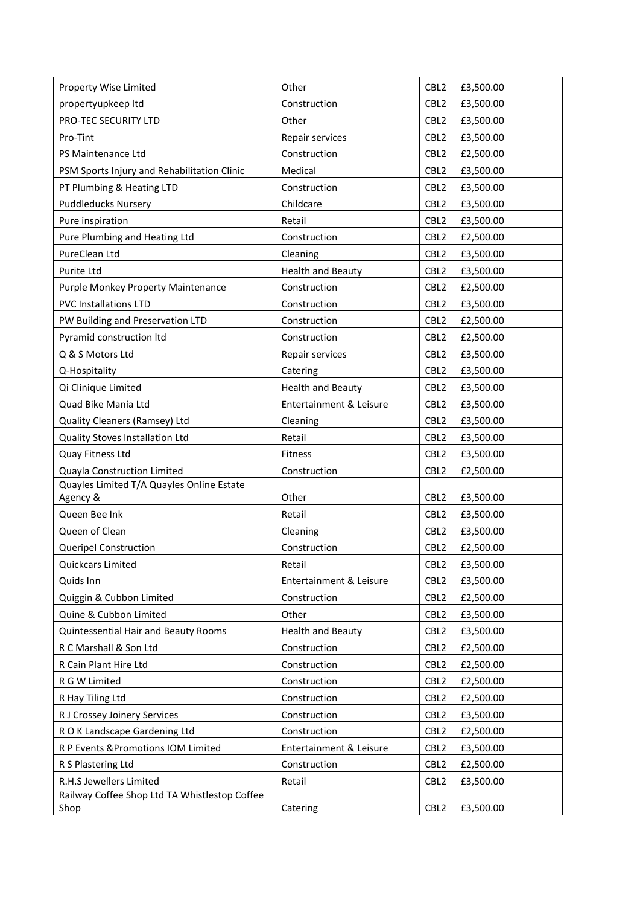| Property Wise Limited | Other | CBL2 | £3,500.00 | |
|---|---|---|---|---|
| propertyupkeep ltd | Construction | CBL2 | £3,500.00 | |
| PRO-TEC SECURITY LTD | Other | CBL2 | £3,500.00 | |
| Pro-Tint | Repair services | CBL2 | £3,500.00 | |
| PS Maintenance Ltd | Construction | CBL2 | £2,500.00 | |
| PSM Sports Injury and Rehabilitation Clinic | Medical | CBL2 | £3,500.00 | |
| PT Plumbing & Heating LTD | Construction | CBL2 | £3,500.00 | |
| Puddleducks Nursery | Childcare | CBL2 | £3,500.00 | |
| Pure inspiration | Retail | CBL2 | £3,500.00 | |
| Pure Plumbing and Heating Ltd | Construction | CBL2 | £2,500.00 | |
| PureClean Ltd | Cleaning | CBL2 | £3,500.00 | |
| Purite Ltd | Health and Beauty | CBL2 | £3,500.00 | |
| Purple Monkey Property Maintenance | Construction | CBL2 | £2,500.00 | |
| PVC Installations LTD | Construction | CBL2 | £3,500.00 | |
| PW Building and Preservation LTD | Construction | CBL2 | £2,500.00 | |
| Pyramid construction ltd | Construction | CBL2 | £2,500.00 | |
| Q & S Motors Ltd | Repair services | CBL2 | £3,500.00 | |
| Q-Hospitality | Catering | CBL2 | £3,500.00 | |
| Qi Clinique Limited | Health and Beauty | CBL2 | £3,500.00 | |
| Quad Bike Mania Ltd | Entertainment & Leisure | CBL2 | £3,500.00 | |
| Quality Cleaners (Ramsey) Ltd | Cleaning | CBL2 | £3,500.00 | |
| Quality Stoves Installation Ltd | Retail | CBL2 | £3,500.00 | |
| Quay Fitness Ltd | Fitness | CBL2 | £3,500.00 | |
| Quayla Construction Limited | Construction | CBL2 | £2,500.00 | |
| Quayles Limited T/A Quayles Online Estate Agency & | Other | CBL2 | £3,500.00 | |
| Queen Bee Ink | Retail | CBL2 | £3,500.00 | |
| Queen of Clean | Cleaning | CBL2 | £3,500.00 | |
| Queripel Construction | Construction | CBL2 | £2,500.00 | |
| Quickcars Limited | Retail | CBL2 | £3,500.00 | |
| Quids Inn | Entertainment & Leisure | CBL2 | £3,500.00 | |
| Quiggin & Cubbon Limited | Construction | CBL2 | £2,500.00 | |
| Quine & Cubbon Limited | Other | CBL2 | £3,500.00 | |
| Quintessential Hair and Beauty Rooms | Health and Beauty | CBL2 | £3,500.00 | |
| R C Marshall & Son Ltd | Construction | CBL2 | £2,500.00 | |
| R Cain Plant Hire Ltd | Construction | CBL2 | £2,500.00 | |
| R G W Limited | Construction | CBL2 | £2,500.00 | |
| R Hay Tiling Ltd | Construction | CBL2 | £2,500.00 | |
| R J Crossey Joinery Services | Construction | CBL2 | £3,500.00 | |
| R O K Landscape Gardening Ltd | Construction | CBL2 | £2,500.00 | |
| R P Events &Promotions IOM Limited | Entertainment & Leisure | CBL2 | £3,500.00 | |
| R S Plastering Ltd | Construction | CBL2 | £2,500.00 | |
| R.H.S Jewellers Limited | Retail | CBL2 | £3,500.00 | |
| Railway Coffee Shop Ltd TA Whistlestop Coffee Shop | Catering | CBL2 | £3,500.00 | |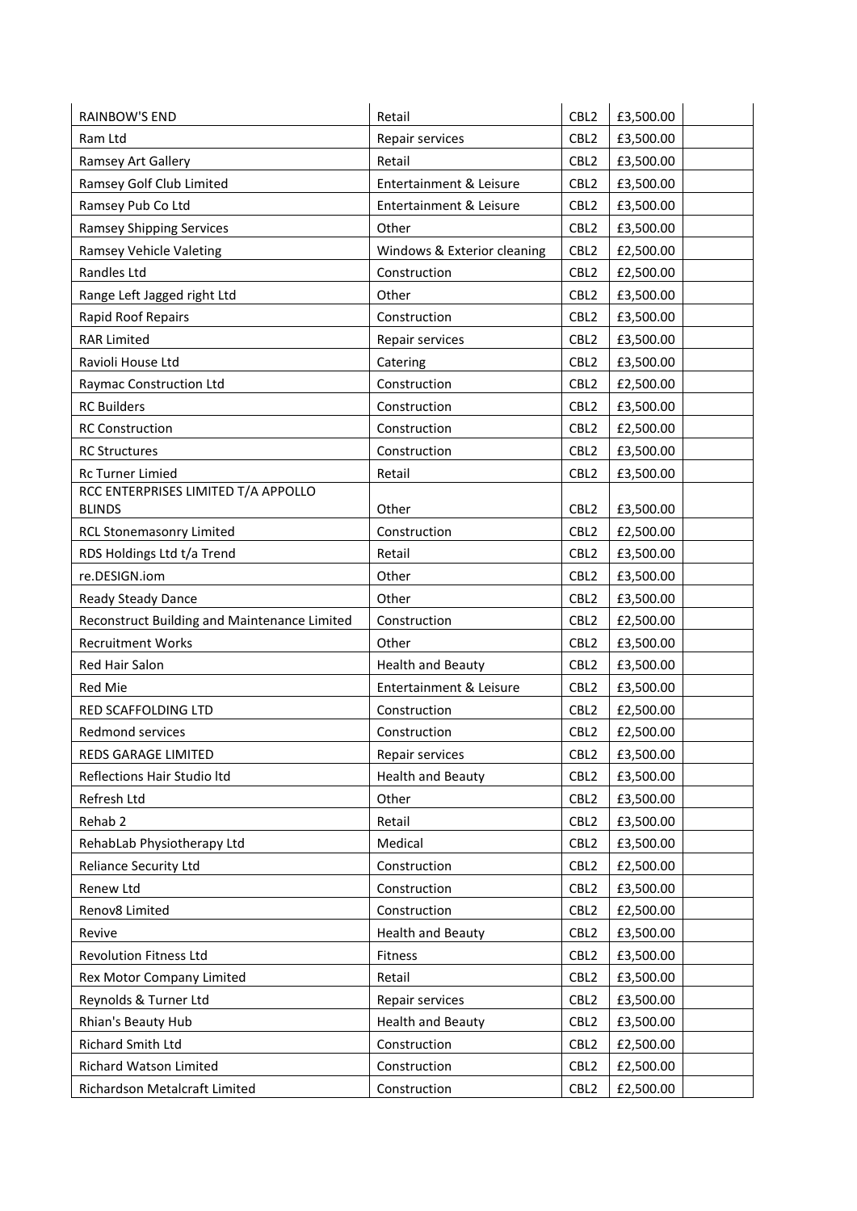| RAINBOW'S END | Retail | CBL2 | £3,500.00 | |
|---|---|---|---|---|
| Ram Ltd | Repair services | CBL2 | £3,500.00 | |
| Ramsey Art Gallery | Retail | CBL2 | £3,500.00 | |
| Ramsey Golf Club Limited | Entertainment & Leisure | CBL2 | £3,500.00 | |
| Ramsey Pub Co Ltd | Entertainment & Leisure | CBL2 | £3,500.00 | |
| Ramsey Shipping Services | Other | CBL2 | £3,500.00 | |
| Ramsey Vehicle Valeting | Windows & Exterior cleaning | CBL2 | £2,500.00 | |
| Randles Ltd | Construction | CBL2 | £2,500.00 | |
| Range Left Jagged right Ltd | Other | CBL2 | £3,500.00 | |
| Rapid Roof Repairs | Construction | CBL2 | £3,500.00 | |
| RAR Limited | Repair services | CBL2 | £3,500.00 | |
| Ravioli House Ltd | Catering | CBL2 | £3,500.00 | |
| Raymac Construction Ltd | Construction | CBL2 | £2,500.00 | |
| RC Builders | Construction | CBL2 | £3,500.00 | |
| RC Construction | Construction | CBL2 | £2,500.00 | |
| RC Structures | Construction | CBL2 | £3,500.00 | |
| Rc Turner Limied | Retail | CBL2 | £3,500.00 | |
| RCC ENTERPRISES LIMITED T/A APPOLLO BLINDS | Other | CBL2 | £3,500.00 | |
| RCL Stonemasonry Limited | Construction | CBL2 | £2,500.00 | |
| RDS Holdings Ltd t/a Trend | Retail | CBL2 | £3,500.00 | |
| re.DESIGN.iom | Other | CBL2 | £3,500.00 | |
| Ready Steady Dance | Other | CBL2 | £3,500.00 | |
| Reconstruct Building and Maintenance Limited | Construction | CBL2 | £2,500.00 | |
| Recruitment Works | Other | CBL2 | £3,500.00 | |
| Red Hair Salon | Health and Beauty | CBL2 | £3,500.00 | |
| Red Mie | Entertainment & Leisure | CBL2 | £3,500.00 | |
| RED SCAFFOLDING LTD | Construction | CBL2 | £2,500.00 | |
| Redmond services | Construction | CBL2 | £2,500.00 | |
| REDS GARAGE LIMITED | Repair services | CBL2 | £3,500.00 | |
| Reflections Hair Studio ltd | Health and Beauty | CBL2 | £3,500.00 | |
| Refresh Ltd | Other | CBL2 | £3,500.00 | |
| Rehab 2 | Retail | CBL2 | £3,500.00 | |
| RehabLab Physiotherapy Ltd | Medical | CBL2 | £3,500.00 | |
| Reliance Security Ltd | Construction | CBL2 | £2,500.00 | |
| Renew Ltd | Construction | CBL2 | £3,500.00 | |
| Renov8 Limited | Construction | CBL2 | £2,500.00 | |
| Revive | Health and Beauty | CBL2 | £3,500.00 | |
| Revolution Fitness Ltd | Fitness | CBL2 | £3,500.00 | |
| Rex Motor Company Limited | Retail | CBL2 | £3,500.00 | |
| Reynolds & Turner Ltd | Repair services | CBL2 | £3,500.00 | |
| Rhian's Beauty Hub | Health and Beauty | CBL2 | £3,500.00 | |
| Richard Smith Ltd | Construction | CBL2 | £2,500.00 | |
| Richard Watson Limited | Construction | CBL2 | £2,500.00 | |
| Richardson Metalcraft Limited | Construction | CBL2 | £2,500.00 | |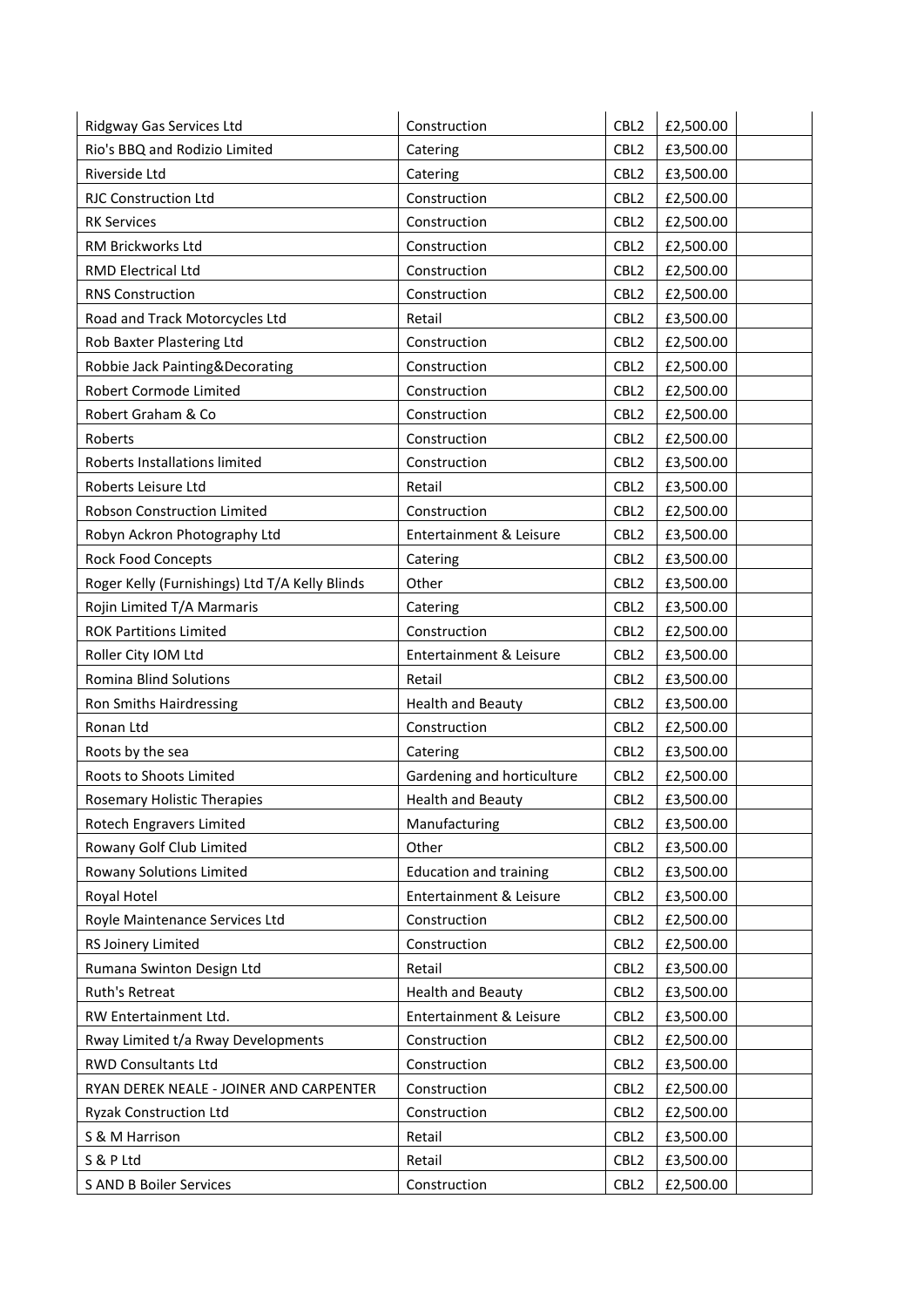| Ridgway Gas Services Ltd | Construction | CBL2 | £2,500.00 | |
|---|---|---|---|---|
| Rio's BBQ and Rodizio Limited | Catering | CBL2 | £3,500.00 | |
| Riverside Ltd | Catering | CBL2 | £3,500.00 | |
| RJC Construction Ltd | Construction | CBL2 | £2,500.00 | |
| RK Services | Construction | CBL2 | £2,500.00 | |
| RM Brickworks Ltd | Construction | CBL2 | £2,500.00 | |
| RMD Electrical Ltd | Construction | CBL2 | £2,500.00 | |
| RNS Construction | Construction | CBL2 | £2,500.00 | |
| Road and Track Motorcycles Ltd | Retail | CBL2 | £3,500.00 | |
| Rob Baxter Plastering Ltd | Construction | CBL2 | £2,500.00 | |
| Robbie Jack Painting&Decorating | Construction | CBL2 | £2,500.00 | |
| Robert Cormode Limited | Construction | CBL2 | £2,500.00 | |
| Robert Graham & Co | Construction | CBL2 | £2,500.00 | |
| Roberts | Construction | CBL2 | £2,500.00 | |
| Roberts Installations limited | Construction | CBL2 | £3,500.00 | |
| Roberts Leisure Ltd | Retail | CBL2 | £3,500.00 | |
| Robson Construction Limited | Construction | CBL2 | £2,500.00 | |
| Robyn Ackron Photography Ltd | Entertainment & Leisure | CBL2 | £3,500.00 | |
| Rock Food Concepts | Catering | CBL2 | £3,500.00 | |
| Roger Kelly (Furnishings) Ltd T/A Kelly Blinds | Other | CBL2 | £3,500.00 | |
| Rojin Limited T/A Marmaris | Catering | CBL2 | £3,500.00 | |
| ROK Partitions Limited | Construction | CBL2 | £2,500.00 | |
| Roller City IOM Ltd | Entertainment & Leisure | CBL2 | £3,500.00 | |
| Romina Blind Solutions | Retail | CBL2 | £3,500.00 | |
| Ron Smiths Hairdressing | Health and Beauty | CBL2 | £3,500.00 | |
| Ronan Ltd | Construction | CBL2 | £2,500.00 | |
| Roots by the sea | Catering | CBL2 | £3,500.00 | |
| Roots to Shoots Limited | Gardening and horticulture | CBL2 | £2,500.00 | |
| Rosemary Holistic Therapies | Health and Beauty | CBL2 | £3,500.00 | |
| Rotech Engravers Limited | Manufacturing | CBL2 | £3,500.00 | |
| Rowany Golf Club Limited | Other | CBL2 | £3,500.00 | |
| Rowany Solutions Limited | Education and training | CBL2 | £3,500.00 | |
| Royal Hotel | Entertainment & Leisure | CBL2 | £3,500.00 | |
| Royle Maintenance Services Ltd | Construction | CBL2 | £2,500.00 | |
| RS Joinery Limited | Construction | CBL2 | £2,500.00 | |
| Rumana Swinton Design Ltd | Retail | CBL2 | £3,500.00 | |
| Ruth's Retreat | Health and Beauty | CBL2 | £3,500.00 | |
| RW Entertainment Ltd. | Entertainment & Leisure | CBL2 | £3,500.00 | |
| Rway Limited t/a Rway Developments | Construction | CBL2 | £2,500.00 | |
| RWD Consultants Ltd | Construction | CBL2 | £3,500.00 | |
| RYAN DEREK NEALE - JOINER AND CARPENTER | Construction | CBL2 | £2,500.00 | |
| Ryzak Construction Ltd | Construction | CBL2 | £2,500.00 | |
| S & M Harrison | Retail | CBL2 | £3,500.00 | |
| S & P Ltd | Retail | CBL2 | £3,500.00 | |
| S AND B Boiler Services | Construction | CBL2 | £2,500.00 | |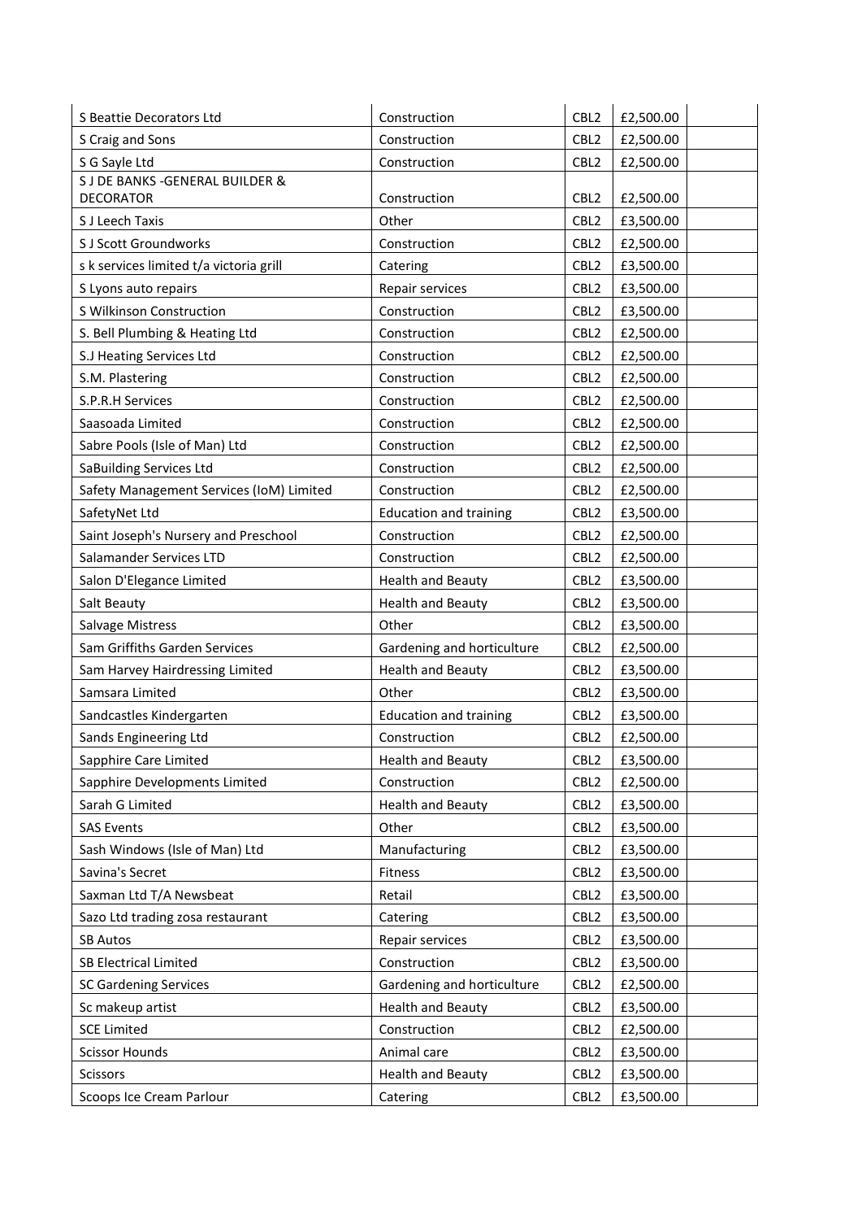| | | | | |
|---|---|---|---|---|
| S Beattie Decorators Ltd | Construction | CBL2 | £2,500.00 | |
| S Craig and Sons | Construction | CBL2 | £2,500.00 | |
| S G Sayle Ltd | Construction | CBL2 | £2,500.00 | |
| S J DE BANKS -GENERAL BUILDER & DECORATOR | Construction | CBL2 | £2,500.00 | |
| S J Leech Taxis | Other | CBL2 | £3,500.00 | |
| S J Scott Groundworks | Construction | CBL2 | £2,500.00 | |
| s k services limited t/a victoria grill | Catering | CBL2 | £3,500.00 | |
| S Lyons auto repairs | Repair services | CBL2 | £3,500.00 | |
| S Wilkinson Construction | Construction | CBL2 | £3,500.00 | |
| S. Bell Plumbing & Heating Ltd | Construction | CBL2 | £2,500.00 | |
| S.J Heating Services Ltd | Construction | CBL2 | £2,500.00 | |
| S.M. Plastering | Construction | CBL2 | £2,500.00 | |
| S.P.R.H Services | Construction | CBL2 | £2,500.00 | |
| Saasoada Limited | Construction | CBL2 | £2,500.00 | |
| Sabre Pools (Isle of Man) Ltd | Construction | CBL2 | £2,500.00 | |
| SaBuilding Services Ltd | Construction | CBL2 | £2,500.00 | |
| Safety Management Services (IoM) Limited | Construction | CBL2 | £2,500.00 | |
| SafetyNet Ltd | Education and training | CBL2 | £3,500.00 | |
| Saint Joseph's Nursery and Preschool | Construction | CBL2 | £2,500.00 | |
| Salamander Services LTD | Construction | CBL2 | £2,500.00 | |
| Salon D'Elegance Limited | Health and Beauty | CBL2 | £3,500.00 | |
| Salt Beauty | Health and Beauty | CBL2 | £3,500.00 | |
| Salvage Mistress | Other | CBL2 | £3,500.00 | |
| Sam Griffiths Garden Services | Gardening and horticulture | CBL2 | £2,500.00 | |
| Sam Harvey Hairdressing Limited | Health and Beauty | CBL2 | £3,500.00 | |
| Samsara Limited | Other | CBL2 | £3,500.00 | |
| Sandcastles Kindergarten | Education and training | CBL2 | £3,500.00 | |
| Sands Engineering Ltd | Construction | CBL2 | £2,500.00 | |
| Sapphire Care Limited | Health and Beauty | CBL2 | £3,500.00 | |
| Sapphire Developments Limited | Construction | CBL2 | £2,500.00 | |
| Sarah G Limited | Health and Beauty | CBL2 | £3,500.00 | |
| SAS Events | Other | CBL2 | £3,500.00 | |
| Sash Windows (Isle of Man) Ltd | Manufacturing | CBL2 | £3,500.00 | |
| Savina's Secret | Fitness | CBL2 | £3,500.00 | |
| Saxman Ltd T/A Newsbeat | Retail | CBL2 | £3,500.00 | |
| Sazo Ltd trading zosa restaurant | Catering | CBL2 | £3,500.00 | |
| SB Autos | Repair services | CBL2 | £3,500.00 | |
| SB Electrical Limited | Construction | CBL2 | £3,500.00 | |
| SC Gardening Services | Gardening and horticulture | CBL2 | £2,500.00 | |
| Sc makeup artist | Health and Beauty | CBL2 | £3,500.00 | |
| SCE Limited | Construction | CBL2 | £2,500.00 | |
| Scissor Hounds | Animal care | CBL2 | £3,500.00 | |
| Scissors | Health and Beauty | CBL2 | £3,500.00 | |
| Scoops Ice Cream Parlour | Catering | CBL2 | £3,500.00 | |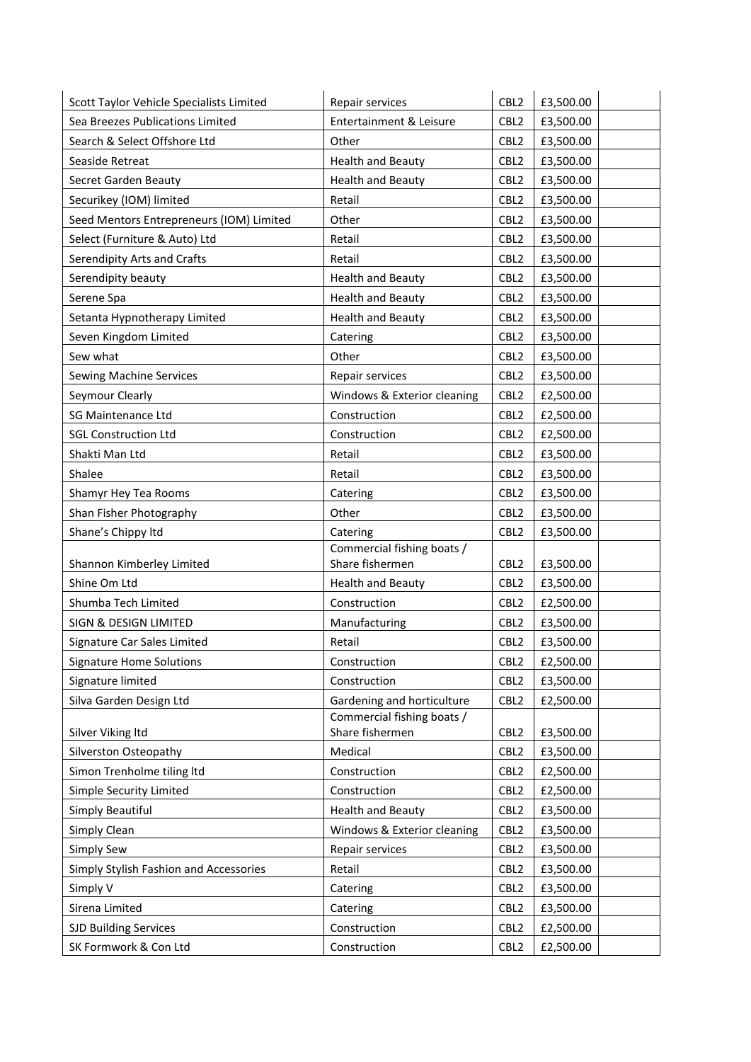| | | | | |
|---|---|---|---|---|
| Scott Taylor Vehicle Specialists Limited | Repair services | CBL2 | £3,500.00 | |
| Sea Breezes Publications Limited | Entertainment & Leisure | CBL2 | £3,500.00 | |
| Search & Select Offshore Ltd | Other | CBL2 | £3,500.00 | |
| Seaside Retreat | Health and Beauty | CBL2 | £3,500.00 | |
| Secret Garden Beauty | Health and Beauty | CBL2 | £3,500.00 | |
| Securikey (IOM) limited | Retail | CBL2 | £3,500.00 | |
| Seed Mentors Entrepreneurs (IOM) Limited | Other | CBL2 | £3,500.00 | |
| Select (Furniture & Auto) Ltd | Retail | CBL2 | £3,500.00 | |
| Serendipity Arts and Crafts | Retail | CBL2 | £3,500.00 | |
| Serendipity beauty | Health and Beauty | CBL2 | £3,500.00 | |
| Serene Spa | Health and Beauty | CBL2 | £3,500.00 | |
| Setanta Hypnotherapy Limited | Health and Beauty | CBL2 | £3,500.00 | |
| Seven Kingdom Limited | Catering | CBL2 | £3,500.00 | |
| Sew what | Other | CBL2 | £3,500.00 | |
| Sewing Machine Services | Repair services | CBL2 | £3,500.00 | |
| Seymour Clearly | Windows & Exterior cleaning | CBL2 | £2,500.00 | |
| SG Maintenance Ltd | Construction | CBL2 | £2,500.00 | |
| SGL Construction Ltd | Construction | CBL2 | £2,500.00 | |
| Shakti Man Ltd | Retail | CBL2 | £3,500.00 | |
| Shalee | Retail | CBL2 | £3,500.00 | |
| Shamyr Hey Tea Rooms | Catering | CBL2 | £3,500.00 | |
| Shan Fisher Photography | Other | CBL2 | £3,500.00 | |
| Shane's Chippy ltd | Catering | CBL2 | £3,500.00 | |
| Shannon Kimberley Limited | Commercial fishing boats / Share fishermen | CBL2 | £3,500.00 | |
| Shine Om Ltd | Health and Beauty | CBL2 | £3,500.00 | |
| Shumba Tech Limited | Construction | CBL2 | £2,500.00 | |
| SIGN & DESIGN LIMITED | Manufacturing | CBL2 | £3,500.00 | |
| Signature Car Sales Limited | Retail | CBL2 | £3,500.00 | |
| Signature Home Solutions | Construction | CBL2 | £2,500.00 | |
| Signature limited | Construction | CBL2 | £3,500.00 | |
| Silva Garden Design Ltd | Gardening and horticulture | CBL2 | £2,500.00 | |
| Silver Viking ltd | Commercial fishing boats / Share fishermen | CBL2 | £3,500.00 | |
| Silverston Osteopathy | Medical | CBL2 | £3,500.00 | |
| Simon Trenholme tiling ltd | Construction | CBL2 | £2,500.00 | |
| Simple Security Limited | Construction | CBL2 | £2,500.00 | |
| Simply Beautiful | Health and Beauty | CBL2 | £3,500.00 | |
| Simply Clean | Windows & Exterior cleaning | CBL2 | £3,500.00 | |
| Simply Sew | Repair services | CBL2 | £3,500.00 | |
| Simply Stylish Fashion and Accessories | Retail | CBL2 | £3,500.00 | |
| Simply V | Catering | CBL2 | £3,500.00 | |
| Sirena Limited | Catering | CBL2 | £3,500.00 | |
| SJD Building Services | Construction | CBL2 | £2,500.00 | |
| SK Formwork & Con Ltd | Construction | CBL2 | £2,500.00 | |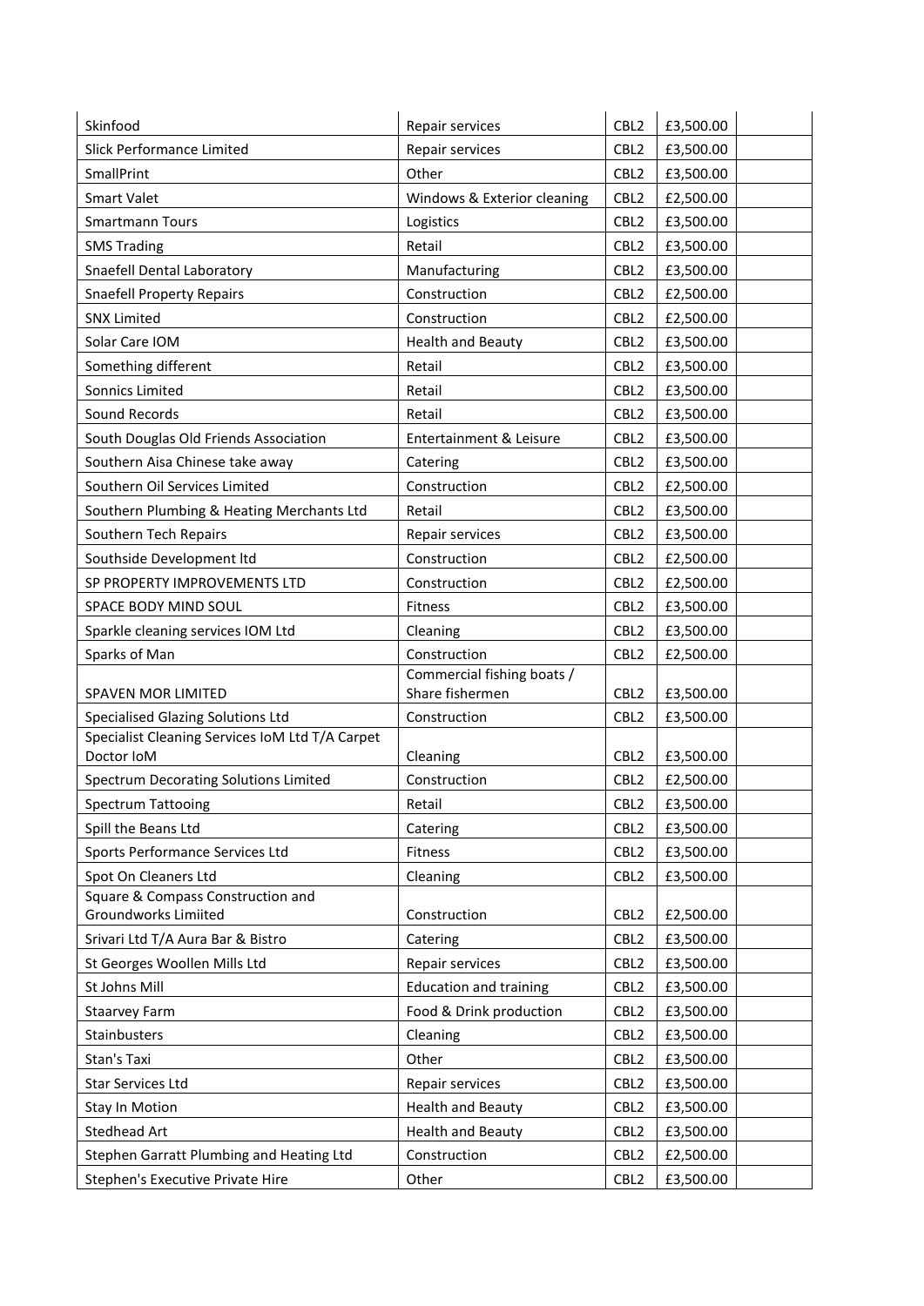| | | | | |
|---|---|---|---|---|
| Skinfood | Repair services | CBL2 | £3,500.00 | |
| Slick Performance Limited | Repair services | CBL2 | £3,500.00 | |
| SmallPrint | Other | CBL2 | £3,500.00 | |
| Smart Valet | Windows & Exterior cleaning | CBL2 | £2,500.00 | |
| Smartmann Tours | Logistics | CBL2 | £3,500.00 | |
| SMS Trading | Retail | CBL2 | £3,500.00 | |
| Snaefell Dental Laboratory | Manufacturing | CBL2 | £3,500.00 | |
| Snaefell Property Repairs | Construction | CBL2 | £2,500.00 | |
| SNX Limited | Construction | CBL2 | £2,500.00 | |
| Solar Care IOM | Health and Beauty | CBL2 | £3,500.00 | |
| Something different | Retail | CBL2 | £3,500.00 | |
| Sonnics Limited | Retail | CBL2 | £3,500.00 | |
| Sound Records | Retail | CBL2 | £3,500.00 | |
| South Douglas Old Friends Association | Entertainment & Leisure | CBL2 | £3,500.00 | |
| Southern Aisa Chinese take away | Catering | CBL2 | £3,500.00 | |
| Southern Oil Services Limited | Construction | CBL2 | £2,500.00 | |
| Southern Plumbing & Heating Merchants Ltd | Retail | CBL2 | £3,500.00 | |
| Southern Tech Repairs | Repair services | CBL2 | £3,500.00 | |
| Southside Development ltd | Construction | CBL2 | £2,500.00 | |
| SP PROPERTY IMPROVEMENTS LTD | Construction | CBL2 | £2,500.00 | |
| SPACE BODY MIND SOUL | Fitness | CBL2 | £3,500.00 | |
| Sparkle cleaning services IOM Ltd | Cleaning | CBL2 | £3,500.00 | |
| Sparks of Man | Construction | CBL2 | £2,500.00 | |
| SPAVEN MOR LIMITED | Commercial fishing boats / Share fishermen | CBL2 | £3,500.00 | |
| Specialised Glazing Solutions Ltd | Construction | CBL2 | £3,500.00 | |
| Specialist Cleaning Services IoM Ltd T/A Carpet Doctor IoM | Cleaning | CBL2 | £3,500.00 | |
| Spectrum Decorating Solutions Limited | Construction | CBL2 | £2,500.00 | |
| Spectrum Tattooing | Retail | CBL2 | £3,500.00 | |
| Spill the Beans Ltd | Catering | CBL2 | £3,500.00 | |
| Sports Performance Services Ltd | Fitness | CBL2 | £3,500.00 | |
| Spot On Cleaners Ltd | Cleaning | CBL2 | £3,500.00 | |
| Square & Compass Construction and Groundworks Limiited | Construction | CBL2 | £2,500.00 | |
| Srivari Ltd T/A Aura Bar & Bistro | Catering | CBL2 | £3,500.00 | |
| St Georges Woollen Mills Ltd | Repair services | CBL2 | £3,500.00 | |
| St Johns Mill | Education and training | CBL2 | £3,500.00 | |
| Staarvey Farm | Food & Drink production | CBL2 | £3,500.00 | |
| Stainbusters | Cleaning | CBL2 | £3,500.00 | |
| Stan's Taxi | Other | CBL2 | £3,500.00 | |
| Star Services Ltd | Repair services | CBL2 | £3,500.00 | |
| Stay In Motion | Health and Beauty | CBL2 | £3,500.00 | |
| Stedhead Art | Health and Beauty | CBL2 | £3,500.00 | |
| Stephen Garratt Plumbing and Heating Ltd | Construction | CBL2 | £2,500.00 | |
| Stephen's Executive Private Hire | Other | CBL2 | £3,500.00 | |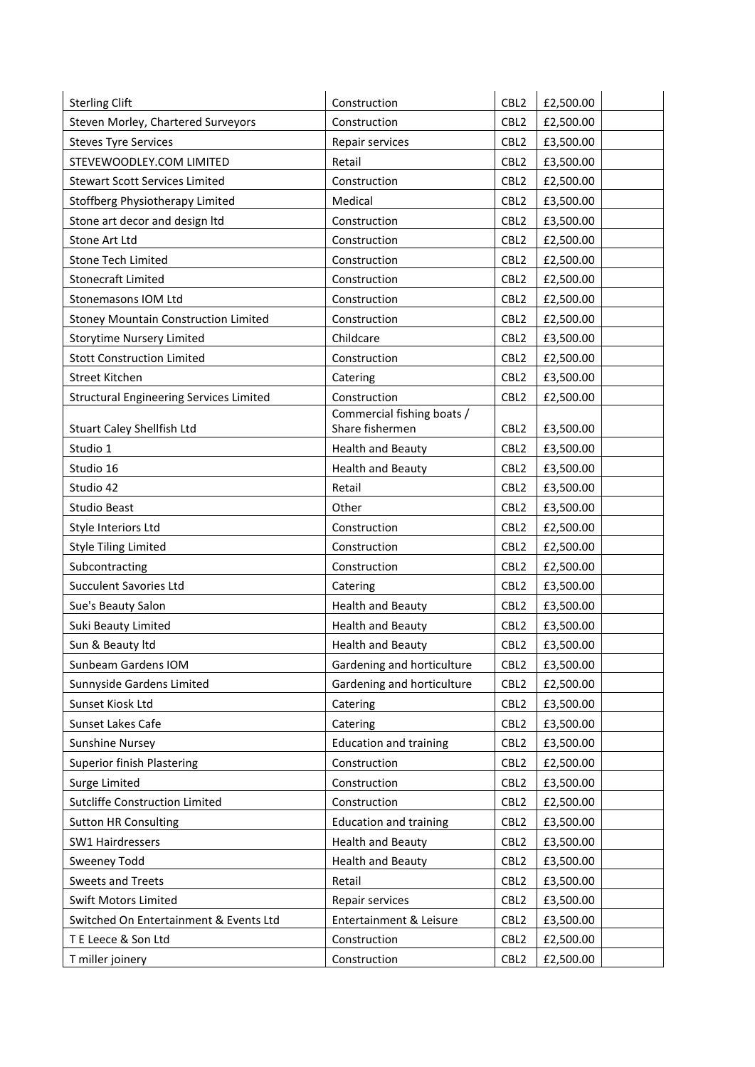| Sterling Clift | Construction | CBL2 | £2,500.00 | |
|---|---|---|---|---|
| Steven Morley, Chartered Surveyors | Construction | CBL2 | £2,500.00 | |
| Steves Tyre Services | Repair services | CBL2 | £3,500.00 | |
| STEVEWOODLEY.COM LIMITED | Retail | CBL2 | £3,500.00 | |
| Stewart Scott Services Limited | Construction | CBL2 | £2,500.00 | |
| Stoffberg Physiotherapy Limited | Medical | CBL2 | £3,500.00 | |
| Stone art decor and design ltd | Construction | CBL2 | £3,500.00 | |
| Stone Art Ltd | Construction | CBL2 | £2,500.00 | |
| Stone Tech Limited | Construction | CBL2 | £2,500.00 | |
| Stonecraft Limited | Construction | CBL2 | £2,500.00 | |
| Stonemasons IOM Ltd | Construction | CBL2 | £2,500.00 | |
| Stoney Mountain Construction Limited | Construction | CBL2 | £2,500.00 | |
| Storytime Nursery Limited | Childcare | CBL2 | £3,500.00 | |
| Stott Construction Limited | Construction | CBL2 | £2,500.00 | |
| Street Kitchen | Catering | CBL2 | £3,500.00 | |
| Structural Engineering Services Limited | Construction | CBL2 | £2,500.00 | |
| Stuart Caley Shellfish Ltd | Commercial fishing boats / Share fishermen | CBL2 | £3,500.00 | |
| Studio 1 | Health and Beauty | CBL2 | £3,500.00 | |
| Studio 16 | Health and Beauty | CBL2 | £3,500.00 | |
| Studio 42 | Retail | CBL2 | £3,500.00 | |
| Studio Beast | Other | CBL2 | £3,500.00 | |
| Style Interiors Ltd | Construction | CBL2 | £2,500.00 | |
| Style Tiling Limited | Construction | CBL2 | £2,500.00 | |
| Subcontracting | Construction | CBL2 | £2,500.00 | |
| Succulent Savories Ltd | Catering | CBL2 | £3,500.00 | |
| Sue's Beauty Salon | Health and Beauty | CBL2 | £3,500.00 | |
| Suki Beauty Limited | Health and Beauty | CBL2 | £3,500.00 | |
| Sun & Beauty ltd | Health and Beauty | CBL2 | £3,500.00 | |
| Sunbeam Gardens IOM | Gardening and horticulture | CBL2 | £3,500.00 | |
| Sunnyside Gardens Limited | Gardening and horticulture | CBL2 | £2,500.00 | |
| Sunset Kiosk Ltd | Catering | CBL2 | £3,500.00 | |
| Sunset Lakes Cafe | Catering | CBL2 | £3,500.00 | |
| Sunshine Nursey | Education and training | CBL2 | £3,500.00 | |
| Superior finish Plastering | Construction | CBL2 | £2,500.00 | |
| Surge Limited | Construction | CBL2 | £3,500.00 | |
| Sutcliffe Construction Limited | Construction | CBL2 | £2,500.00 | |
| Sutton HR Consulting | Education and training | CBL2 | £3,500.00 | |
| SW1 Hairdressers | Health and Beauty | CBL2 | £3,500.00 | |
| Sweeney Todd | Health and Beauty | CBL2 | £3,500.00 | |
| Sweets and Treets | Retail | CBL2 | £3,500.00 | |
| Swift Motors Limited | Repair services | CBL2 | £3,500.00 | |
| Switched On Entertainment & Events Ltd | Entertainment & Leisure | CBL2 | £3,500.00 | |
| T E Leece & Son Ltd | Construction | CBL2 | £2,500.00 | |
| T miller joinery | Construction | CBL2 | £2,500.00 | |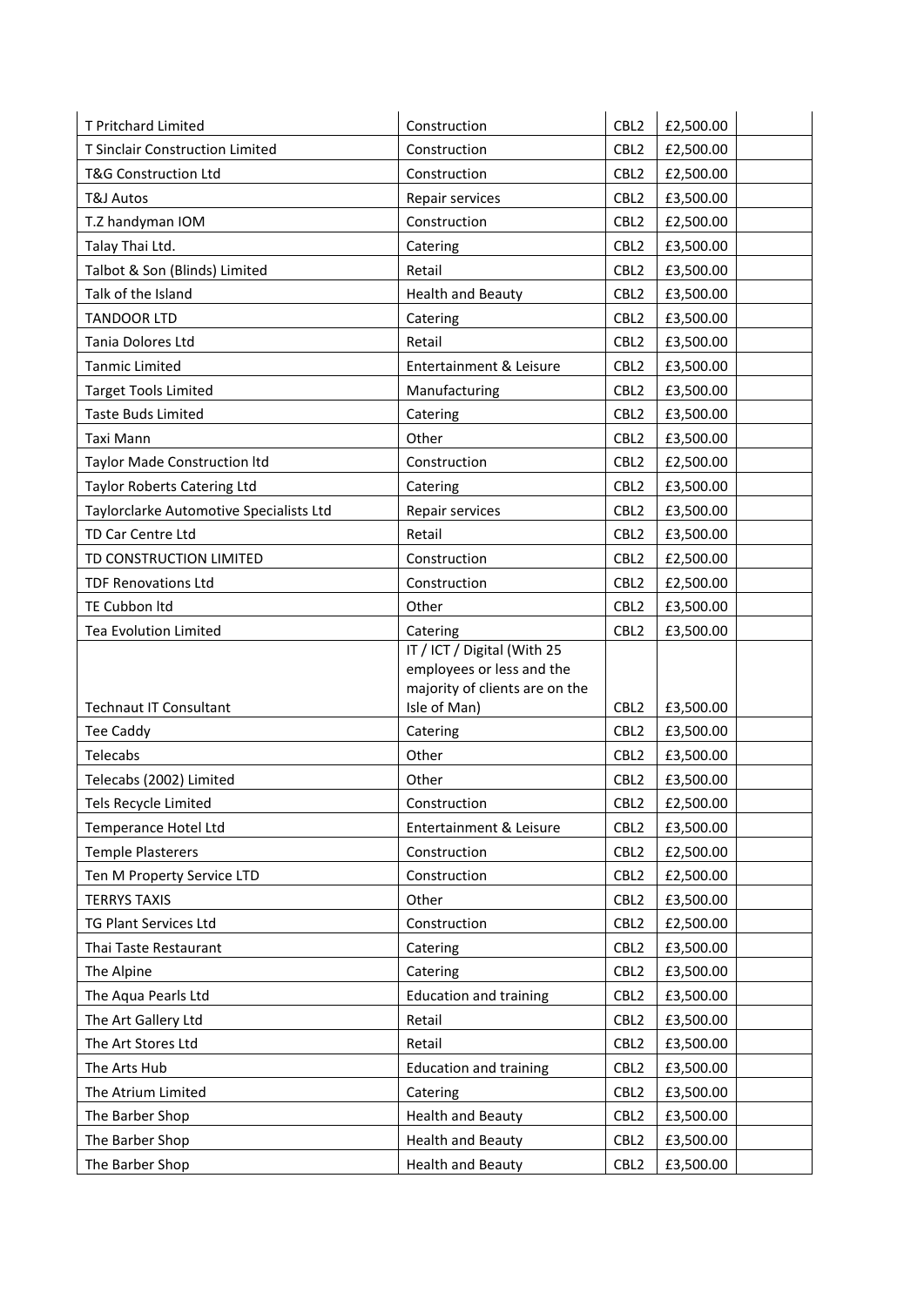| T Pritchard Limited | Construction | CBL2 | £2,500.00 | |
|---|---|---|---|---|
| T Sinclair Construction Limited | Construction | CBL2 | £2,500.00 | |
| T&G Construction Ltd | Construction | CBL2 | £2,500.00 | |
| T&J Autos | Repair services | CBL2 | £3,500.00 | |
| T.Z handyman IOM | Construction | CBL2 | £2,500.00 | |
| Talay Thai Ltd. | Catering | CBL2 | £3,500.00 | |
| Talbot & Son (Blinds) Limited | Retail | CBL2 | £3,500.00 | |
| Talk of the Island | Health and Beauty | CBL2 | £3,500.00 | |
| TANDOOR LTD | Catering | CBL2 | £3,500.00 | |
| Tania Dolores Ltd | Retail | CBL2 | £3,500.00 | |
| Tanmic Limited | Entertainment & Leisure | CBL2 | £3,500.00 | |
| Target Tools Limited | Manufacturing | CBL2 | £3,500.00 | |
| Taste Buds Limited | Catering | CBL2 | £3,500.00 | |
| Taxi Mann | Other | CBL2 | £3,500.00 | |
| Taylor Made Construction ltd | Construction | CBL2 | £2,500.00 | |
| Taylor Roberts Catering Ltd | Catering | CBL2 | £3,500.00 | |
| Taylorclarke Automotive Specialists Ltd | Repair services | CBL2 | £3,500.00 | |
| TD Car Centre Ltd | Retail | CBL2 | £3,500.00 | |
| TD CONSTRUCTION LIMITED | Construction | CBL2 | £2,500.00 | |
| TDF Renovations Ltd | Construction | CBL2 | £2,500.00 | |
| TE Cubbon ltd | Other | CBL2 | £3,500.00 | |
| Tea Evolution Limited | Catering | CBL2 | £3,500.00 | |
| Technaut IT Consultant | IT / ICT / Digital (With 25 employees or less and the majority of clients are on the Isle of Man) | CBL2 | £3,500.00 | |
| Tee Caddy | Catering | CBL2 | £3,500.00 | |
| Telecabs | Other | CBL2 | £3,500.00 | |
| Telecabs (2002) Limited | Other | CBL2 | £3,500.00 | |
| Tels Recycle Limited | Construction | CBL2 | £2,500.00 | |
| Temperance Hotel Ltd | Entertainment & Leisure | CBL2 | £3,500.00 | |
| Temple Plasterers | Construction | CBL2 | £2,500.00 | |
| Ten M Property Service LTD | Construction | CBL2 | £2,500.00 | |
| TERRYS TAXIS | Other | CBL2 | £3,500.00 | |
| TG Plant Services Ltd | Construction | CBL2 | £2,500.00 | |
| Thai Taste Restaurant | Catering | CBL2 | £3,500.00 | |
| The Alpine | Catering | CBL2 | £3,500.00 | |
| The Aqua Pearls Ltd | Education and training | CBL2 | £3,500.00 | |
| The Art Gallery Ltd | Retail | CBL2 | £3,500.00 | |
| The Art Stores Ltd | Retail | CBL2 | £3,500.00 | |
| The Arts Hub | Education and training | CBL2 | £3,500.00 | |
| The Atrium Limited | Catering | CBL2 | £3,500.00 | |
| The Barber Shop | Health and Beauty | CBL2 | £3,500.00 | |
| The Barber Shop | Health and Beauty | CBL2 | £3,500.00 | |
| The Barber Shop | Health and Beauty | CBL2 | £3,500.00 | |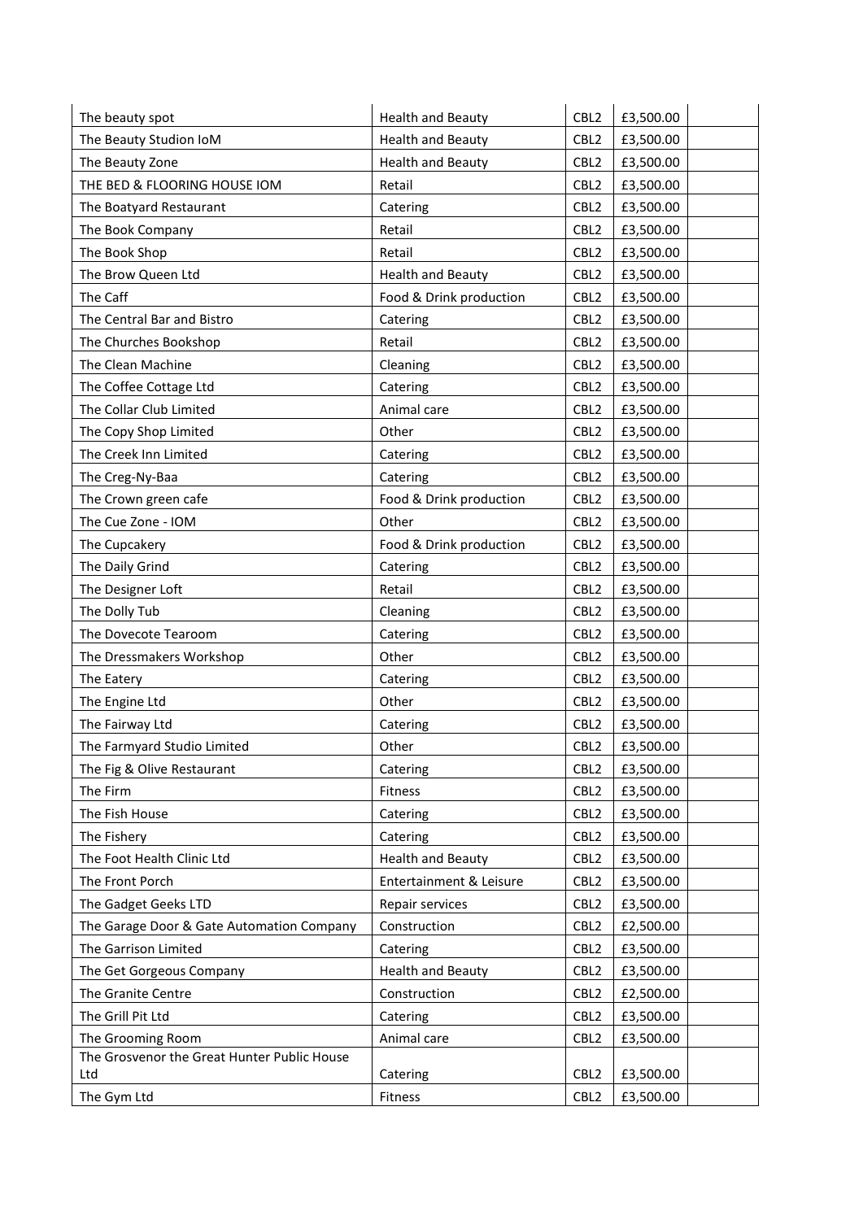| | | | | |
|---|---|---|---|---|
| The beauty spot | Health and Beauty | CBL2 | £3,500.00 | |
| The Beauty Studion IoM | Health and Beauty | CBL2 | £3,500.00 | |
| The Beauty Zone | Health and Beauty | CBL2 | £3,500.00 | |
| THE BED & FLOORING HOUSE IOM | Retail | CBL2 | £3,500.00 | |
| The Boatyard Restaurant | Catering | CBL2 | £3,500.00 | |
| The Book Company | Retail | CBL2 | £3,500.00 | |
| The Book Shop | Retail | CBL2 | £3,500.00 | |
| The Brow Queen Ltd | Health and Beauty | CBL2 | £3,500.00 | |
| The Caff | Food & Drink production | CBL2 | £3,500.00 | |
| The Central Bar and Bistro | Catering | CBL2 | £3,500.00 | |
| The Churches Bookshop | Retail | CBL2 | £3,500.00 | |
| The Clean Machine | Cleaning | CBL2 | £3,500.00 | |
| The Coffee Cottage Ltd | Catering | CBL2 | £3,500.00 | |
| The Collar Club Limited | Animal care | CBL2 | £3,500.00 | |
| The Copy Shop Limited | Other | CBL2 | £3,500.00 | |
| The Creek Inn Limited | Catering | CBL2 | £3,500.00 | |
| The Creg-Ny-Baa | Catering | CBL2 | £3,500.00 | |
| The Crown green cafe | Food & Drink production | CBL2 | £3,500.00 | |
| The Cue Zone - IOM | Other | CBL2 | £3,500.00 | |
| The Cupcakery | Food & Drink production | CBL2 | £3,500.00 | |
| The Daily Grind | Catering | CBL2 | £3,500.00 | |
| The Designer Loft | Retail | CBL2 | £3,500.00 | |
| The Dolly Tub | Cleaning | CBL2 | £3,500.00 | |
| The Dovecote Tearoom | Catering | CBL2 | £3,500.00 | |
| The Dressmakers Workshop | Other | CBL2 | £3,500.00 | |
| The Eatery | Catering | CBL2 | £3,500.00 | |
| The Engine Ltd | Other | CBL2 | £3,500.00 | |
| The Fairway Ltd | Catering | CBL2 | £3,500.00 | |
| The Farmyard Studio Limited | Other | CBL2 | £3,500.00 | |
| The Fig & Olive Restaurant | Catering | CBL2 | £3,500.00 | |
| The Firm | Fitness | CBL2 | £3,500.00 | |
| The Fish House | Catering | CBL2 | £3,500.00 | |
| The Fishery | Catering | CBL2 | £3,500.00 | |
| The Foot Health Clinic Ltd | Health and Beauty | CBL2 | £3,500.00 | |
| The Front Porch | Entertainment & Leisure | CBL2 | £3,500.00 | |
| The Gadget Geeks LTD | Repair services | CBL2 | £3,500.00 | |
| The Garage Door & Gate Automation Company | Construction | CBL2 | £2,500.00 | |
| The Garrison Limited | Catering | CBL2 | £3,500.00 | |
| The Get Gorgeous Company | Health and Beauty | CBL2 | £3,500.00 | |
| The Granite Centre | Construction | CBL2 | £2,500.00 | |
| The Grill Pit Ltd | Catering | CBL2 | £3,500.00 | |
| The Grooming Room | Animal care | CBL2 | £3,500.00 | |
| The Grosvenor the Great Hunter Public House Ltd | Catering | CBL2 | £3,500.00 | |
| The Gym Ltd | Fitness | CBL2 | £3,500.00 | |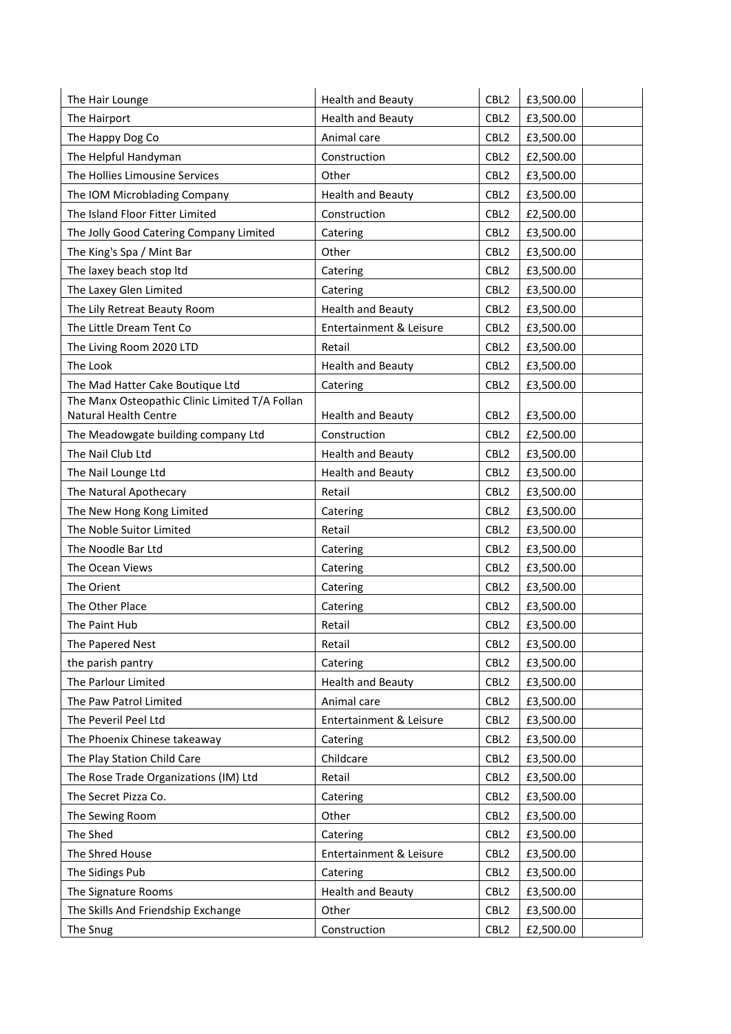| The Hair Lounge | Health and Beauty | CBL2 | £3,500.00 | |
|---|---|---|---|---|
| The Hairport | Health and Beauty | CBL2 | £3,500.00 | |
| The Happy Dog Co | Animal care | CBL2 | £3,500.00 | |
| The Helpful Handyman | Construction | CBL2 | £2,500.00 | |
| The Hollies Limousine Services | Other | CBL2 | £3,500.00 | |
| The IOM Microblading Company | Health and Beauty | CBL2 | £3,500.00 | |
| The Island Floor Fitter Limited | Construction | CBL2 | £2,500.00 | |
| The Jolly Good Catering Company Limited | Catering | CBL2 | £3,500.00 | |
| The King's Spa / Mint Bar | Other | CBL2 | £3,500.00 | |
| The laxey beach stop ltd | Catering | CBL2 | £3,500.00 | |
| The Laxey Glen Limited | Catering | CBL2 | £3,500.00 | |
| The Lily Retreat Beauty Room | Health and Beauty | CBL2 | £3,500.00 | |
| The Little Dream Tent Co | Entertainment & Leisure | CBL2 | £3,500.00 | |
| The Living Room 2020 LTD | Retail | CBL2 | £3,500.00 | |
| The Look | Health and Beauty | CBL2 | £3,500.00 | |
| The Mad Hatter Cake Boutique Ltd | Catering | CBL2 | £3,500.00 | |
| The Manx Osteopathic Clinic Limited T/A Follan Natural Health Centre | Health and Beauty | CBL2 | £3,500.00 | |
| The Meadowgate building company Ltd | Construction | CBL2 | £2,500.00 | |
| The Nail Club Ltd | Health and Beauty | CBL2 | £3,500.00 | |
| The Nail Lounge Ltd | Health and Beauty | CBL2 | £3,500.00 | |
| The Natural Apothecary | Retail | CBL2 | £3,500.00 | |
| The New Hong Kong Limited | Catering | CBL2 | £3,500.00 | |
| The Noble Suitor Limited | Retail | CBL2 | £3,500.00 | |
| The Noodle Bar Ltd | Catering | CBL2 | £3,500.00 | |
| The Ocean Views | Catering | CBL2 | £3,500.00 | |
| The Orient | Catering | CBL2 | £3,500.00 | |
| The Other Place | Catering | CBL2 | £3,500.00 | |
| The Paint Hub | Retail | CBL2 | £3,500.00 | |
| The Papered Nest | Retail | CBL2 | £3,500.00 | |
| the parish pantry | Catering | CBL2 | £3,500.00 | |
| The Parlour Limited | Health and Beauty | CBL2 | £3,500.00 | |
| The Paw Patrol Limited | Animal care | CBL2 | £3,500.00 | |
| The Peveril Peel Ltd | Entertainment & Leisure | CBL2 | £3,500.00 | |
| The Phoenix Chinese takeaway | Catering | CBL2 | £3,500.00 | |
| The Play Station Child Care | Childcare | CBL2 | £3,500.00 | |
| The Rose Trade Organizations (IM) Ltd | Retail | CBL2 | £3,500.00 | |
| The Secret Pizza Co. | Catering | CBL2 | £3,500.00 | |
| The Sewing Room | Other | CBL2 | £3,500.00 | |
| The Shed | Catering | CBL2 | £3,500.00 | |
| The Shred House | Entertainment & Leisure | CBL2 | £3,500.00 | |
| The Sidings Pub | Catering | CBL2 | £3,500.00 | |
| The Signature Rooms | Health and Beauty | CBL2 | £3,500.00 | |
| The Skills And Friendship Exchange | Other | CBL2 | £3,500.00 | |
| The Snug | Construction | CBL2 | £2,500.00 | |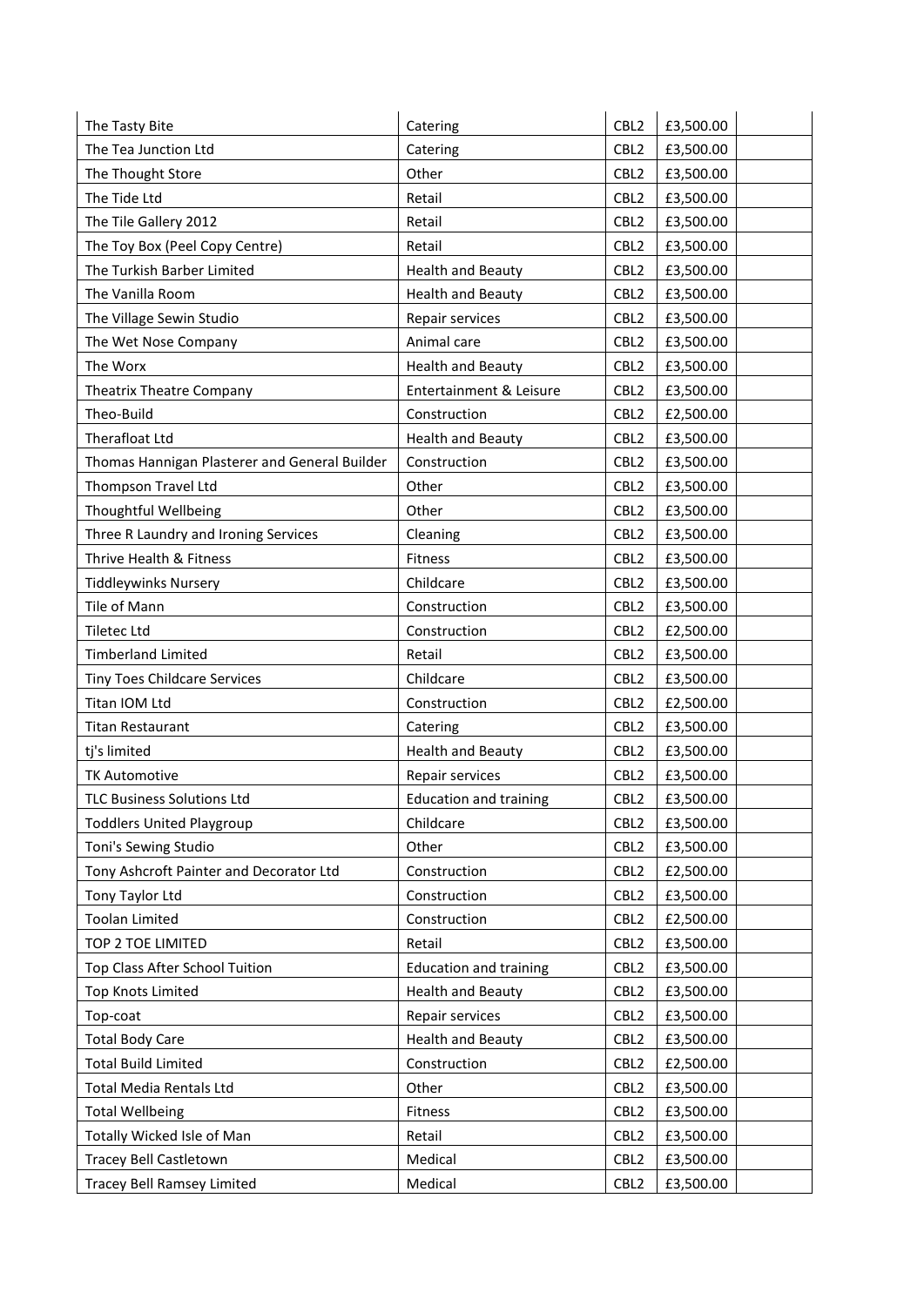| The Tasty Bite | Catering | CBL2 | £3,500.00 | |
|---|---|---|---|---|
| The Tea Junction Ltd | Catering | CBL2 | £3,500.00 | |
| The Thought Store | Other | CBL2 | £3,500.00 | |
| The Tide Ltd | Retail | CBL2 | £3,500.00 | |
| The Tile Gallery 2012 | Retail | CBL2 | £3,500.00 | |
| The Toy Box (Peel Copy Centre) | Retail | CBL2 | £3,500.00 | |
| The Turkish Barber Limited | Health and Beauty | CBL2 | £3,500.00 | |
| The Vanilla Room | Health and Beauty | CBL2 | £3,500.00 | |
| The Village Sewin Studio | Repair services | CBL2 | £3,500.00 | |
| The Wet Nose Company | Animal care | CBL2 | £3,500.00 | |
| The Worx | Health and Beauty | CBL2 | £3,500.00 | |
| Theatrix Theatre Company | Entertainment & Leisure | CBL2 | £3,500.00 | |
| Theo-Build | Construction | CBL2 | £2,500.00 | |
| Therafloat Ltd | Health and Beauty | CBL2 | £3,500.00 | |
| Thomas Hannigan Plasterer and General Builder | Construction | CBL2 | £3,500.00 | |
| Thompson Travel Ltd | Other | CBL2 | £3,500.00 | |
| Thoughtful Wellbeing | Other | CBL2 | £3,500.00 | |
| Three R Laundry and Ironing Services | Cleaning | CBL2 | £3,500.00 | |
| Thrive Health & Fitness | Fitness | CBL2 | £3,500.00 | |
| Tiddleywinks Nursery | Childcare | CBL2 | £3,500.00 | |
| Tile of Mann | Construction | CBL2 | £3,500.00 | |
| Tiletec Ltd | Construction | CBL2 | £2,500.00 | |
| Timberland Limited | Retail | CBL2 | £3,500.00 | |
| Tiny Toes Childcare Services | Childcare | CBL2 | £3,500.00 | |
| Titan IOM Ltd | Construction | CBL2 | £2,500.00 | |
| Titan Restaurant | Catering | CBL2 | £3,500.00 | |
| tj's limited | Health and Beauty | CBL2 | £3,500.00 | |
| TK Automotive | Repair services | CBL2 | £3,500.00 | |
| TLC Business Solutions Ltd | Education and training | CBL2 | £3,500.00 | |
| Toddlers United Playgroup | Childcare | CBL2 | £3,500.00 | |
| Toni's Sewing Studio | Other | CBL2 | £3,500.00 | |
| Tony Ashcroft Painter and Decorator Ltd | Construction | CBL2 | £2,500.00 | |
| Tony Taylor Ltd | Construction | CBL2 | £3,500.00 | |
| Toolan Limited | Construction | CBL2 | £2,500.00 | |
| TOP 2 TOE LIMITED | Retail | CBL2 | £3,500.00 | |
| Top Class After School Tuition | Education and training | CBL2 | £3,500.00 | |
| Top Knots Limited | Health and Beauty | CBL2 | £3,500.00 | |
| Top-coat | Repair services | CBL2 | £3,500.00 | |
| Total Body Care | Health and Beauty | CBL2 | £3,500.00 | |
| Total Build Limited | Construction | CBL2 | £2,500.00 | |
| Total Media Rentals Ltd | Other | CBL2 | £3,500.00 | |
| Total Wellbeing | Fitness | CBL2 | £3,500.00 | |
| Totally Wicked Isle of Man | Retail | CBL2 | £3,500.00 | |
| Tracey Bell Castletown | Medical | CBL2 | £3,500.00 | |
| Tracey Bell Ramsey Limited | Medical | CBL2 | £3,500.00 | |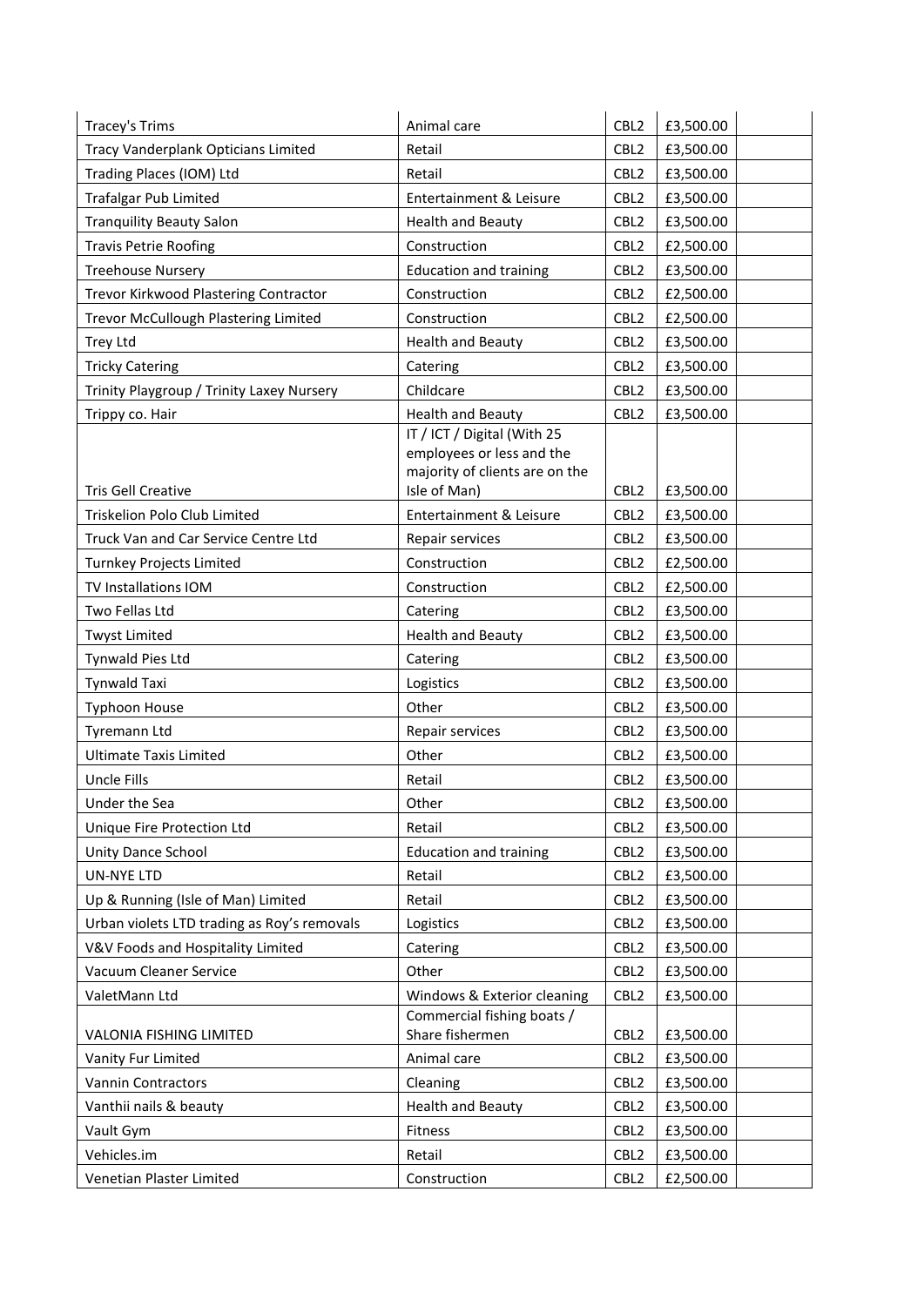| | | | | |
|---|---|---|---|---|
| Tracey's Trims | Animal care | CBL2 | £3,500.00 | |
| Tracy Vanderplank Opticians Limited | Retail | CBL2 | £3,500.00 | |
| Trading Places (IOM) Ltd | Retail | CBL2 | £3,500.00 | |
| Trafalgar Pub Limited | Entertainment & Leisure | CBL2 | £3,500.00 | |
| Tranquility Beauty Salon | Health and Beauty | CBL2 | £3,500.00 | |
| Travis Petrie Roofing | Construction | CBL2 | £2,500.00 | |
| Treehouse Nursery | Education and training | CBL2 | £3,500.00 | |
| Trevor Kirkwood Plastering Contractor | Construction | CBL2 | £2,500.00 | |
| Trevor McCullough Plastering Limited | Construction | CBL2 | £2,500.00 | |
| Trey Ltd | Health and Beauty | CBL2 | £3,500.00 | |
| Tricky Catering | Catering | CBL2 | £3,500.00 | |
| Trinity Playgroup / Trinity Laxey Nursery | Childcare | CBL2 | £3,500.00 | |
| Trippy co. Hair | Health and Beauty | CBL2 | £3,500.00 | |
| Tris Gell Creative | IT / ICT / Digital (With 25 employees or less and the majority of clients are on the Isle of Man) | CBL2 | £3,500.00 | |
| Triskelion Polo Club Limited | Entertainment & Leisure | CBL2 | £3,500.00 | |
| Truck Van and Car Service Centre Ltd | Repair services | CBL2 | £3,500.00 | |
| Turnkey Projects Limited | Construction | CBL2 | £2,500.00 | |
| TV Installations IOM | Construction | CBL2 | £2,500.00 | |
| Two Fellas Ltd | Catering | CBL2 | £3,500.00 | |
| Twyst Limited | Health and Beauty | CBL2 | £3,500.00 | |
| Tynwald Pies Ltd | Catering | CBL2 | £3,500.00 | |
| Tynwald Taxi | Logistics | CBL2 | £3,500.00 | |
| Typhoon House | Other | CBL2 | £3,500.00 | |
| Tyremann Ltd | Repair services | CBL2 | £3,500.00 | |
| Ultimate Taxis Limited | Other | CBL2 | £3,500.00 | |
| Uncle Fills | Retail | CBL2 | £3,500.00 | |
| Under the Sea | Other | CBL2 | £3,500.00 | |
| Unique Fire Protection Ltd | Retail | CBL2 | £3,500.00 | |
| Unity Dance School | Education and training | CBL2 | £3,500.00 | |
| UN-NYE LTD | Retail | CBL2 | £3,500.00 | |
| Up & Running (Isle of Man) Limited | Retail | CBL2 | £3,500.00 | |
| Urban violets LTD trading as Roy's removals | Logistics | CBL2 | £3,500.00 | |
| V&V Foods and Hospitality Limited | Catering | CBL2 | £3,500.00 | |
| Vacuum Cleaner Service | Other | CBL2 | £3,500.00 | |
| ValetMann Ltd | Windows & Exterior cleaning | CBL2 | £3,500.00 | |
| VALONIA FISHING LIMITED | Commercial fishing boats / Share fishermen | CBL2 | £3,500.00 | |
| Vanity Fur Limited | Animal care | CBL2 | £3,500.00 | |
| Vannin Contractors | Cleaning | CBL2 | £3,500.00 | |
| Vanthii nails & beauty | Health and Beauty | CBL2 | £3,500.00 | |
| Vault Gym | Fitness | CBL2 | £3,500.00 | |
| Vehicles.im | Retail | CBL2 | £3,500.00 | |
| Venetian Plaster Limited | Construction | CBL2 | £2,500.00 | |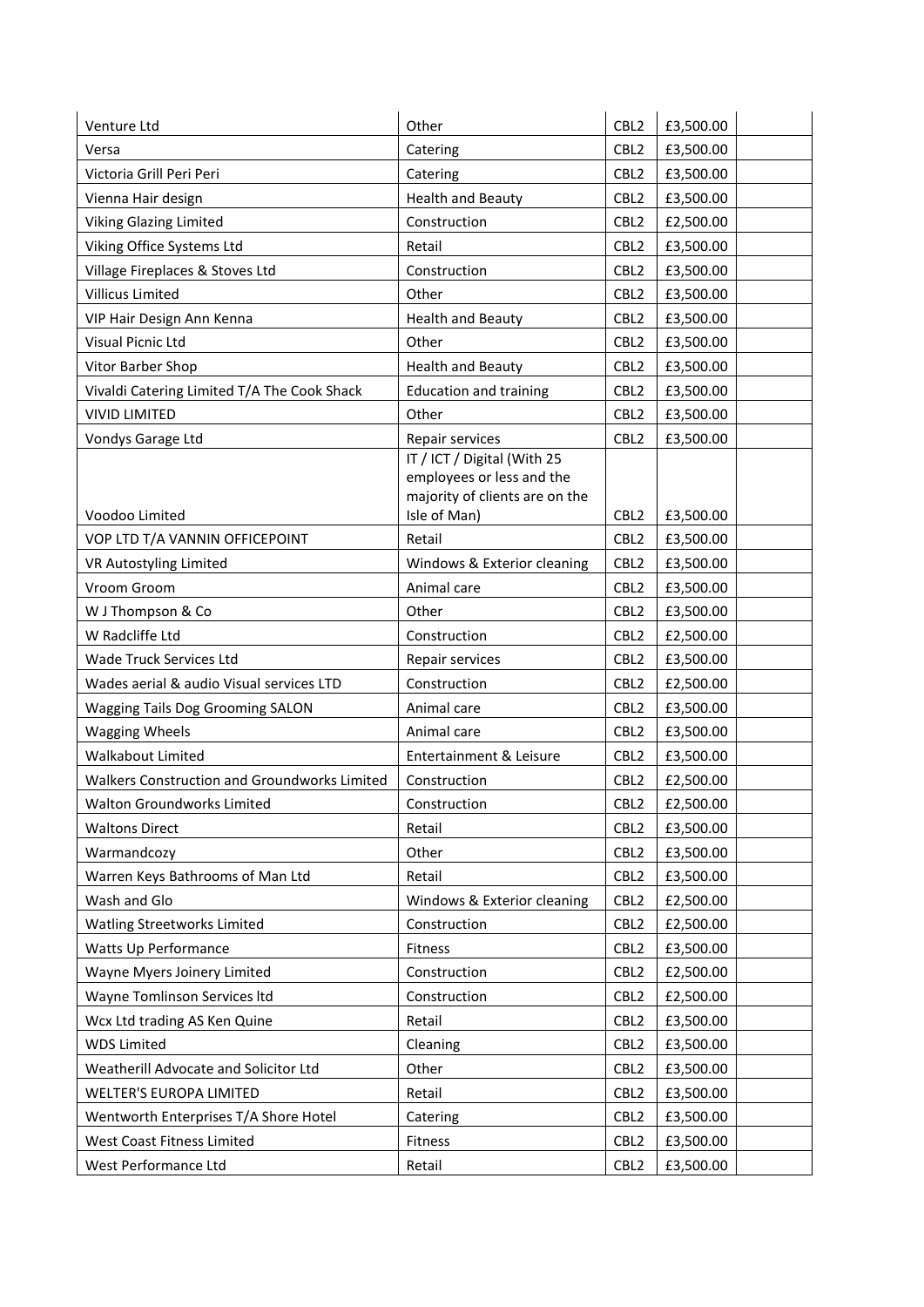| | | | | |
|---|---|---|---|---|
| Venture Ltd | Other | CBL2 | £3,500.00 | |
| Versa | Catering | CBL2 | £3,500.00 | |
| Victoria Grill Peri Peri | Catering | CBL2 | £3,500.00 | |
| Vienna Hair design | Health and Beauty | CBL2 | £3,500.00 | |
| Viking Glazing Limited | Construction | CBL2 | £2,500.00 | |
| Viking Office Systems Ltd | Retail | CBL2 | £3,500.00 | |
| Village Fireplaces & Stoves Ltd | Construction | CBL2 | £3,500.00 | |
| Villicus Limited | Other | CBL2 | £3,500.00 | |
| VIP Hair Design Ann Kenna | Health and Beauty | CBL2 | £3,500.00 | |
| Visual Picnic Ltd | Other | CBL2 | £3,500.00 | |
| Vitor Barber Shop | Health and Beauty | CBL2 | £3,500.00 | |
| Vivaldi Catering Limited T/A The Cook Shack | Education and training | CBL2 | £3,500.00 | |
| VIVID LIMITED | Other | CBL2 | £3,500.00 | |
| Vondys Garage Ltd | Repair services | CBL2 | £3,500.00 | |
| Voodoo Limited | IT / ICT / Digital (With 25 employees or less and the majority of clients are on the Isle of Man) | CBL2 | £3,500.00 | |
| VOP LTD T/A VANNIN OFFICEPOINT | Retail | CBL2 | £3,500.00 | |
| VR Autostyling Limited | Windows & Exterior cleaning | CBL2 | £3,500.00 | |
| Vroom Groom | Animal care | CBL2 | £3,500.00 | |
| W J Thompson & Co | Other | CBL2 | £3,500.00 | |
| W Radcliffe Ltd | Construction | CBL2 | £2,500.00 | |
| Wade Truck Services Ltd | Repair services | CBL2 | £3,500.00 | |
| Wades aerial & audio Visual services LTD | Construction | CBL2 | £2,500.00 | |
| Wagging Tails Dog Grooming SALON | Animal care | CBL2 | £3,500.00 | |
| Wagging Wheels | Animal care | CBL2 | £3,500.00 | |
| Walkabout Limited | Entertainment & Leisure | CBL2 | £3,500.00 | |
| Walkers Construction and Groundworks Limited | Construction | CBL2 | £2,500.00 | |
| Walton Groundworks Limited | Construction | CBL2 | £2,500.00 | |
| Waltons Direct | Retail | CBL2 | £3,500.00 | |
| Warmandcozy | Other | CBL2 | £3,500.00 | |
| Warren Keys Bathrooms of Man Ltd | Retail | CBL2 | £3,500.00 | |
| Wash and Glo | Windows & Exterior cleaning | CBL2 | £2,500.00 | |
| Watling Streetworks Limited | Construction | CBL2 | £2,500.00 | |
| Watts Up Performance | Fitness | CBL2 | £3,500.00 | |
| Wayne Myers Joinery Limited | Construction | CBL2 | £2,500.00 | |
| Wayne Tomlinson Services ltd | Construction | CBL2 | £2,500.00 | |
| Wcx Ltd trading AS Ken Quine | Retail | CBL2 | £3,500.00 | |
| WDS Limited | Cleaning | CBL2 | £3,500.00 | |
| Weatherill Advocate and Solicitor Ltd | Other | CBL2 | £3,500.00 | |
| WELTER'S EUROPA LIMITED | Retail | CBL2 | £3,500.00 | |
| Wentworth Enterprises T/A Shore Hotel | Catering | CBL2 | £3,500.00 | |
| West Coast Fitness Limited | Fitness | CBL2 | £3,500.00 | |
| West Performance Ltd | Retail | CBL2 | £3,500.00 | |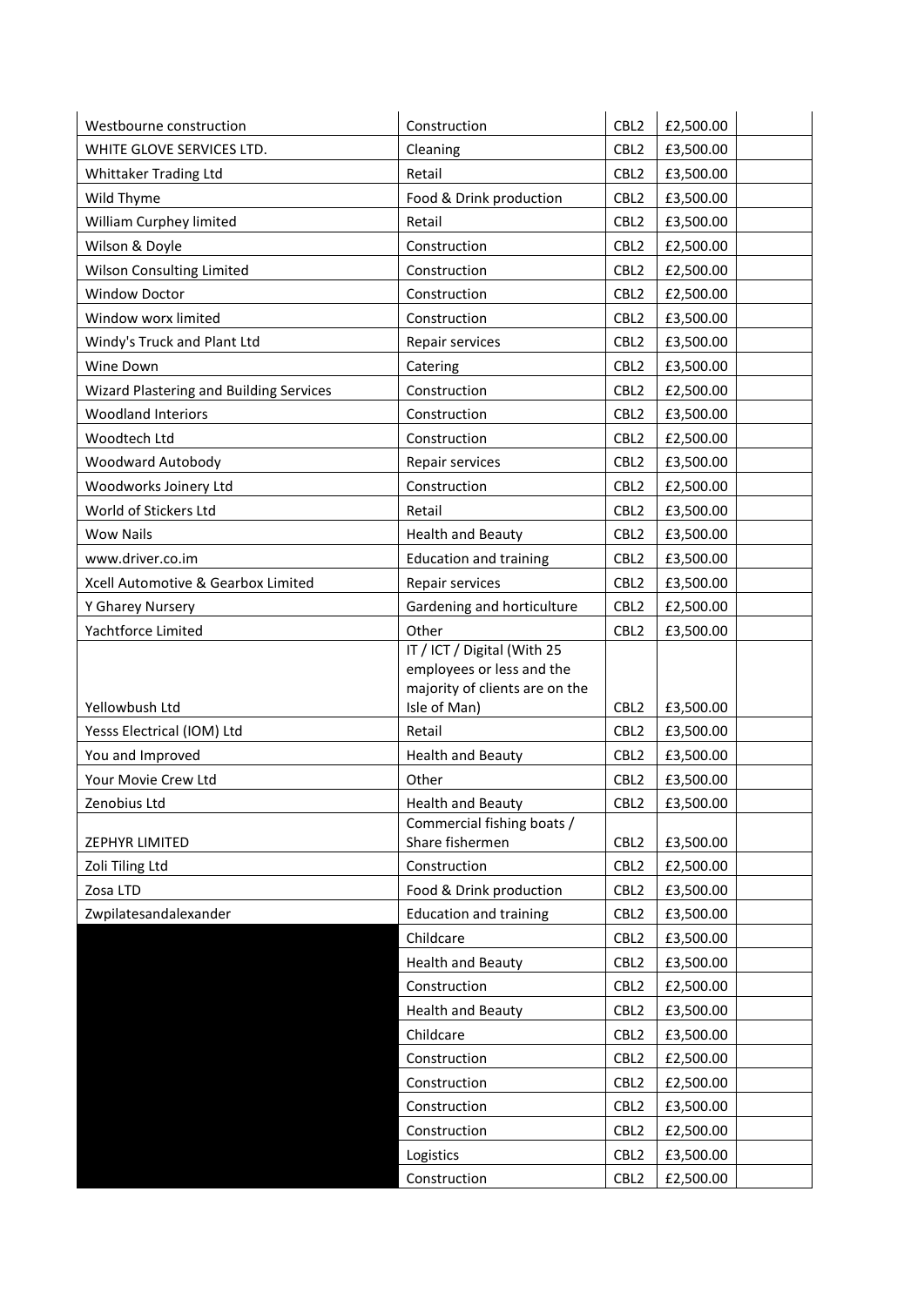| | | | | |
|---|---|---|---|---|
| Westbourne construction | Construction | CBL2 | £2,500.00 | |
| WHITE GLOVE SERVICES LTD. | Cleaning | CBL2 | £3,500.00 | |
| Whittaker Trading Ltd | Retail | CBL2 | £3,500.00 | |
| Wild Thyme | Food & Drink production | CBL2 | £3,500.00 | |
| William Curphey limited | Retail | CBL2 | £3,500.00 | |
| Wilson & Doyle | Construction | CBL2 | £2,500.00 | |
| Wilson Consulting Limited | Construction | CBL2 | £2,500.00 | |
| Window Doctor | Construction | CBL2 | £2,500.00 | |
| Window worx limited | Construction | CBL2 | £3,500.00 | |
| Windy's Truck and Plant Ltd | Repair services | CBL2 | £3,500.00 | |
| Wine Down | Catering | CBL2 | £3,500.00 | |
| Wizard Plastering and Building Services | Construction | CBL2 | £2,500.00 | |
| Woodland Interiors | Construction | CBL2 | £3,500.00 | |
| Woodtech Ltd | Construction | CBL2 | £2,500.00 | |
| Woodward Autobody | Repair services | CBL2 | £3,500.00 | |
| Woodworks Joinery Ltd | Construction | CBL2 | £2,500.00 | |
| World of Stickers Ltd | Retail | CBL2 | £3,500.00 | |
| Wow Nails | Health and Beauty | CBL2 | £3,500.00 | |
| www.driver.co.im | Education and training | CBL2 | £3,500.00 | |
| Xcell Automotive & Gearbox Limited | Repair services | CBL2 | £3,500.00 | |
| Y Gharey Nursery | Gardening and horticulture | CBL2 | £2,500.00 | |
| Yachtforce Limited | Other | CBL2 | £3,500.00 | |
| Yellowbush Ltd | IT / ICT / Digital (With 25 employees or less and the majority of clients are on the Isle of Man) | CBL2 | £3,500.00 | |
| Yesss Electrical (IOM) Ltd | Retail | CBL2 | £3,500.00 | |
| You and Improved | Health and Beauty | CBL2 | £3,500.00 | |
| Your Movie Crew Ltd | Other | CBL2 | £3,500.00 | |
| Zenobius Ltd | Health and Beauty | CBL2 | £3,500.00 | |
| ZEPHYR LIMITED | Commercial fishing boats / Share fishermen | CBL2 | £3,500.00 | |
| Zoli Tiling Ltd | Construction | CBL2 | £2,500.00 | |
| Zosa LTD | Food & Drink production | CBL2 | £3,500.00 | |
| Zwpilatesandalexander | Education and training | CBL2 | £3,500.00 | |
| | Childcare | CBL2 | £3,500.00 | |
| | Health and Beauty | CBL2 | £3,500.00 | |
| | Construction | CBL2 | £2,500.00 | |
| | Health and Beauty | CBL2 | £3,500.00 | |
| | Childcare | CBL2 | £3,500.00 | |
| | Construction | CBL2 | £2,500.00 | |
| | Construction | CBL2 | £2,500.00 | |
| | Construction | CBL2 | £3,500.00 | |
| | Construction | CBL2 | £2,500.00 | |
| | Logistics | CBL2 | £3,500.00 | |
| | Construction | CBL2 | £2,500.00 | |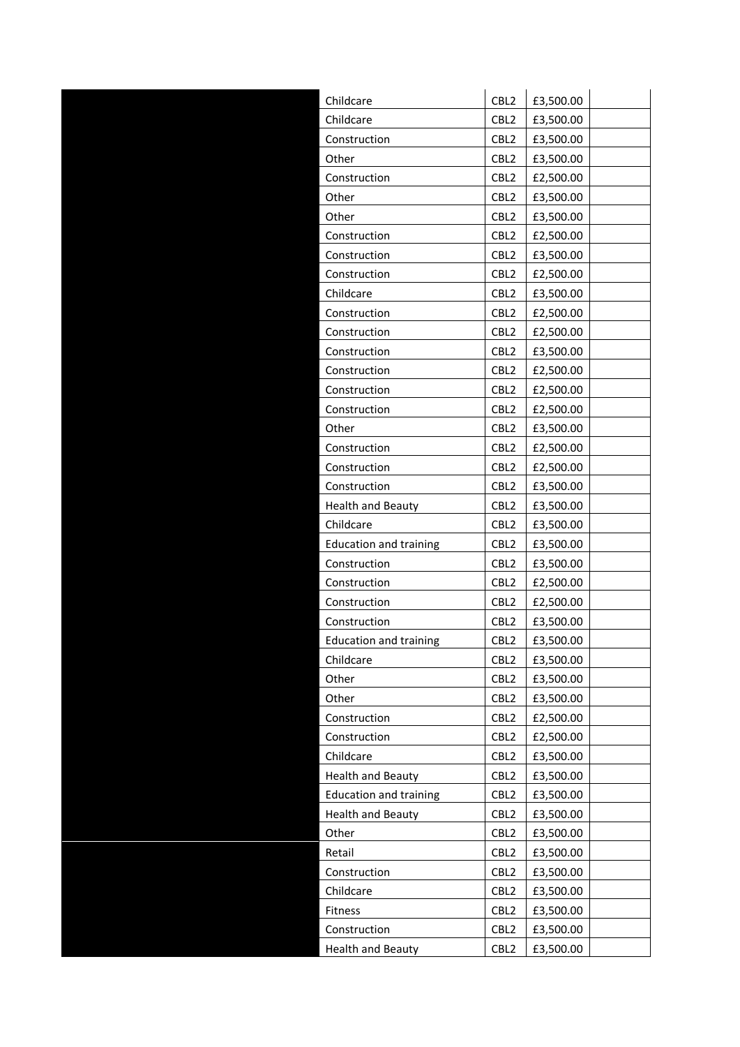| | | | | |
|---|---|---|---|---|
| | Childcare | CBL2 | £3,500.00 | |
| | Childcare | CBL2 | £3,500.00 | |
| | Construction | CBL2 | £3,500.00 | |
| | Other | CBL2 | £3,500.00 | |
| | Construction | CBL2 | £2,500.00 | |
| | Other | CBL2 | £3,500.00 | |
| | Other | CBL2 | £3,500.00 | |
| | Construction | CBL2 | £2,500.00 | |
| | Construction | CBL2 | £3,500.00 | |
| | Construction | CBL2 | £2,500.00 | |
| | Childcare | CBL2 | £3,500.00 | |
| | Construction | CBL2 | £2,500.00 | |
| | Construction | CBL2 | £2,500.00 | |
| | Construction | CBL2 | £3,500.00 | |
| | Construction | CBL2 | £2,500.00 | |
| | Construction | CBL2 | £2,500.00 | |
| | Construction | CBL2 | £2,500.00 | |
| | Other | CBL2 | £3,500.00 | |
| | Construction | CBL2 | £2,500.00 | |
| | Construction | CBL2 | £2,500.00 | |
| | Construction | CBL2 | £3,500.00 | |
| | Health and Beauty | CBL2 | £3,500.00 | |
| | Childcare | CBL2 | £3,500.00 | |
| | Education and training | CBL2 | £3,500.00 | |
| | Construction | CBL2 | £3,500.00 | |
| | Construction | CBL2 | £2,500.00 | |
| | Construction | CBL2 | £2,500.00 | |
| | Construction | CBL2 | £3,500.00 | |
| | Education and training | CBL2 | £3,500.00 | |
| | Childcare | CBL2 | £3,500.00 | |
| | Other | CBL2 | £3,500.00 | |
| | Other | CBL2 | £3,500.00 | |
| | Construction | CBL2 | £2,500.00 | |
| | Construction | CBL2 | £2,500.00 | |
| | Childcare | CBL2 | £3,500.00 | |
| | Health and Beauty | CBL2 | £3,500.00 | |
| | Education and training | CBL2 | £3,500.00 | |
| | Health and Beauty | CBL2 | £3,500.00 | |
| | Other | CBL2 | £3,500.00 | |
| | Retail | CBL2 | £3,500.00 | |
| | Construction | CBL2 | £3,500.00 | |
| | Childcare | CBL2 | £3,500.00 | |
| | Fitness | CBL2 | £3,500.00 | |
| | Construction | CBL2 | £3,500.00 | |
| | Health and Beauty | CBL2 | £3,500.00 | |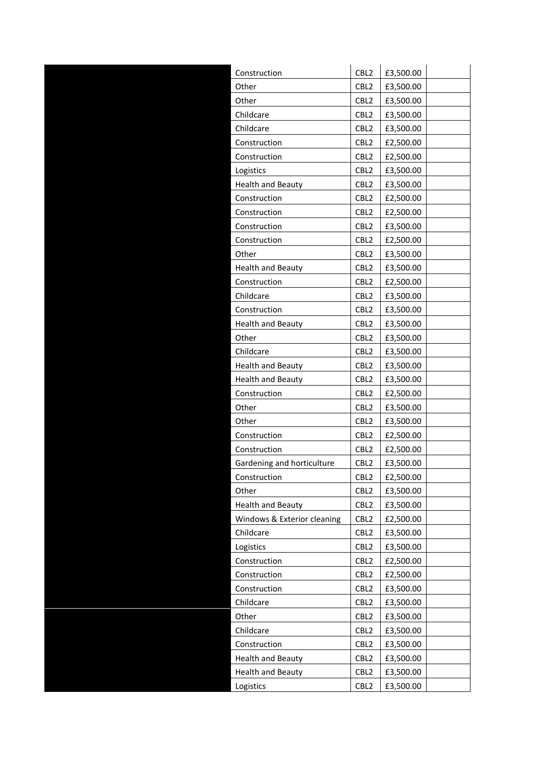| | Construction | CBL2 | £3,500.00 | |
|---|---|---|---|---|
| | Other | CBL2 | £3,500.00 | |
| | Other | CBL2 | £3,500.00 | |
| | Childcare | CBL2 | £3,500.00 | |
| | Childcare | CBL2 | £3,500.00 | |
| | Construction | CBL2 | £2,500.00 | |
| | Construction | CBL2 | £2,500.00 | |
| | Logistics | CBL2 | £3,500.00 | |
| | Health and Beauty | CBL2 | £3,500.00 | |
| | Construction | CBL2 | £2,500.00 | |
| | Construction | CBL2 | £2,500.00 | |
| | Construction | CBL2 | £3,500.00 | |
| | Construction | CBL2 | £2,500.00 | |
| | Other | CBL2 | £3,500.00 | |
| | Health and Beauty | CBL2 | £3,500.00 | |
| | Construction | CBL2 | £2,500.00 | |
| | Childcare | CBL2 | £3,500.00 | |
| | Construction | CBL2 | £3,500.00 | |
| | Health and Beauty | CBL2 | £3,500.00 | |
| | Other | CBL2 | £3,500.00 | |
| | Childcare | CBL2 | £3,500.00 | |
| | Health and Beauty | CBL2 | £3,500.00 | |
| | Health and Beauty | CBL2 | £3,500.00 | |
| | Construction | CBL2 | £2,500.00 | |
| | Other | CBL2 | £3,500.00 | |
| | Other | CBL2 | £3,500.00 | |
| | Construction | CBL2 | £2,500.00 | |
| | Construction | CBL2 | £2,500.00 | |
| | Gardening and horticulture | CBL2 | £3,500.00 | |
| | Construction | CBL2 | £2,500.00 | |
| | Other | CBL2 | £3,500.00 | |
| | Health and Beauty | CBL2 | £3,500.00 | |
| | Windows & Exterior cleaning | CBL2 | £2,500.00 | |
| | Childcare | CBL2 | £3,500.00 | |
| | Logistics | CBL2 | £3,500.00 | |
| | Construction | CBL2 | £2,500.00 | |
| | Construction | CBL2 | £2,500.00 | |
| | Construction | CBL2 | £3,500.00 | |
| | Childcare | CBL2 | £3,500.00 | |
| | Other | CBL2 | £3,500.00 | |
| | Childcare | CBL2 | £3,500.00 | |
| | Construction | CBL2 | £3,500.00 | |
| | Health and Beauty | CBL2 | £3,500.00 | |
| | Health and Beauty | CBL2 | £3,500.00 | |
| | Logistics | CBL2 | £3,500.00 | |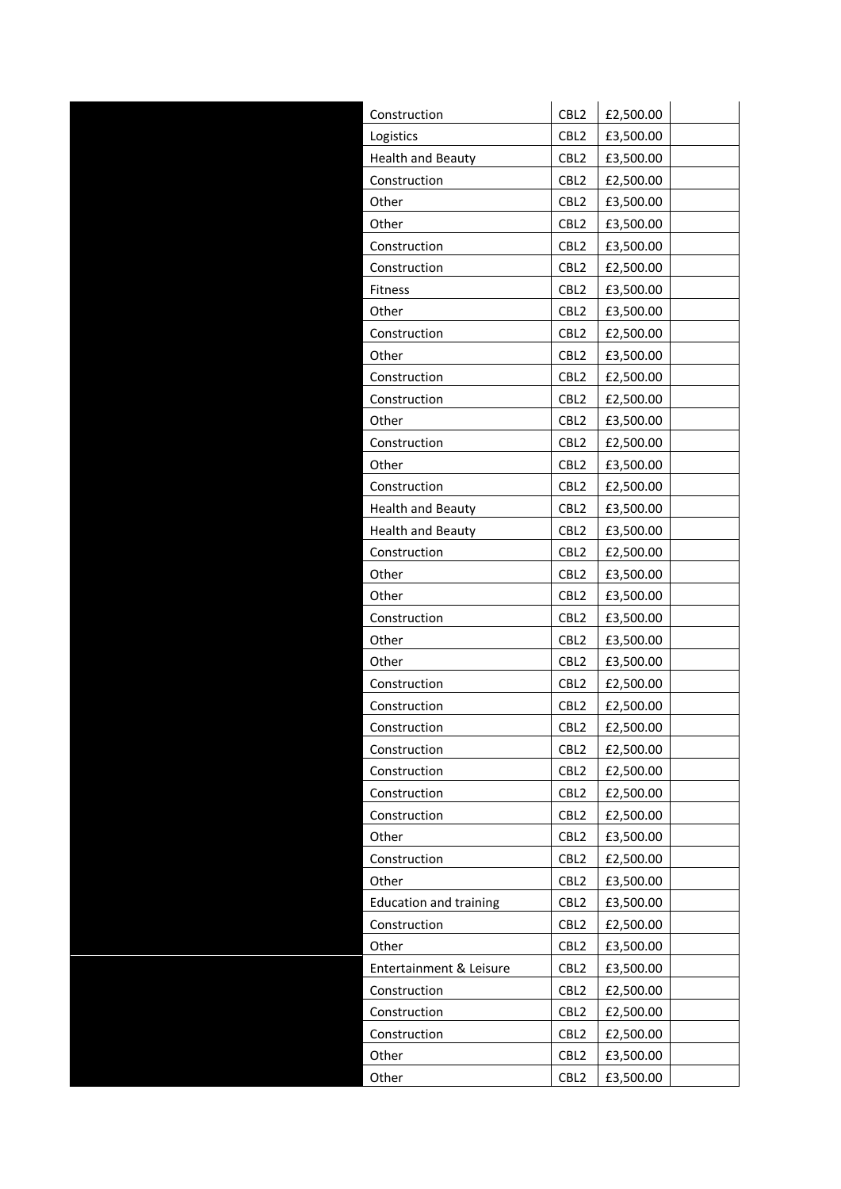| | | | | |
|---|---|---|---|---|
| | Construction | CBL2 | £2,500.00 | |
| | Logistics | CBL2 | £3,500.00 | |
| | Health and Beauty | CBL2 | £3,500.00 | |
| | Construction | CBL2 | £2,500.00 | |
| | Other | CBL2 | £3,500.00 | |
| | Other | CBL2 | £3,500.00 | |
| | Construction | CBL2 | £3,500.00 | |
| | Construction | CBL2 | £2,500.00 | |
| | Fitness | CBL2 | £3,500.00 | |
| | Other | CBL2 | £3,500.00 | |
| | Construction | CBL2 | £2,500.00 | |
| | Other | CBL2 | £3,500.00 | |
| | Construction | CBL2 | £2,500.00 | |
| | Construction | CBL2 | £2,500.00 | |
| | Other | CBL2 | £3,500.00 | |
| | Construction | CBL2 | £2,500.00 | |
| | Other | CBL2 | £3,500.00 | |
| | Construction | CBL2 | £2,500.00 | |
| | Health and Beauty | CBL2 | £3,500.00 | |
| | Health and Beauty | CBL2 | £3,500.00 | |
| | Construction | CBL2 | £2,500.00 | |
| | Other | CBL2 | £3,500.00 | |
| | Other | CBL2 | £3,500.00 | |
| | Construction | CBL2 | £3,500.00 | |
| | Other | CBL2 | £3,500.00 | |
| | Other | CBL2 | £3,500.00 | |
| | Construction | CBL2 | £2,500.00 | |
| | Construction | CBL2 | £2,500.00 | |
| | Construction | CBL2 | £2,500.00 | |
| | Construction | CBL2 | £2,500.00 | |
| | Construction | CBL2 | £2,500.00 | |
| | Construction | CBL2 | £2,500.00 | |
| | Construction | CBL2 | £2,500.00 | |
| | Other | CBL2 | £3,500.00 | |
| | Construction | CBL2 | £2,500.00 | |
| | Other | CBL2 | £3,500.00 | |
| | Education and training | CBL2 | £3,500.00 | |
| | Construction | CBL2 | £2,500.00 | |
| | Other | CBL2 | £3,500.00 | |
| | Entertainment & Leisure | CBL2 | £3,500.00 | |
| | Construction | CBL2 | £2,500.00 | |
| | Construction | CBL2 | £2,500.00 | |
| | Construction | CBL2 | £2,500.00 | |
| | Other | CBL2 | £3,500.00 | |
| | Other | CBL2 | £3,500.00 | |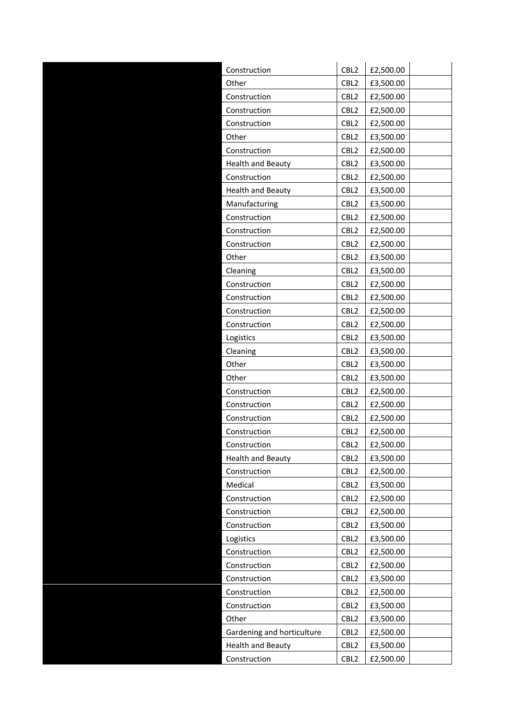| | | | | |
|---|---|---|---|---|
| | Construction | CBL2 | £2,500.00 | |
| | Other | CBL2 | £3,500.00 | |
| | Construction | CBL2 | £2,500.00 | |
| | Construction | CBL2 | £2,500.00 | |
| | Construction | CBL2 | £2,500.00 | |
| | Other | CBL2 | £3,500.00 | |
| | Construction | CBL2 | £2,500.00 | |
| | Health and Beauty | CBL2 | £3,500.00 | |
| | Construction | CBL2 | £2,500.00 | |
| | Health and Beauty | CBL2 | £3,500.00 | |
| | Manufacturing | CBL2 | £3,500.00 | |
| | Construction | CBL2 | £2,500.00 | |
| | Construction | CBL2 | £2,500.00 | |
| | Construction | CBL2 | £2,500.00 | |
| | Other | CBL2 | £3,500.00 | |
| | Cleaning | CBL2 | £3,500.00 | |
| | Construction | CBL2 | £2,500.00 | |
| | Construction | CBL2 | £2,500.00 | |
| | Construction | CBL2 | £2,500.00 | |
| | Construction | CBL2 | £2,500.00 | |
| | Logistics | CBL2 | £3,500.00 | |
| | Cleaning | CBL2 | £3,500.00 | |
| | Other | CBL2 | £3,500.00 | |
| | Other | CBL2 | £3,500.00 | |
| | Construction | CBL2 | £2,500.00 | |
| | Construction | CBL2 | £2,500.00 | |
| | Construction | CBL2 | £2,500.00 | |
| | Construction | CBL2 | £2,500.00 | |
| | Construction | CBL2 | £2,500.00 | |
| | Health and Beauty | CBL2 | £3,500.00 | |
| | Construction | CBL2 | £2,500.00 | |
| | Medical | CBL2 | £3,500.00 | |
| | Construction | CBL2 | £2,500.00 | |
| | Construction | CBL2 | £2,500.00 | |
| | Construction | CBL2 | £3,500.00 | |
| | Logistics | CBL2 | £3,500.00 | |
| | Construction | CBL2 | £2,500.00 | |
| | Construction | CBL2 | £2,500.00 | |
| | Construction | CBL2 | £3,500.00 | |
| | Construction | CBL2 | £2,500.00 | |
| | Construction | CBL2 | £3,500.00 | |
| | Other | CBL2 | £3,500.00 | |
| | Gardening and horticulture | CBL2 | £2,500.00 | |
| | Health and Beauty | CBL2 | £3,500.00 | |
| | Construction | CBL2 | £2,500.00 | |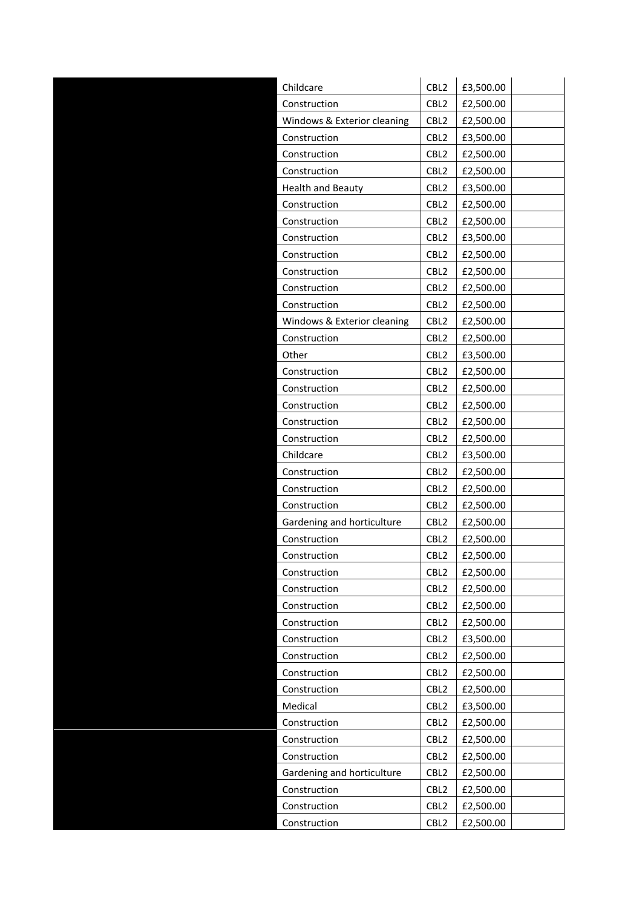| | | | | |
|---|---|---|---|---|
| | Childcare | CBL2 | £3,500.00 | |
| | Construction | CBL2 | £2,500.00 | |
| | Windows & Exterior cleaning | CBL2 | £2,500.00 | |
| | Construction | CBL2 | £3,500.00 | |
| | Construction | CBL2 | £2,500.00 | |
| | Construction | CBL2 | £2,500.00 | |
| | Health and Beauty | CBL2 | £3,500.00 | |
| | Construction | CBL2 | £2,500.00 | |
| | Construction | CBL2 | £2,500.00 | |
| | Construction | CBL2 | £3,500.00 | |
| | Construction | CBL2 | £2,500.00 | |
| | Construction | CBL2 | £2,500.00 | |
| | Construction | CBL2 | £2,500.00 | |
| | Construction | CBL2 | £2,500.00 | |
| | Windows & Exterior cleaning | CBL2 | £2,500.00 | |
| | Construction | CBL2 | £2,500.00 | |
| | Other | CBL2 | £3,500.00 | |
| | Construction | CBL2 | £2,500.00 | |
| | Construction | CBL2 | £2,500.00 | |
| | Construction | CBL2 | £2,500.00 | |
| | Construction | CBL2 | £2,500.00 | |
| | Construction | CBL2 | £2,500.00 | |
| | Childcare | CBL2 | £3,500.00 | |
| | Construction | CBL2 | £2,500.00 | |
| | Construction | CBL2 | £2,500.00 | |
| | Construction | CBL2 | £2,500.00 | |
| | Gardening and horticulture | CBL2 | £2,500.00 | |
| | Construction | CBL2 | £2,500.00 | |
| | Construction | CBL2 | £2,500.00 | |
| | Construction | CBL2 | £2,500.00 | |
| | Construction | CBL2 | £2,500.00 | |
| | Construction | CBL2 | £2,500.00 | |
| | Construction | CBL2 | £2,500.00 | |
| | Construction | CBL2 | £3,500.00 | |
| | Construction | CBL2 | £2,500.00 | |
| | Construction | CBL2 | £2,500.00 | |
| | Construction | CBL2 | £2,500.00 | |
| | Medical | CBL2 | £3,500.00 | |
| | Construction | CBL2 | £2,500.00 | |
| | Construction | CBL2 | £2,500.00 | |
| | Construction | CBL2 | £2,500.00 | |
| | Gardening and horticulture | CBL2 | £2,500.00 | |
| | Construction | CBL2 | £2,500.00 | |
| | Construction | CBL2 | £2,500.00 | |
| | Construction | CBL2 | £2,500.00 | |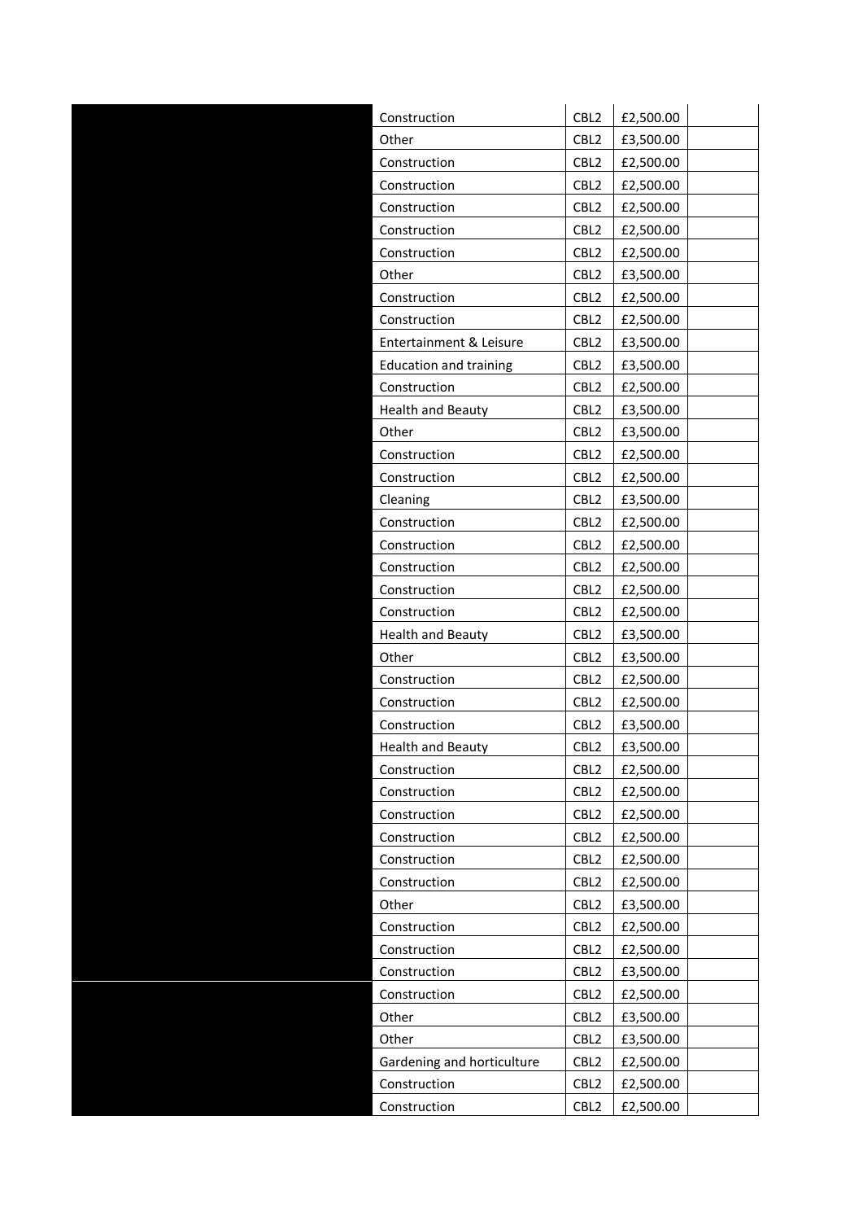| | | | | |
|---|---|---|---|---|
| | Construction | CBL2 | £2,500.00 | |
| | Other | CBL2 | £3,500.00 | |
| | Construction | CBL2 | £2,500.00 | |
| | Construction | CBL2 | £2,500.00 | |
| | Construction | CBL2 | £2,500.00 | |
| | Construction | CBL2 | £2,500.00 | |
| | Construction | CBL2 | £2,500.00 | |
| | Other | CBL2 | £3,500.00 | |
| | Construction | CBL2 | £2,500.00 | |
| | Construction | CBL2 | £2,500.00 | |
| | Entertainment & Leisure | CBL2 | £3,500.00 | |
| | Education and training | CBL2 | £3,500.00 | |
| | Construction | CBL2 | £2,500.00 | |
| | Health and Beauty | CBL2 | £3,500.00 | |
| | Other | CBL2 | £3,500.00 | |
| | Construction | CBL2 | £2,500.00 | |
| | Construction | CBL2 | £2,500.00 | |
| | Cleaning | CBL2 | £3,500.00 | |
| | Construction | CBL2 | £2,500.00 | |
| | Construction | CBL2 | £2,500.00 | |
| | Construction | CBL2 | £2,500.00 | |
| | Construction | CBL2 | £2,500.00 | |
| | Construction | CBL2 | £2,500.00 | |
| | Health and Beauty | CBL2 | £3,500.00 | |
| | Other | CBL2 | £3,500.00 | |
| | Construction | CBL2 | £2,500.00 | |
| | Construction | CBL2 | £2,500.00 | |
| | Construction | CBL2 | £3,500.00 | |
| | Health and Beauty | CBL2 | £3,500.00 | |
| | Construction | CBL2 | £2,500.00 | |
| | Construction | CBL2 | £2,500.00 | |
| | Construction | CBL2 | £2,500.00 | |
| | Construction | CBL2 | £2,500.00 | |
| | Construction | CBL2 | £2,500.00 | |
| | Construction | CBL2 | £2,500.00 | |
| | Other | CBL2 | £3,500.00 | |
| | Construction | CBL2 | £2,500.00 | |
| | Construction | CBL2 | £2,500.00 | |
| | Construction | CBL2 | £3,500.00 | |
| | Construction | CBL2 | £2,500.00 | |
| | Other | CBL2 | £3,500.00 | |
| | Other | CBL2 | £3,500.00 | |
| | Gardening and horticulture | CBL2 | £2,500.00 | |
| | Construction | CBL2 | £2,500.00 | |
| | Construction | CBL2 | £2,500.00 | |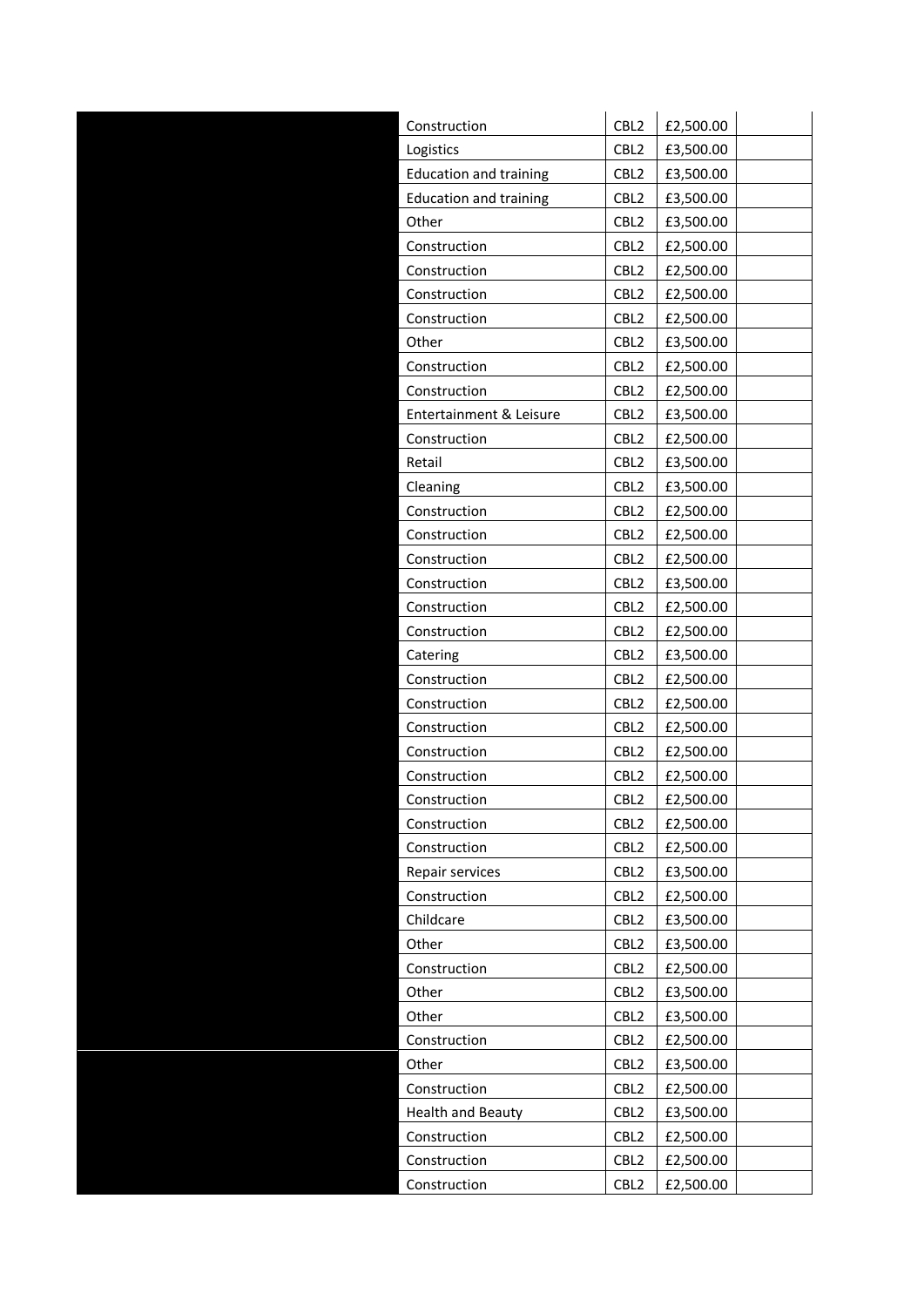| | | | | |
|---|---|---|---|---|
| | Construction | CBL2 | £2,500.00 | |
| | Logistics | CBL2 | £3,500.00 | |
| | Education and training | CBL2 | £3,500.00 | |
| | Education and training | CBL2 | £3,500.00 | |
| | Other | CBL2 | £3,500.00 | |
| | Construction | CBL2 | £2,500.00 | |
| | Construction | CBL2 | £2,500.00 | |
| | Construction | CBL2 | £2,500.00 | |
| | Construction | CBL2 | £2,500.00 | |
| | Other | CBL2 | £3,500.00 | |
| | Construction | CBL2 | £2,500.00 | |
| | Construction | CBL2 | £2,500.00 | |
| | Entertainment & Leisure | CBL2 | £3,500.00 | |
| | Construction | CBL2 | £2,500.00 | |
| | Retail | CBL2 | £3,500.00 | |
| | Cleaning | CBL2 | £3,500.00 | |
| | Construction | CBL2 | £2,500.00 | |
| | Construction | CBL2 | £2,500.00 | |
| | Construction | CBL2 | £2,500.00 | |
| | Construction | CBL2 | £3,500.00 | |
| | Construction | CBL2 | £2,500.00 | |
| | Construction | CBL2 | £2,500.00 | |
| | Catering | CBL2 | £3,500.00 | |
| | Construction | CBL2 | £2,500.00 | |
| | Construction | CBL2 | £2,500.00 | |
| | Construction | CBL2 | £2,500.00 | |
| | Construction | CBL2 | £2,500.00 | |
| | Construction | CBL2 | £2,500.00 | |
| | Construction | CBL2 | £2,500.00 | |
| | Construction | CBL2 | £2,500.00 | |
| | Construction | CBL2 | £2,500.00 | |
| | Repair services | CBL2 | £3,500.00 | |
| | Construction | CBL2 | £2,500.00 | |
| | Childcare | CBL2 | £3,500.00 | |
| | Other | CBL2 | £3,500.00 | |
| | Construction | CBL2 | £2,500.00 | |
| | Other | CBL2 | £3,500.00 | |
| | Other | CBL2 | £3,500.00 | |
| | Construction | CBL2 | £2,500.00 | |
| | Other | CBL2 | £3,500.00 | |
| | Construction | CBL2 | £2,500.00 | |
| | Health and Beauty | CBL2 | £3,500.00 | |
| | Construction | CBL2 | £2,500.00 | |
| | Construction | CBL2 | £2,500.00 | |
| | Construction | CBL2 | £2,500.00 | |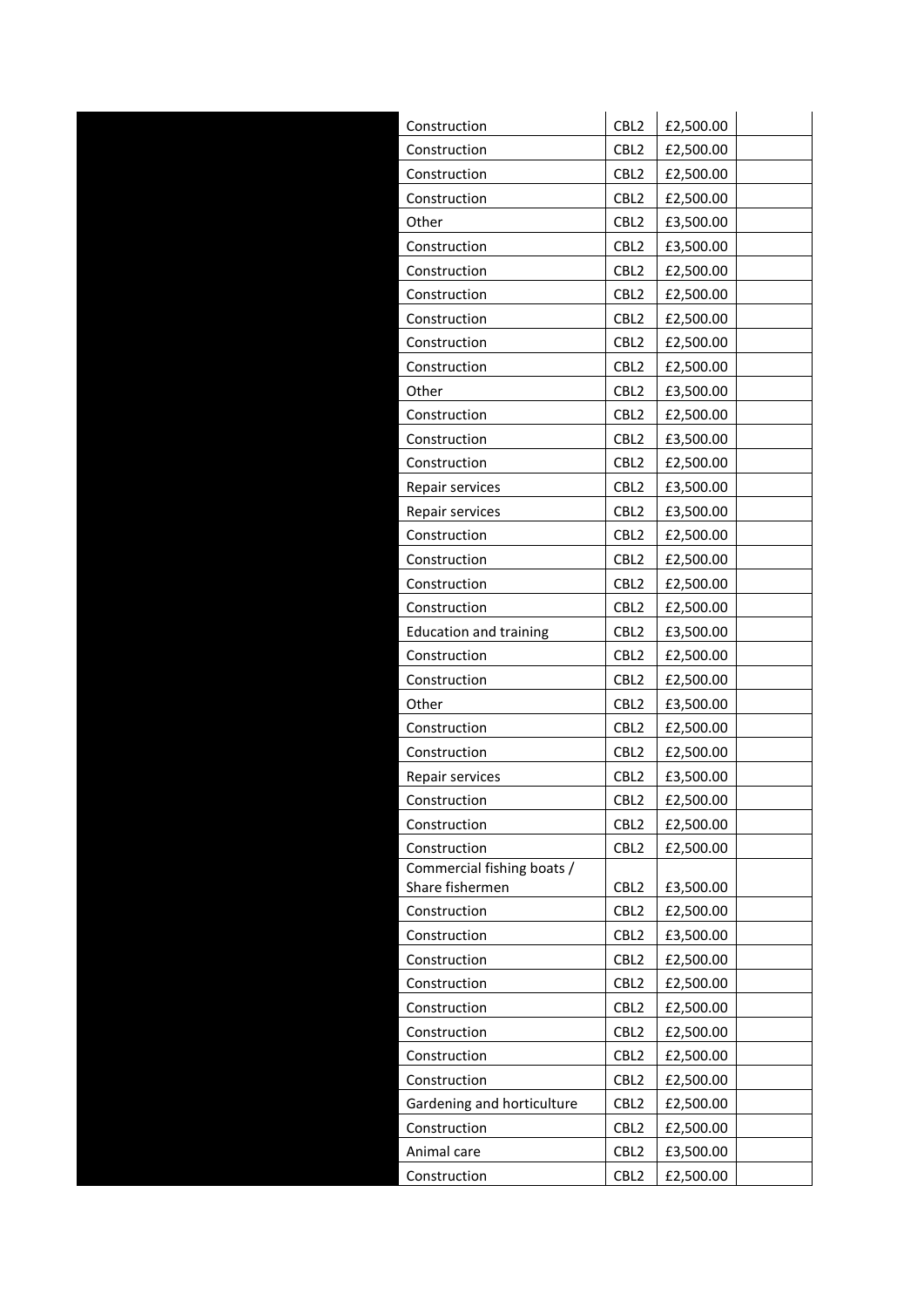| | | | | |
|---|---|---|---|---|
| | Construction | CBL2 | £2,500.00 | |
| | Construction | CBL2 | £2,500.00 | |
| | Construction | CBL2 | £2,500.00 | |
| | Construction | CBL2 | £2,500.00 | |
| | Other | CBL2 | £3,500.00 | |
| | Construction | CBL2 | £3,500.00 | |
| | Construction | CBL2 | £2,500.00 | |
| | Construction | CBL2 | £2,500.00 | |
| | Construction | CBL2 | £2,500.00 | |
| | Construction | CBL2 | £2,500.00 | |
| | Construction | CBL2 | £2,500.00 | |
| | Other | CBL2 | £3,500.00 | |
| | Construction | CBL2 | £2,500.00 | |
| | Construction | CBL2 | £3,500.00 | |
| | Construction | CBL2 | £2,500.00 | |
| | Repair services | CBL2 | £3,500.00 | |
| | Repair services | CBL2 | £3,500.00 | |
| | Construction | CBL2 | £2,500.00 | |
| | Construction | CBL2 | £2,500.00 | |
| | Construction | CBL2 | £2,500.00 | |
| | Construction | CBL2 | £2,500.00 | |
| | Education and training | CBL2 | £3,500.00 | |
| | Construction | CBL2 | £2,500.00 | |
| | Construction | CBL2 | £2,500.00 | |
| | Other | CBL2 | £3,500.00 | |
| | Construction | CBL2 | £2,500.00 | |
| | Construction | CBL2 | £2,500.00 | |
| | Repair services | CBL2 | £3,500.00 | |
| | Construction | CBL2 | £2,500.00 | |
| | Construction | CBL2 | £2,500.00 | |
| | Construction | CBL2 | £2,500.00 | |
| | Commercial fishing boats / Share fishermen | CBL2 | £3,500.00 | |
| | Construction | CBL2 | £2,500.00 | |
| | Construction | CBL2 | £3,500.00 | |
| | Construction | CBL2 | £2,500.00 | |
| | Construction | CBL2 | £2,500.00 | |
| | Construction | CBL2 | £2,500.00 | |
| | Construction | CBL2 | £2,500.00 | |
| | Construction | CBL2 | £2,500.00 | |
| | Construction | CBL2 | £2,500.00 | |
| | Gardening and horticulture | CBL2 | £2,500.00 | |
| | Construction | CBL2 | £2,500.00 | |
| | Animal care | CBL2 | £3,500.00 | |
| | Construction | CBL2 | £2,500.00 | |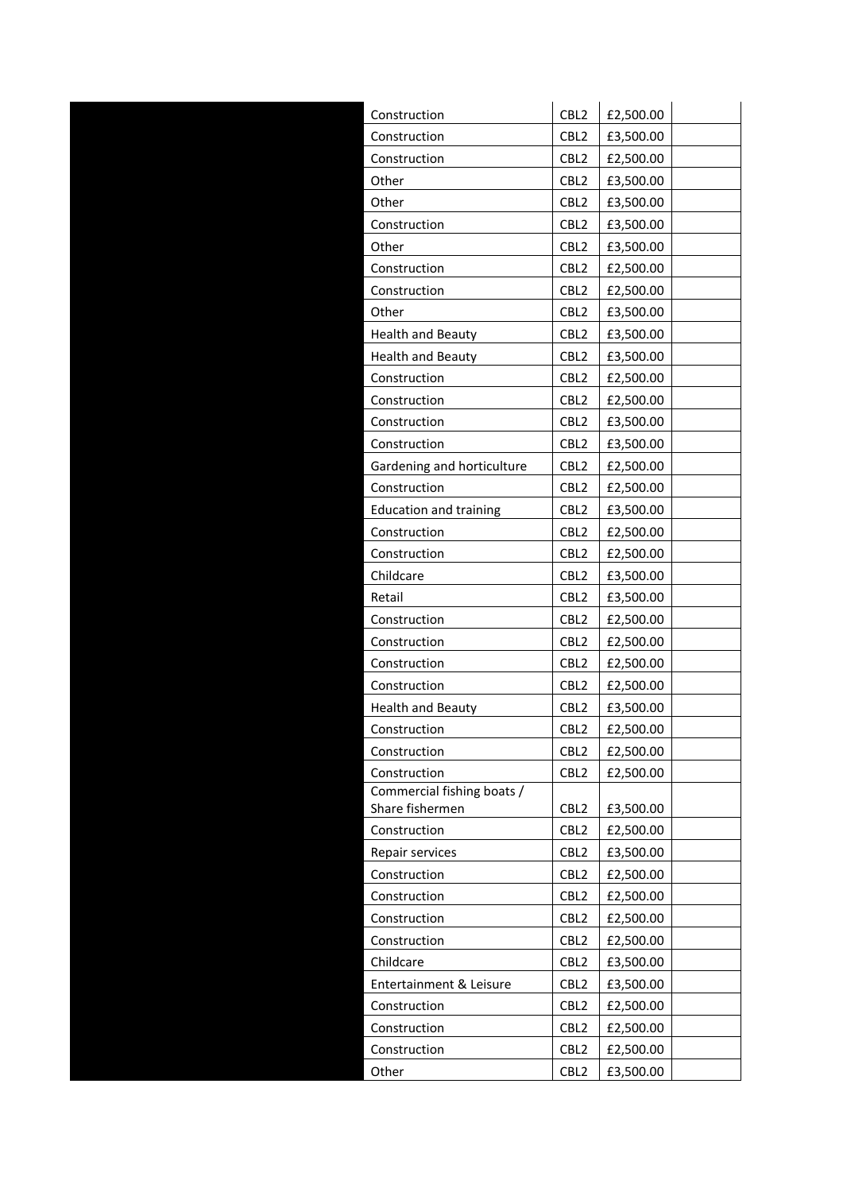| | | | | |
|---|---|---|---|---|
| | Construction | CBL2 | £2,500.00 | |
| | Construction | CBL2 | £3,500.00 | |
| | Construction | CBL2 | £2,500.00 | |
| | Other | CBL2 | £3,500.00 | |
| | Other | CBL2 | £3,500.00 | |
| | Construction | CBL2 | £3,500.00 | |
| | Other | CBL2 | £3,500.00 | |
| | Construction | CBL2 | £2,500.00 | |
| | Construction | CBL2 | £2,500.00 | |
| | Other | CBL2 | £3,500.00 | |
| | Health and Beauty | CBL2 | £3,500.00 | |
| | Health and Beauty | CBL2 | £3,500.00 | |
| | Construction | CBL2 | £2,500.00 | |
| | Construction | CBL2 | £2,500.00 | |
| | Construction | CBL2 | £3,500.00 | |
| | Construction | CBL2 | £3,500.00 | |
| | Gardening and horticulture | CBL2 | £2,500.00 | |
| | Construction | CBL2 | £2,500.00 | |
| | Education and training | CBL2 | £3,500.00 | |
| | Construction | CBL2 | £2,500.00 | |
| | Construction | CBL2 | £2,500.00 | |
| | Childcare | CBL2 | £3,500.00 | |
| | Retail | CBL2 | £3,500.00 | |
| | Construction | CBL2 | £2,500.00 | |
| | Construction | CBL2 | £2,500.00 | |
| | Construction | CBL2 | £2,500.00 | |
| | Construction | CBL2 | £2,500.00 | |
| | Health and Beauty | CBL2 | £3,500.00 | |
| | Construction | CBL2 | £2,500.00 | |
| | Construction | CBL2 | £2,500.00 | |
| | Construction | CBL2 | £2,500.00 | |
| | Commercial fishing boats / Share fishermen | CBL2 | £3,500.00 | |
| | Construction | CBL2 | £2,500.00 | |
| | Repair services | CBL2 | £3,500.00 | |
| | Construction | CBL2 | £2,500.00 | |
| | Construction | CBL2 | £2,500.00 | |
| | Construction | CBL2 | £2,500.00 | |
| | Construction | CBL2 | £2,500.00 | |
| | Childcare | CBL2 | £3,500.00 | |
| | Entertainment & Leisure | CBL2 | £3,500.00 | |
| | Construction | CBL2 | £2,500.00 | |
| | Construction | CBL2 | £2,500.00 | |
| | Construction | CBL2 | £2,500.00 | |
| | Other | CBL2 | £3,500.00 | |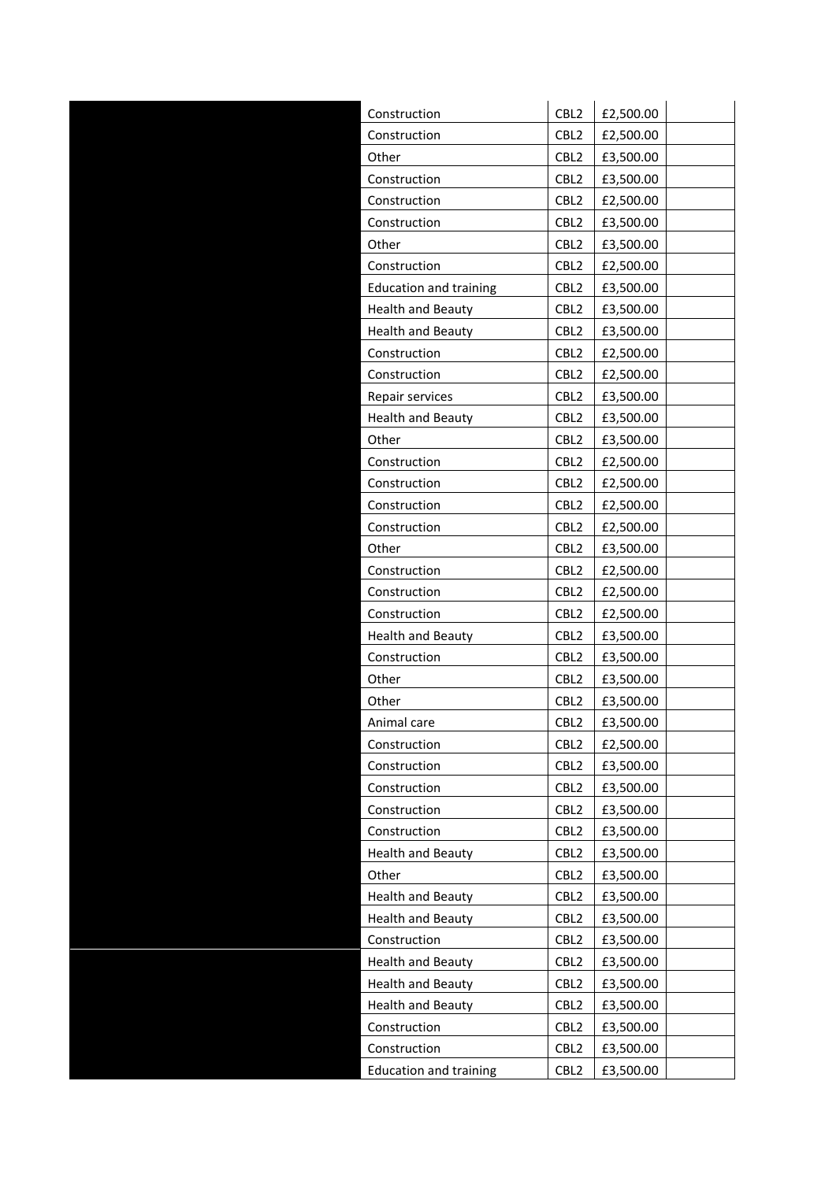| | | | | |
|---|---|---|---|---|
| | Construction | CBL2 | £2,500.00 | |
| | Construction | CBL2 | £2,500.00 | |
| | Other | CBL2 | £3,500.00 | |
| | Construction | CBL2 | £3,500.00 | |
| | Construction | CBL2 | £2,500.00 | |
| | Construction | CBL2 | £3,500.00 | |
| | Other | CBL2 | £3,500.00 | |
| | Construction | CBL2 | £2,500.00 | |
| | Education and training | CBL2 | £3,500.00 | |
| | Health and Beauty | CBL2 | £3,500.00 | |
| | Health and Beauty | CBL2 | £3,500.00 | |
| | Construction | CBL2 | £2,500.00 | |
| | Construction | CBL2 | £2,500.00 | |
| | Repair services | CBL2 | £3,500.00 | |
| | Health and Beauty | CBL2 | £3,500.00 | |
| | Other | CBL2 | £3,500.00 | |
| | Construction | CBL2 | £2,500.00 | |
| | Construction | CBL2 | £2,500.00 | |
| | Construction | CBL2 | £2,500.00 | |
| | Construction | CBL2 | £2,500.00 | |
| | Other | CBL2 | £3,500.00 | |
| | Construction | CBL2 | £2,500.00 | |
| | Construction | CBL2 | £2,500.00 | |
| | Construction | CBL2 | £2,500.00 | |
| | Health and Beauty | CBL2 | £3,500.00 | |
| | Construction | CBL2 | £3,500.00 | |
| | Other | CBL2 | £3,500.00 | |
| | Other | CBL2 | £3,500.00 | |
| | Animal care | CBL2 | £3,500.00 | |
| | Construction | CBL2 | £2,500.00 | |
| | Construction | CBL2 | £3,500.00 | |
| | Construction | CBL2 | £3,500.00 | |
| | Construction | CBL2 | £3,500.00 | |
| | Construction | CBL2 | £3,500.00 | |
| | Health and Beauty | CBL2 | £3,500.00 | |
| | Other | CBL2 | £3,500.00 | |
| | Health and Beauty | CBL2 | £3,500.00 | |
| | Health and Beauty | CBL2 | £3,500.00 | |
| | Construction | CBL2 | £3,500.00 | |
| | Health and Beauty | CBL2 | £3,500.00 | |
| | Health and Beauty | CBL2 | £3,500.00 | |
| | Health and Beauty | CBL2 | £3,500.00 | |
| | Construction | CBL2 | £3,500.00 | |
| | Construction | CBL2 | £3,500.00 | |
| | Education and training | CBL2 | £3,500.00 | |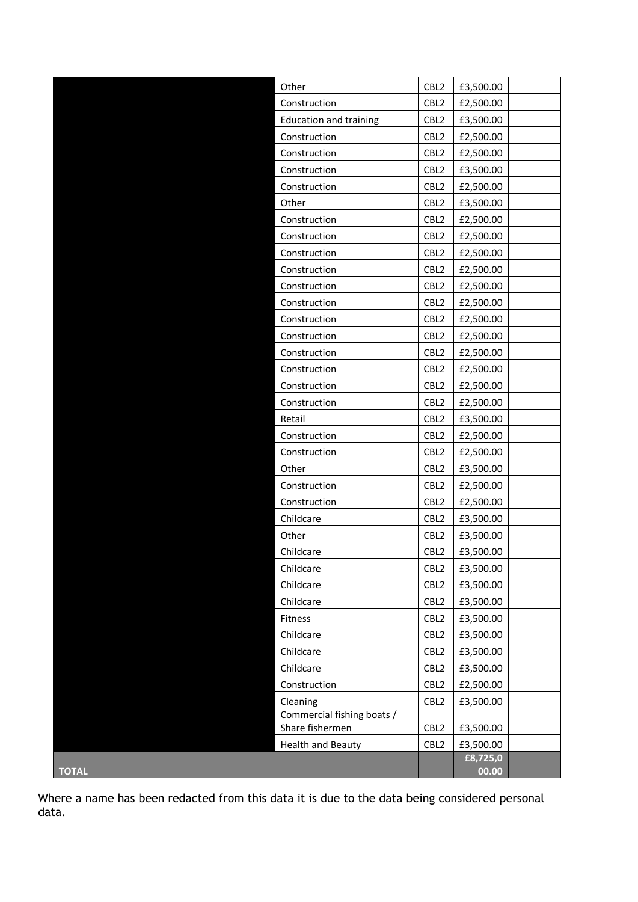| | | | | |
|---|---|---|---|---|
| | Other | CBL2 | £3,500.00 | |
| | Construction | CBL2 | £2,500.00 | |
| | Education and training | CBL2 | £3,500.00 | |
| | Construction | CBL2 | £2,500.00 | |
| | Construction | CBL2 | £2,500.00 | |
| | Construction | CBL2 | £3,500.00 | |
| | Construction | CBL2 | £2,500.00 | |
| | Other | CBL2 | £3,500.00 | |
| | Construction | CBL2 | £2,500.00 | |
| | Construction | CBL2 | £2,500.00 | |
| | Construction | CBL2 | £2,500.00 | |
| | Construction | CBL2 | £2,500.00 | |
| | Construction | CBL2 | £2,500.00 | |
| | Construction | CBL2 | £2,500.00 | |
| | Construction | CBL2 | £2,500.00 | |
| | Construction | CBL2 | £2,500.00 | |
| | Construction | CBL2 | £2,500.00 | |
| | Construction | CBL2 | £2,500.00 | |
| | Construction | CBL2 | £2,500.00 | |
| | Construction | CBL2 | £2,500.00 | |
| | Retail | CBL2 | £3,500.00 | |
| | Construction | CBL2 | £2,500.00 | |
| | Construction | CBL2 | £2,500.00 | |
| | Other | CBL2 | £3,500.00 | |
| | Construction | CBL2 | £2,500.00 | |
| | Construction | CBL2 | £2,500.00 | |
| | Childcare | CBL2 | £3,500.00 | |
| | Other | CBL2 | £3,500.00 | |
| | Childcare | CBL2 | £3,500.00 | |
| | Childcare | CBL2 | £3,500.00 | |
| | Childcare | CBL2 | £3,500.00 | |
| | Childcare | CBL2 | £3,500.00 | |
| | Fitness | CBL2 | £3,500.00 | |
| | Childcare | CBL2 | £3,500.00 | |
| | Childcare | CBL2 | £3,500.00 | |
| | Childcare | CBL2 | £3,500.00 | |
| | Construction | CBL2 | £2,500.00 | |
| | Cleaning | CBL2 | £3,500.00 | |
| | Commercial fishing boats / Share fishermen | CBL2 | £3,500.00 | |
| | Health and Beauty | CBL2 | £3,500.00 | |
| **TOTAL** | | | **£8,725,000.00** | |

Where a name has been redacted from this data it is due to the data being considered personal data.